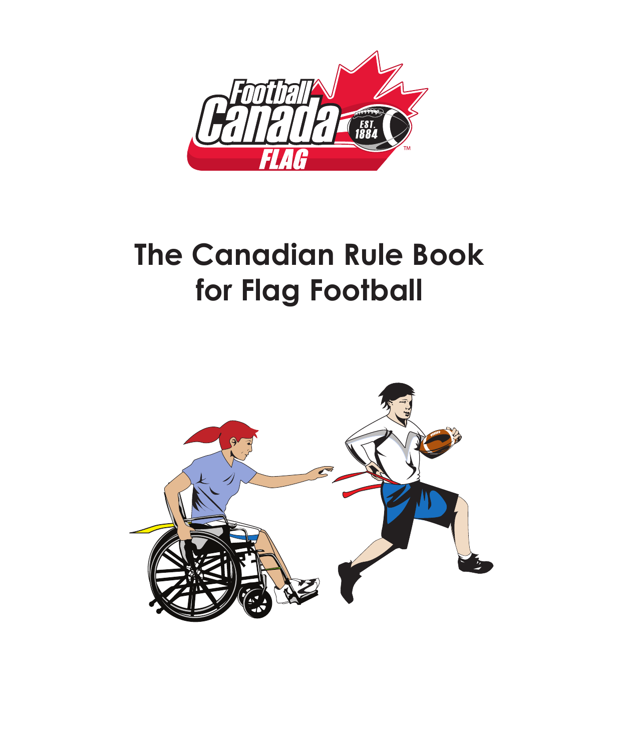# The Canadian Rule Book for Flag Football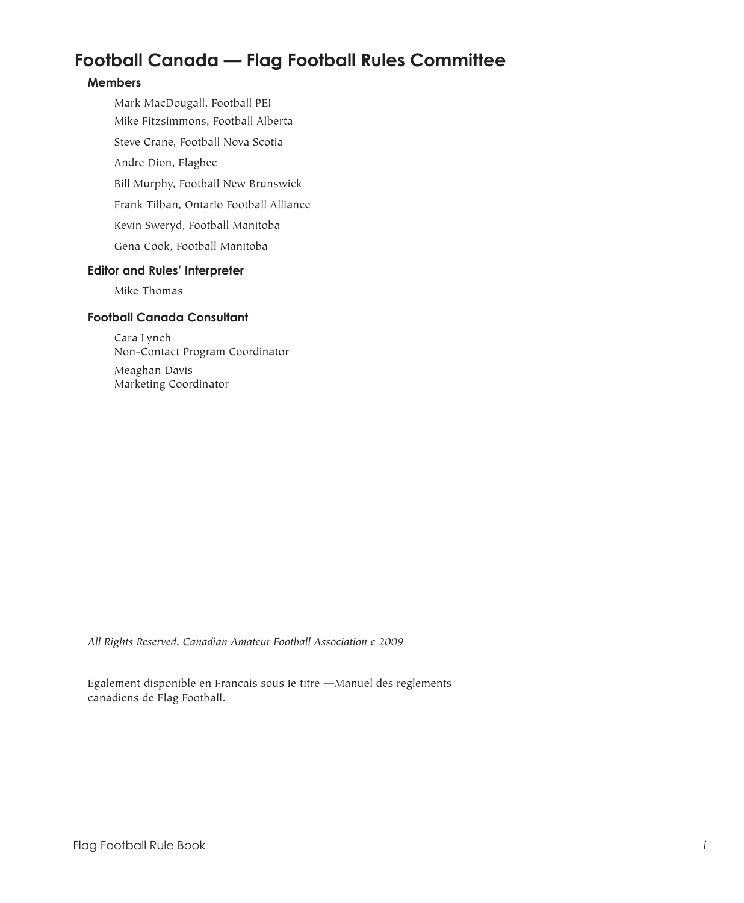# Football Canada — Flag Football Rules Committee

## Members

Mark MacDougall, Football PEI

Mike Fitzsimmons, Football Alberta

Steve Crane, Football Nova Scotia

Andre Dion, Flagbec

Bill Murphy, Football New Brunswick

Frank Tilban, Ontario Football Alliance

Kevin Sweryd, Football Manitoba

Gena Cook, Football Manitoba

## Editor and Rules' Interpreter

Mike Thomas

## Football Canada Consultant

Cara Lynch  
Non-Contact Program Coordinator

Meaghan Davis  
Marketing Coordinator

*All Rights Reserved. Canadian Amateur Football Association e 2009*

Egalement disponible en Francais sous Ie titre —Manuel des reglements canadiens de Flag Football.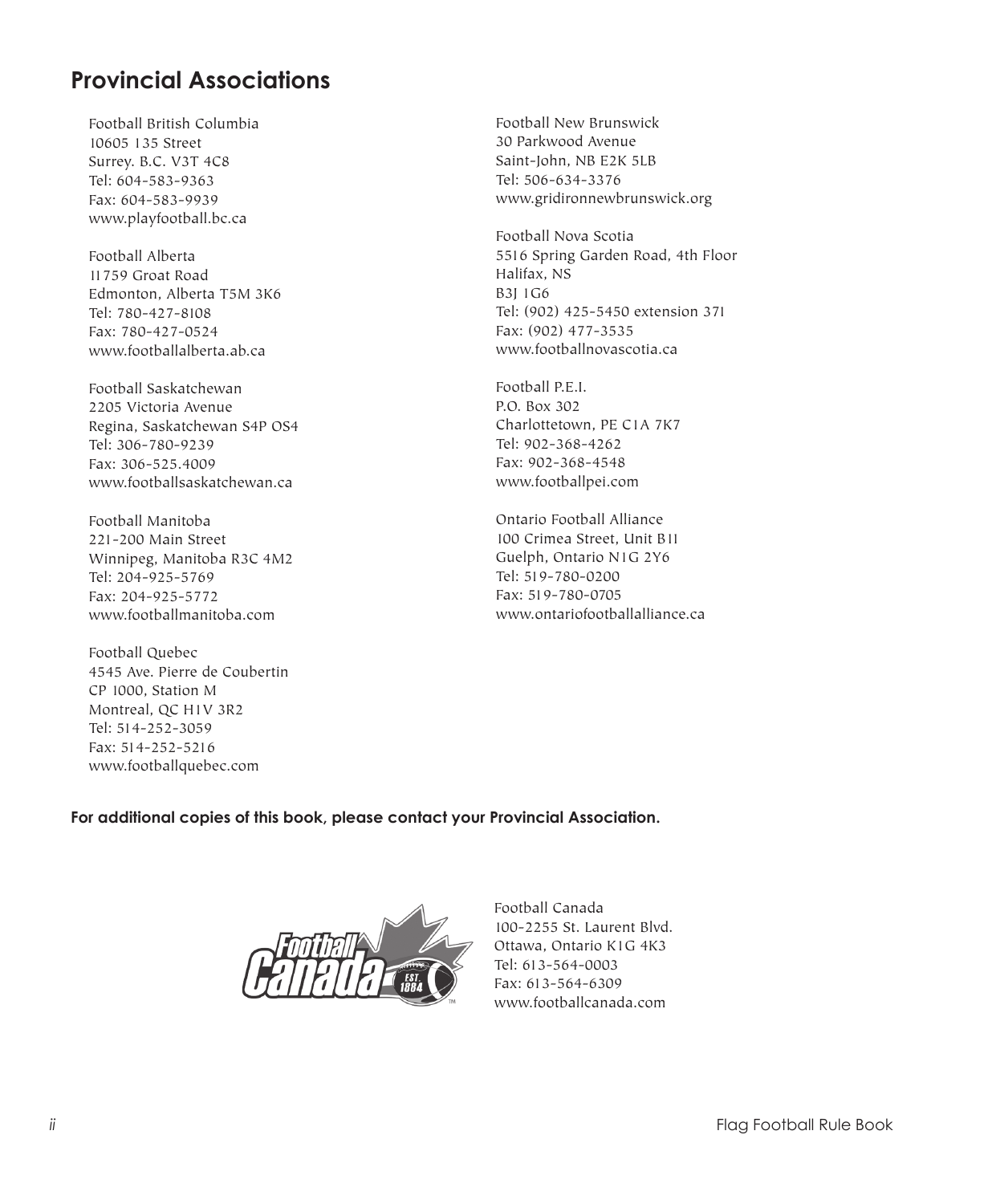## Provincial Associations

Football British Columbia
10605 135 Street
Surrey. B.C. V3T 4C8
Tel: 604-583-9363
Fax: 604-583-9939
www.playfootball.bc.ca

Football Alberta
11759 Groat Road
Edmonton, Alberta T5M 3K6
Tel: 780-427-8108
Fax: 780-427-0524
www.footballalberta.ab.ca

Football Saskatchewan
2205 Victoria Avenue
Regina, Saskatchewan S4P OS4
Tel: 306-780-9239
Fax: 306-525.4009
www.footballsaskatchewan.ca

Football Manitoba
221-200 Main Street
Winnipeg, Manitoba R3C 4M2
Tel: 204-925-5769
Fax: 204-925-5772
www.footballmanitoba.com

Football Quebec
4545 Ave. Pierre de Coubertin
CP 1000, Station M
Montreal, QC H1V 3R2
Tel: 514-252-3059
Fax: 514-252-5216
www.footballquebec.com

Football New Brunswick
30 Parkwood Avenue
Saint-John, NB E2K 5LB
Tel: 506-634-3376
www.gridironnewbrunswick.org

Football Nova Scotia
5516 Spring Garden Road, 4th Floor
Halifax, NS
B3J 1G6
Tel: (902) 425-5450 extension 371
Fax: (902) 477-3535
www.footballnovascotia.ca

Football P.E.I.
P.O. Box 302
Charlottetown, PE C1A 7K7
Tel: 902-368-4262
Fax: 902-368-4548
www.footballpei.com

Ontario Football Alliance
100 Crimea Street, Unit B11
Guelph, Ontario N1G 2Y6
Tel: 519-780-0200
Fax: 519-780-0705
www.ontariofootballalliance.ca

**For additional copies of this book, please contact your Provincial Association.**

Football Canada
100-2255 St. Laurent Blvd.
Ottawa, Ontario K1G 4K3
Tel: 613-564-0003
Fax: 613-564-6309
www.footballcanada.com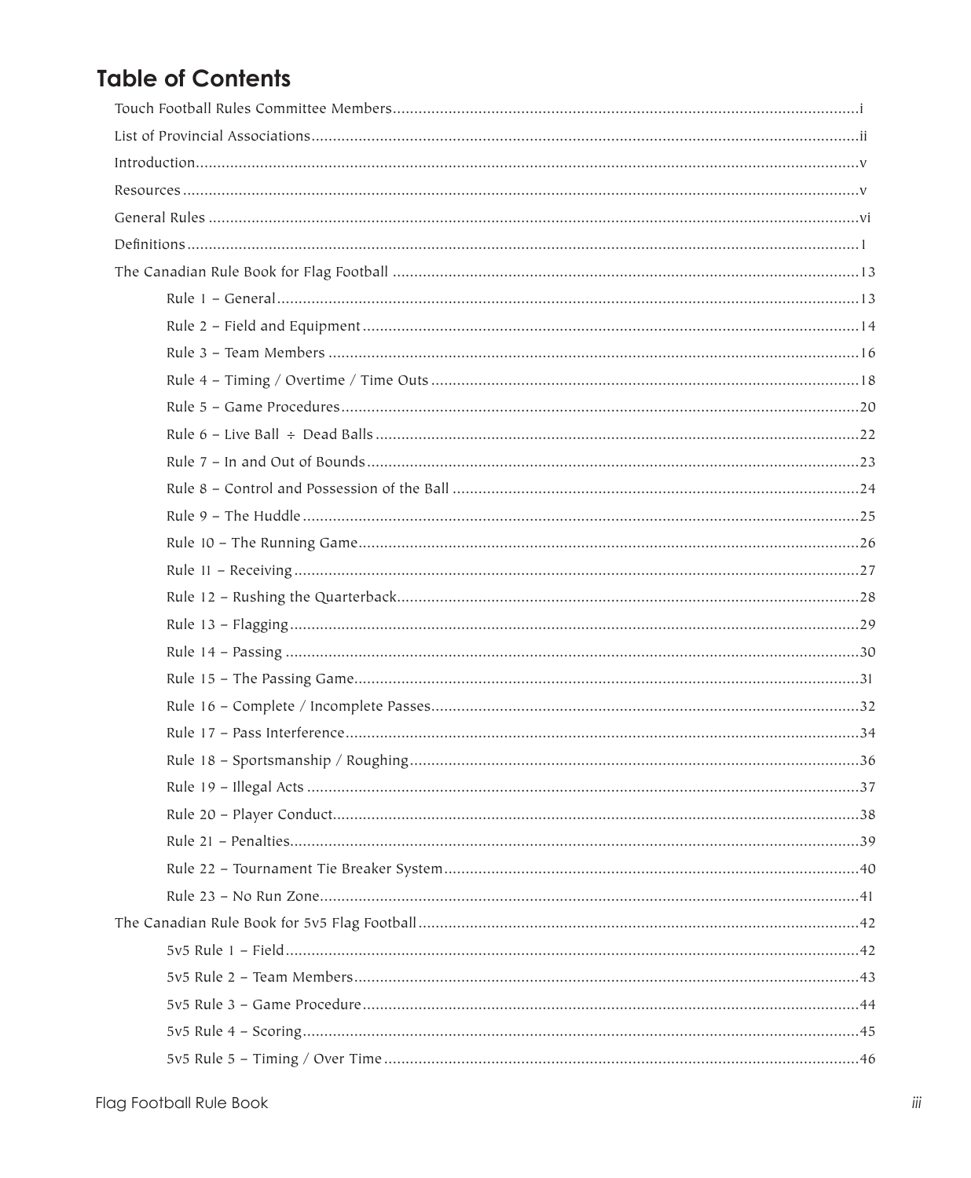## Table of Contents

Touch Football Rules Committee Members....................i

List of Provincial Associations....................ii

Introduction....................v

Resources....................v

General Rules....................vi

Definitions....................1

The Canadian Rule Book for Flag Football....................13

- Rule 1 – General....................13
- Rule 2 – Field and Equipment....................14
- Rule 3 – Team Members....................16
- Rule 4 – Timing / Overtime / Time Outs....................18
- Rule 5 – Game Procedures....................20
- Rule 6 – Live Ball ÷ Dead Balls....................22
- Rule 7 – In and Out of Bounds....................23
- Rule 8 – Control and Possession of the Ball....................24
- Rule 9 – The Huddle....................25
- Rule 10 – The Running Game....................26
- Rule 11 – Receiving....................27
- Rule 12 – Rushing the Quarterback....................28
- Rule 13 – Flagging....................29
- Rule 14 – Passing....................30
- Rule 15 – The Passing Game....................31
- Rule 16 – Complete / Incomplete Passes....................32
- Rule 17 – Pass Interference....................34
- Rule 18 – Sportsmanship / Roughing....................36
- Rule 19 – Illegal Acts....................37
- Rule 20 – Player Conduct....................38
- Rule 21 – Penalties....................39
- Rule 22 – Tournament Tie Breaker System....................40
- Rule 23 – No Run Zone....................41

The Canadian Rule Book for 5v5 Flag Football....................42

- 5v5 Rule 1 – Field....................42
- 5v5 Rule 2 – Team Members....................43
- 5v5 Rule 3 – Game Procedure....................44
- 5v5 Rule 4 – Scoring....................45
- 5v5 Rule 5 – Timing / Over Time....................46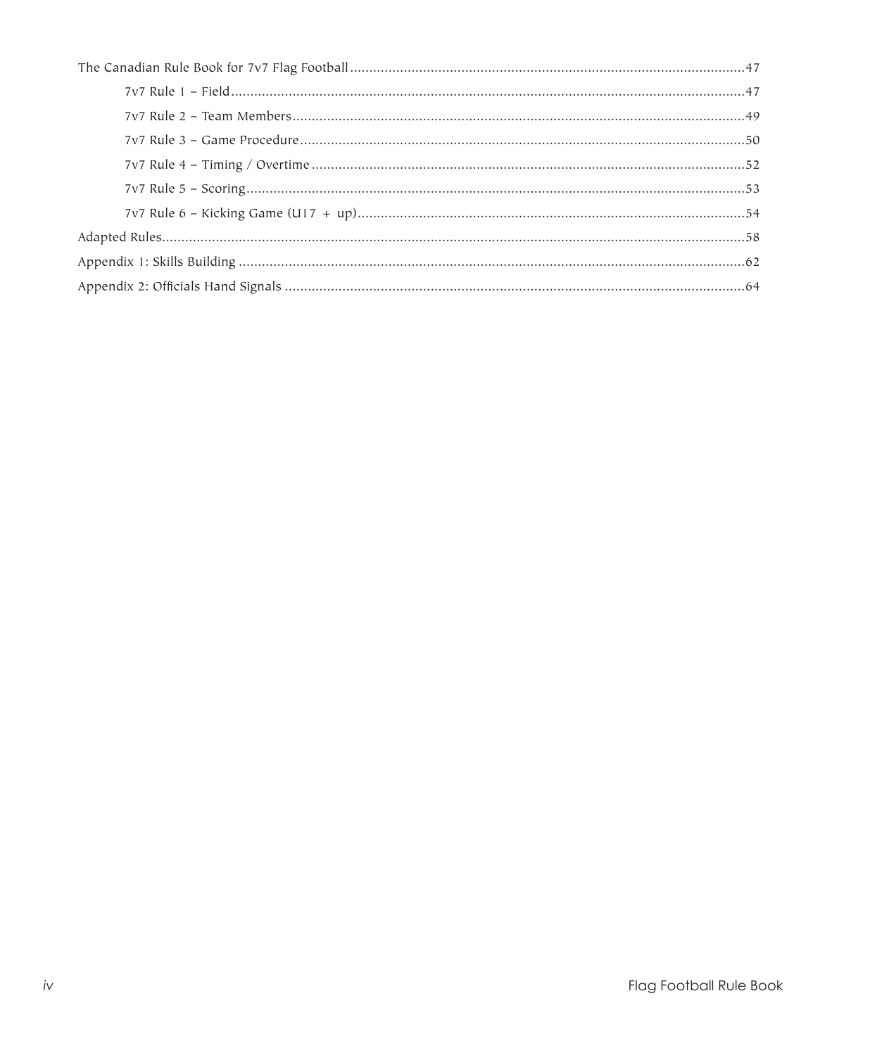The Canadian Rule Book for 7v7 Flag Football ........................................................................................................47

- 7v7 Rule 1 – Field ........................................................................................................................................47
- 7v7 Rule 2 – Team Members ......................................................................................................................49
- 7v7 Rule 3 – Game Procedure ....................................................................................................................50
- 7v7 Rule 4 – Timing / Overtime .................................................................................................................52
- 7v7 Rule 5 – Scoring ..................................................................................................................................53
- 7v7 Rule 6 – Kicking Game (U17 + up) .....................................................................................................54

Adapted Rules ....................................................................................................................................................58

Appendix 1: Skills Building .................................................................................................................................62

Appendix 2: Officials Hand Signals ....................................................................................................................64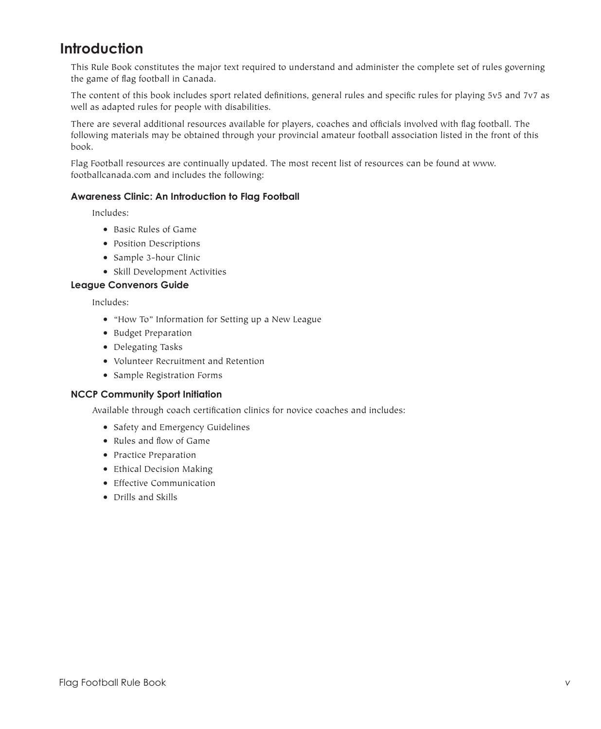# Introduction

This Rule Book constitutes the major text required to understand and administer the complete set of rules governing the game of flag football in Canada.

The content of this book includes sport related definitions, general rules and specific rules for playing 5v5 and 7v7 as well as adapted rules for people with disabilities.

There are several additional resources available for players, coaches and officials involved with flag football. The following materials may be obtained through your provincial amateur football association listed in the front of this book.

Flag Football resources are continually updated. The most recent list of resources can be found at www.footballcanada.com and includes the following:

### Awareness Clinic: An Introduction to Flag Football

Includes:

- Basic Rules of Game
- Position Descriptions
- Sample 3-hour Clinic
- Skill Development Activities

### League Convenors Guide

Includes:

- "How To" Information for Setting up a New League
- Budget Preparation
- Delegating Tasks
- Volunteer Recruitment and Retention
- Sample Registration Forms

### NCCP Community Sport Initiation

Available through coach certification clinics for novice coaches and includes:

- Safety and Emergency Guidelines
- Rules and flow of Game
- Practice Preparation
- Ethical Decision Making
- Effective Communication
- Drills and Skills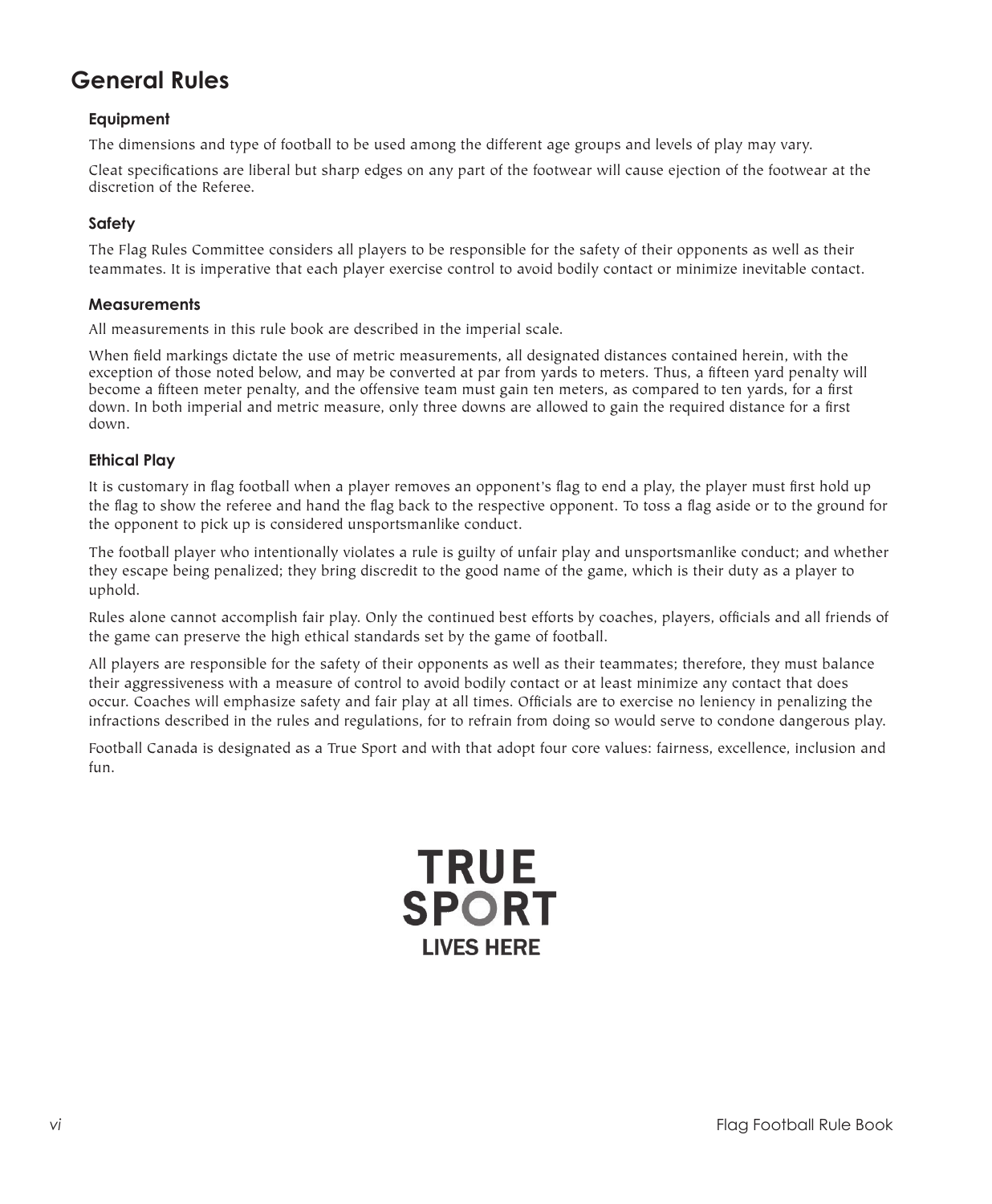# General Rules

## Equipment

The dimensions and type of football to be used among the different age groups and levels of play may vary.

Cleat specifications are liberal but sharp edges on any part of the footwear will cause ejection of the footwear at the discretion of the Referee.

## Safety

The Flag Rules Committee considers all players to be responsible for the safety of their opponents as well as their teammates. It is imperative that each player exercise control to avoid bodily contact or minimize inevitable contact.

## Measurements

All measurements in this rule book are described in the imperial scale.

When field markings dictate the use of metric measurements, all designated distances contained herein, with the exception of those noted below, and may be converted at par from yards to meters. Thus, a fifteen yard penalty will become a fifteen meter penalty, and the offensive team must gain ten meters, as compared to ten yards, for a first down. In both imperial and metric measure, only three downs are allowed to gain the required distance for a first down.

## Ethical Play

It is customary in flag football when a player removes an opponent's flag to end a play, the player must first hold up the flag to show the referee and hand the flag back to the respective opponent. To toss a flag aside or to the ground for the opponent to pick up is considered unsportsmanlike conduct.

The football player who intentionally violates a rule is guilty of unfair play and unsportsmanlike conduct; and whether they escape being penalized; they bring discredit to the good name of the game, which is their duty as a player to uphold.

Rules alone cannot accomplish fair play. Only the continued best efforts by coaches, players, officials and all friends of the game can preserve the high ethical standards set by the game of football.

All players are responsible for the safety of their opponents as well as their teammates; therefore, they must balance their aggressiveness with a measure of control to avoid bodily contact or at least minimize any contact that does occur. Coaches will emphasize safety and fair play at all times. Officials are to exercise no leniency in penalizing the infractions described in the rules and regulations, for to refrain from doing so would serve to condone dangerous play.

Football Canada is designated as a True Sport and with that adopt four core values: fairness, excellence, inclusion and fun.

TRUE SPORT LIVES HERE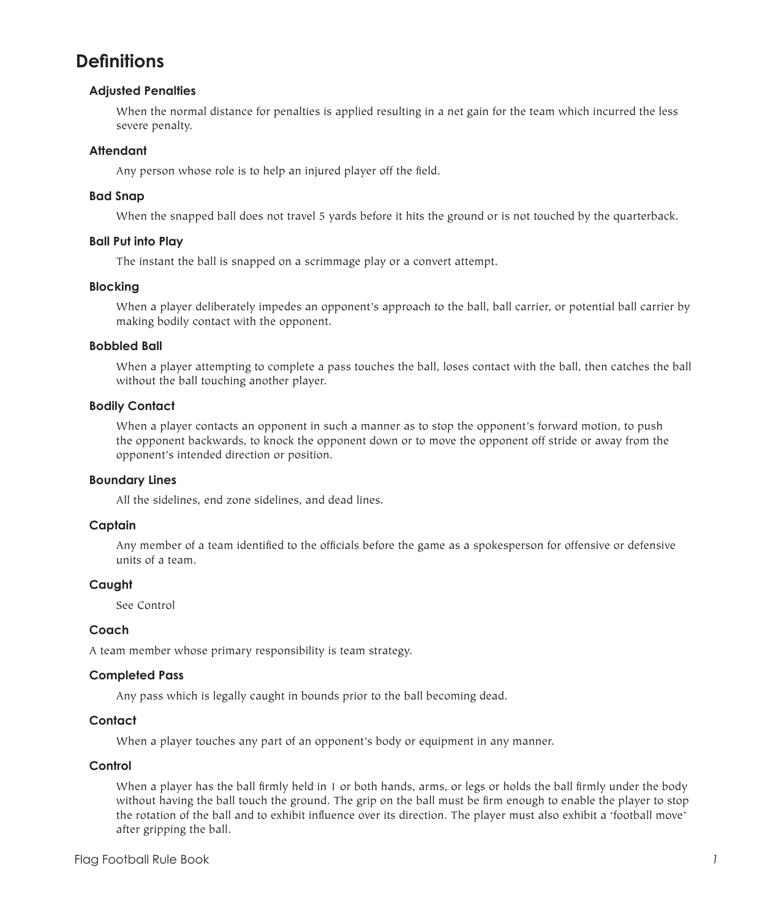# Definitions

### Adjusted Penalties

When the normal distance for penalties is applied resulting in a net gain for the team which incurred the less severe penalty.

### Attendant

Any person whose role is to help an injured player off the field.

### Bad Snap

When the snapped ball does not travel 5 yards before it hits the ground or is not touched by the quarterback.

### Ball Put into Play

The instant the ball is snapped on a scrimmage play or a convert attempt.

### Blocking

When a player deliberately impedes an opponent's approach to the ball, ball carrier, or potential ball carrier by making bodily contact with the opponent.

### Bobbled Ball

When a player attempting to complete a pass touches the ball, loses contact with the ball, then catches the ball without the ball touching another player.

### Bodily Contact

When a player contacts an opponent in such a manner as to stop the opponent's forward motion, to push the opponent backwards, to knock the opponent down or to move the opponent off stride or away from the opponent's intended direction or position.

### Boundary Lines

All the sidelines, end zone sidelines, and dead lines.

### Captain

Any member of a team identified to the officials before the game as a spokesperson for offensive or defensive units of a team.

### Caught

See Control

### Coach

A team member whose primary responsibility is team strategy.

### Completed Pass

Any pass which is legally caught in bounds prior to the ball becoming dead.

### Contact

When a player touches any part of an opponent's body or equipment in any manner.

### Control

When a player has the ball firmly held in 1 or both hands, arms, or legs or holds the ball firmly under the body without having the ball touch the ground. The grip on the ball must be firm enough to enable the player to stop the rotation of the ball and to exhibit influence over its direction. The player must also exhibit a 'football move' after gripping the ball.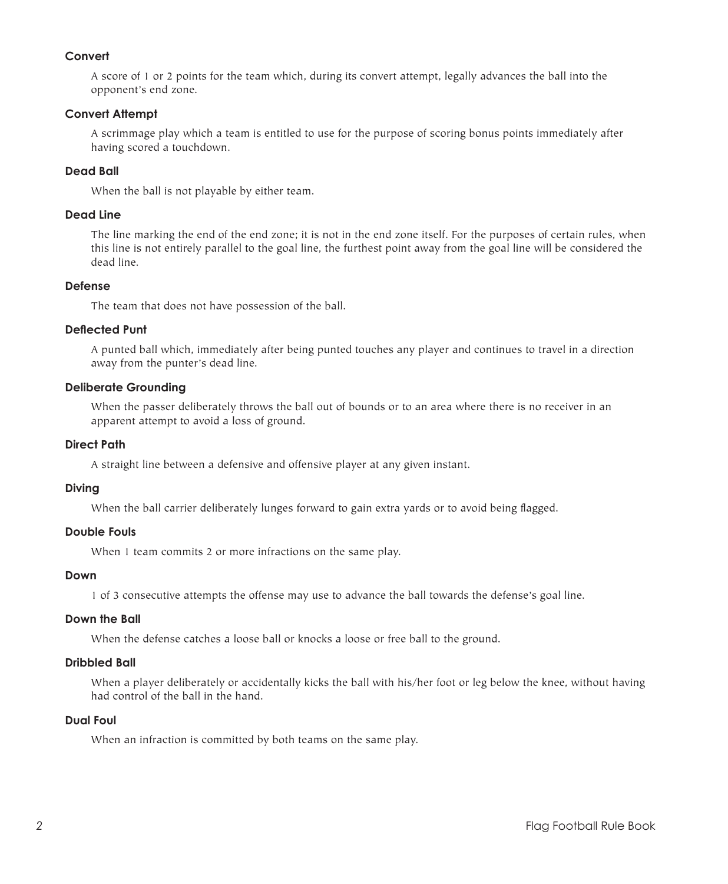### Convert

A score of 1 or 2 points for the team which, during its convert attempt, legally advances the ball into the opponent's end zone.

### Convert Attempt

A scrimmage play which a team is entitled to use for the purpose of scoring bonus points immediately after having scored a touchdown.

### Dead Ball

When the ball is not playable by either team.

### Dead Line

The line marking the end of the end zone; it is not in the end zone itself. For the purposes of certain rules, when this line is not entirely parallel to the goal line, the furthest point away from the goal line will be considered the dead line.

### Defense

The team that does not have possession of the ball.

### Deflected Punt

A punted ball which, immediately after being punted touches any player and continues to travel in a direction away from the punter's dead line.

### Deliberate Grounding

When the passer deliberately throws the ball out of bounds or to an area where there is no receiver in an apparent attempt to avoid a loss of ground.

### Direct Path

A straight line between a defensive and offensive player at any given instant.

### Diving

When the ball carrier deliberately lunges forward to gain extra yards or to avoid being flagged.

### Double Fouls

When 1 team commits 2 or more infractions on the same play.

### Down

1 of 3 consecutive attempts the offense may use to advance the ball towards the defense's goal line.

### Down the Ball

When the defense catches a loose ball or knocks a loose or free ball to the ground.

### Dribbled Ball

When a player deliberately or accidentally kicks the ball with his/her foot or leg below the knee, without having had control of the ball in the hand.

### Dual Foul

When an infraction is committed by both teams on the same play.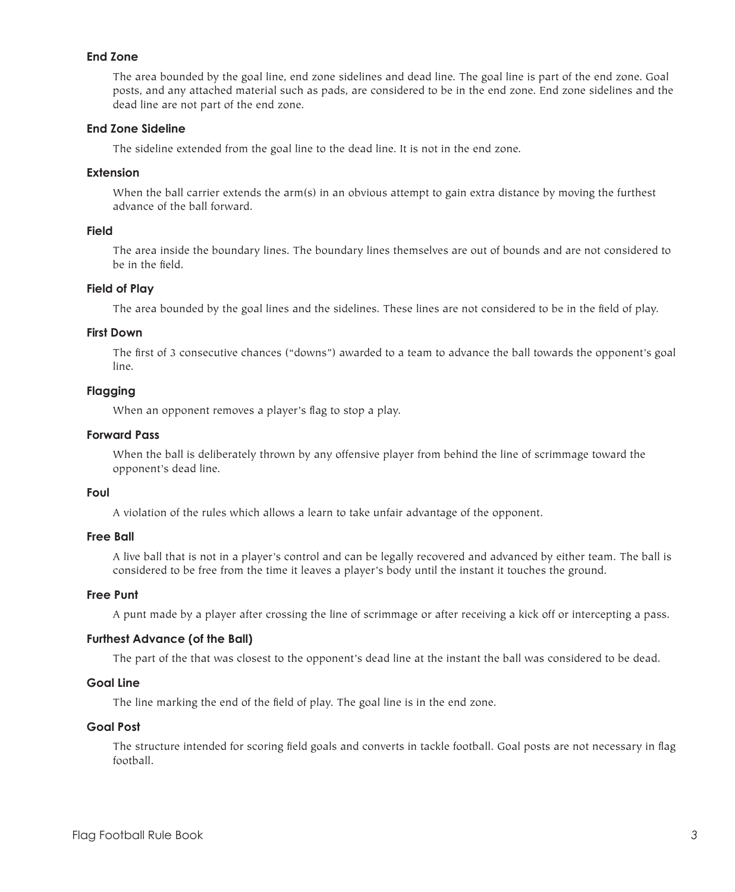### End Zone

The area bounded by the goal line, end zone sidelines and dead line. The goal line is part of the end zone. Goal posts, and any attached material such as pads, are considered to be in the end zone. End zone sidelines and the dead line are not part of the end zone.

### End Zone Sideline

The sideline extended from the goal line to the dead line. It is not in the end zone.

### Extension

When the ball carrier extends the arm(s) in an obvious attempt to gain extra distance by moving the furthest advance of the ball forward.

### Field

The area inside the boundary lines. The boundary lines themselves are out of bounds and are not considered to be in the field.

### Field of Play

The area bounded by the goal lines and the sidelines. These lines are not considered to be in the field of play.

### First Down

The first of 3 consecutive chances ("downs") awarded to a team to advance the ball towards the opponent's goal line.

### Flagging

When an opponent removes a player's flag to stop a play.

### Forward Pass

When the ball is deliberately thrown by any offensive player from behind the line of scrimmage toward the opponent's dead line.

### Foul

A violation of the rules which allows a learn to take unfair advantage of the opponent.

### Free Ball

A live ball that is not in a player's control and can be legally recovered and advanced by either team. The ball is considered to be free from the time it leaves a player's body until the instant it touches the ground.

### Free Punt

A punt made by a player after crossing the line of scrimmage or after receiving a kick off or intercepting a pass.

### Furthest Advance (of the Ball)

The part of the that was closest to the opponent's dead line at the instant the ball was considered to be dead.

### Goal Line

The line marking the end of the field of play. The goal line is in the end zone.

### Goal Post

The structure intended for scoring field goals and converts in tackle football. Goal posts are not necessary in flag football.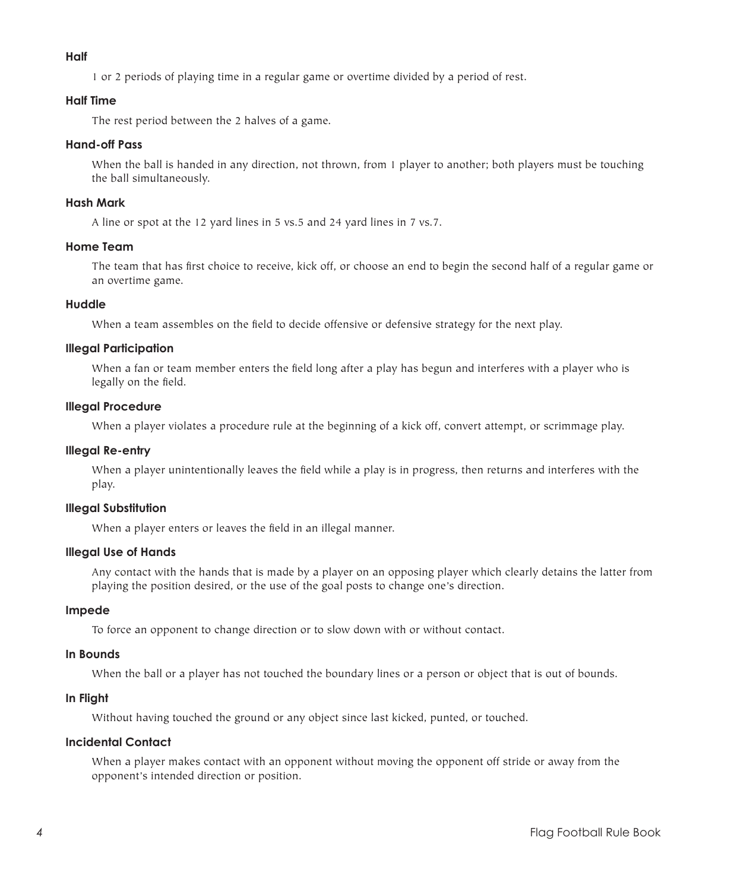### Half

1 or 2 periods of playing time in a regular game or overtime divided by a period of rest.

### Half Time

The rest period between the 2 halves of a game.

### Hand-off Pass

When the ball is handed in any direction, not thrown, from 1 player to another; both players must be touching the ball simultaneously.

### Hash Mark

A line or spot at the 12 yard lines in 5 vs.5 and 24 yard lines in 7 vs.7.

### Home Team

The team that has first choice to receive, kick off, or choose an end to begin the second half of a regular game or an overtime game.

### Huddle

When a team assembles on the field to decide offensive or defensive strategy for the next play.

### Illegal Participation

When a fan or team member enters the field long after a play has begun and interferes with a player who is legally on the field.

### Illegal Procedure

When a player violates a procedure rule at the beginning of a kick off, convert attempt, or scrimmage play.

### Illegal Re-entry

When a player unintentionally leaves the field while a play is in progress, then returns and interferes with the play.

### Illegal Substitution

When a player enters or leaves the field in an illegal manner.

### Illegal Use of Hands

Any contact with the hands that is made by a player on an opposing player which clearly detains the latter from playing the position desired, or the use of the goal posts to change one's direction.

### Impede

To force an opponent to change direction or to slow down with or without contact.

### In Bounds

When the ball or a player has not touched the boundary lines or a person or object that is out of bounds.

### In Flight

Without having touched the ground or any object since last kicked, punted, or touched.

### Incidental Contact

When a player makes contact with an opponent without moving the opponent off stride or away from the opponent's intended direction or position.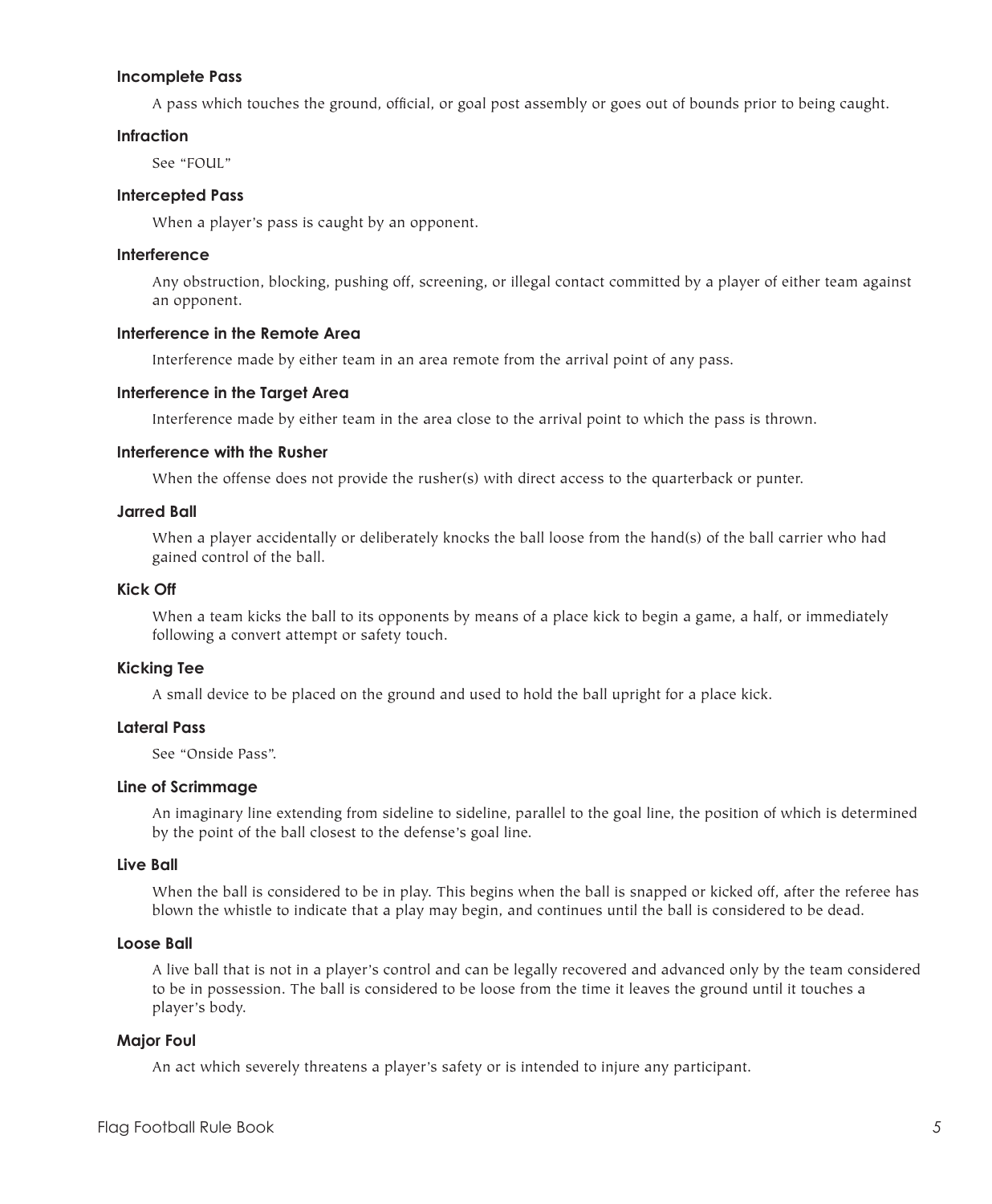### Incomplete Pass

A pass which touches the ground, official, or goal post assembly or goes out of bounds prior to being caught.

### Infraction

See "FOUL"

### Intercepted Pass

When a player's pass is caught by an opponent.

### Interference

Any obstruction, blocking, pushing off, screening, or illegal contact committed by a player of either team against an opponent.

### Interference in the Remote Area

Interference made by either team in an area remote from the arrival point of any pass.

### Interference in the Target Area

Interference made by either team in the area close to the arrival point to which the pass is thrown.

### Interference with the Rusher

When the offense does not provide the rusher(s) with direct access to the quarterback or punter.

### Jarred Ball

When a player accidentally or deliberately knocks the ball loose from the hand(s) of the ball carrier who had gained control of the ball.

### Kick Off

When a team kicks the ball to its opponents by means of a place kick to begin a game, a half, or immediately following a convert attempt or safety touch.

### Kicking Tee

A small device to be placed on the ground and used to hold the ball upright for a place kick.

### Lateral Pass

See "Onside Pass".

### Line of Scrimmage

An imaginary line extending from sideline to sideline, parallel to the goal line, the position of which is determined by the point of the ball closest to the defense's goal line.

### Live Ball

When the ball is considered to be in play. This begins when the ball is snapped or kicked off, after the referee has blown the whistle to indicate that a play may begin, and continues until the ball is considered to be dead.

### Loose Ball

A live ball that is not in a player's control and can be legally recovered and advanced only by the team considered to be in possession. The ball is considered to be loose from the time it leaves the ground until it touches a player's body.

### Major Foul

An act which severely threatens a player's safety or is intended to injure any participant.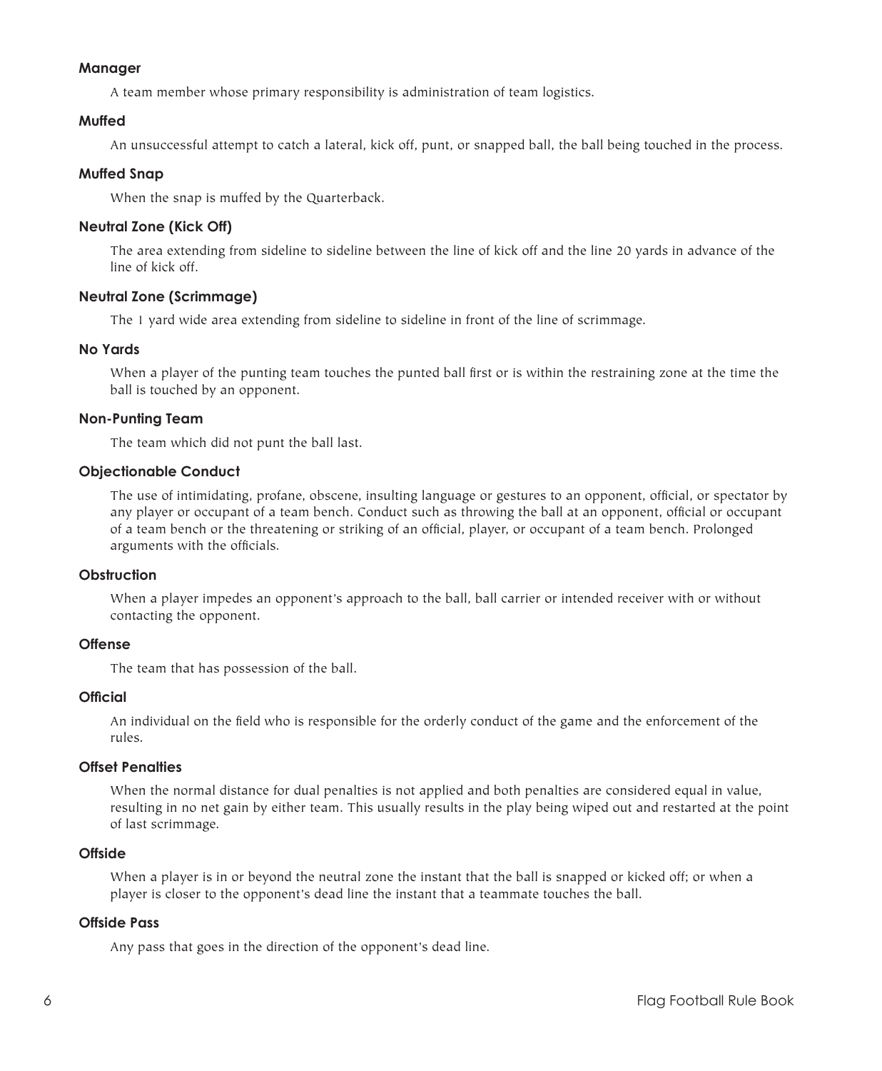### Manager

A team member whose primary responsibility is administration of team logistics.

### Muffed

An unsuccessful attempt to catch a lateral, kick off, punt, or snapped ball, the ball being touched in the process.

### Muffed Snap

When the snap is muffed by the Quarterback.

### Neutral Zone (Kick Off)

The area extending from sideline to sideline between the line of kick off and the line 20 yards in advance of the line of kick off.

### Neutral Zone (Scrimmage)

The 1 yard wide area extending from sideline to sideline in front of the line of scrimmage.

### No Yards

When a player of the punting team touches the punted ball first or is within the restraining zone at the time the ball is touched by an opponent.

### Non-Punting Team

The team which did not punt the ball last.

### Objectionable Conduct

The use of intimidating, profane, obscene, insulting language or gestures to an opponent, official, or spectator by any player or occupant of a team bench. Conduct such as throwing the ball at an opponent, official or occupant of a team bench or the threatening or striking of an official, player, or occupant of a team bench. Prolonged arguments with the officials.

### Obstruction

When a player impedes an opponent's approach to the ball, ball carrier or intended receiver with or without contacting the opponent.

### Offense

The team that has possession of the ball.

### Official

An individual on the field who is responsible for the orderly conduct of the game and the enforcement of the rules.

### Offset Penalties

When the normal distance for dual penalties is not applied and both penalties are considered equal in value, resulting in no net gain by either team. This usually results in the play being wiped out and restarted at the point of last scrimmage.

### Offside

When a player is in or beyond the neutral zone the instant that the ball is snapped or kicked off; or when a player is closer to the opponent's dead line the instant that a teammate touches the ball.

### Offside Pass

Any pass that goes in the direction of the opponent's dead line.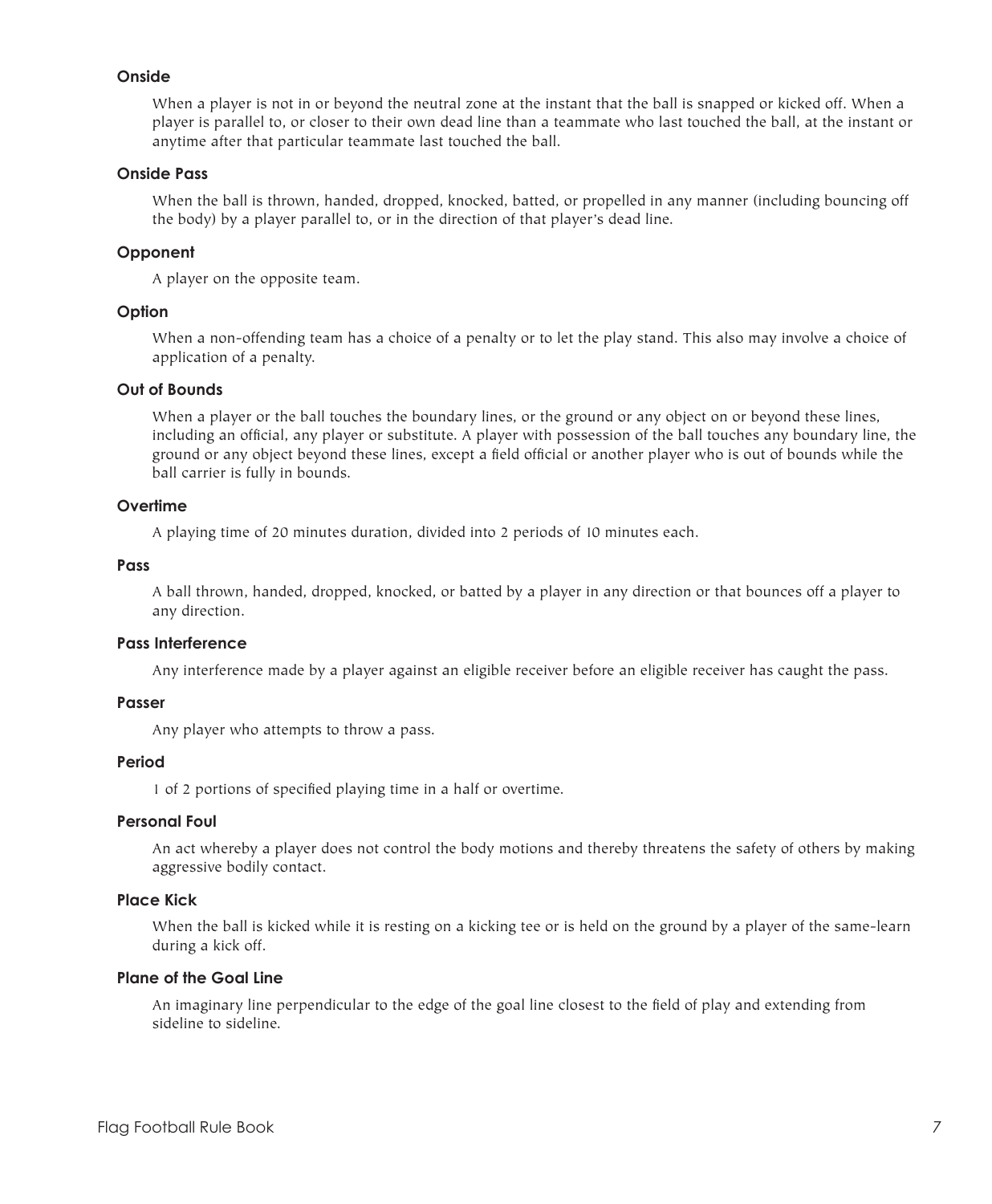### Onside

When a player is not in or beyond the neutral zone at the instant that the ball is snapped or kicked off. When a player is parallel to, or closer to their own dead line than a teammate who last touched the ball, at the instant or anytime after that particular teammate last touched the ball.

### Onside Pass

When the ball is thrown, handed, dropped, knocked, batted, or propelled in any manner (including bouncing off the body) by a player parallel to, or in the direction of that player's dead line.

### Opponent

A player on the opposite team.

### Option

When a non-offending team has a choice of a penalty or to let the play stand. This also may involve a choice of application of a penalty.

### Out of Bounds

When a player or the ball touches the boundary lines, or the ground or any object on or beyond these lines, including an official, any player or substitute. A player with possession of the ball touches any boundary line, the ground or any object beyond these lines, except a field official or another player who is out of bounds while the ball carrier is fully in bounds.

### Overtime

A playing time of 20 minutes duration, divided into 2 periods of 10 minutes each.

### Pass

A ball thrown, handed, dropped, knocked, or batted by a player in any direction or that bounces off a player to any direction.

### Pass Interference

Any interference made by a player against an eligible receiver before an eligible receiver has caught the pass.

### Passer

Any player who attempts to throw a pass.

### Period

1 of 2 portions of specified playing time in a half or overtime.

### Personal Foul

An act whereby a player does not control the body motions and thereby threatens the safety of others by making aggressive bodily contact.

### Place Kick

When the ball is kicked while it is resting on a kicking tee or is held on the ground by a player of the same-learn during a kick off.

### Plane of the Goal Line

An imaginary line perpendicular to the edge of the goal line closest to the field of play and extending from sideline to sideline.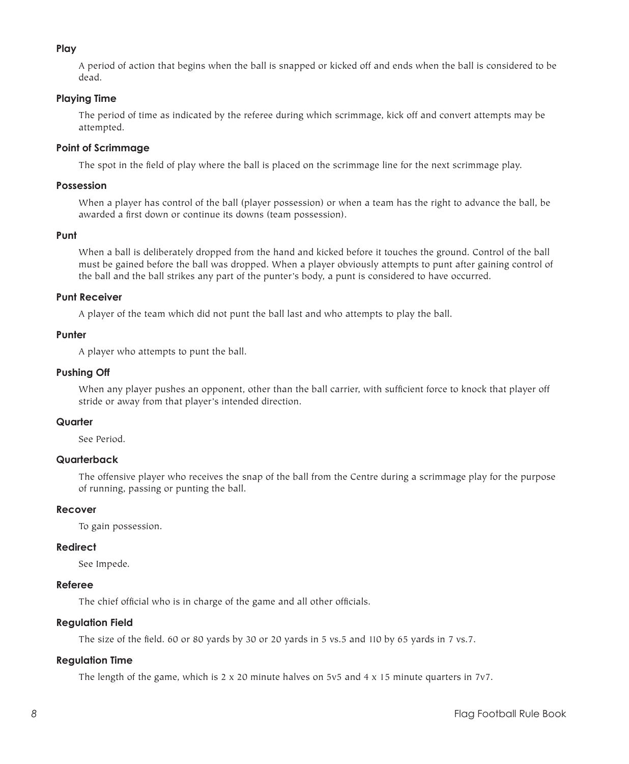### Play

A period of action that begins when the ball is snapped or kicked off and ends when the ball is considered to be dead.

### Playing Time

The period of time as indicated by the referee during which scrimmage, kick off and convert attempts may be attempted.

### Point of Scrimmage

The spot in the field of play where the ball is placed on the scrimmage line for the next scrimmage play.

### Possession

When a player has control of the ball (player possession) or when a team has the right to advance the ball, be awarded a first down or continue its downs (team possession).

### Punt

When a ball is deliberately dropped from the hand and kicked before it touches the ground. Control of the ball must be gained before the ball was dropped. When a player obviously attempts to punt after gaining control of the ball and the ball strikes any part of the punter's body, a punt is considered to have occurred.

### Punt Receiver

A player of the team which did not punt the ball last and who attempts to play the ball.

### Punter

A player who attempts to punt the ball.

### Pushing Off

When any player pushes an opponent, other than the ball carrier, with sufficient force to knock that player off stride or away from that player's intended direction.

### Quarter

See Period.

### Quarterback

The offensive player who receives the snap of the ball from the Centre during a scrimmage play for the purpose of running, passing or punting the ball.

### Recover

To gain possession.

### Redirect

See Impede.

### Referee

The chief official who is in charge of the game and all other officials.

### Regulation Field

The size of the field. 60 or 80 yards by 30 or 20 yards in 5 vs.5 and 110 by 65 yards in 7 vs.7.

### Regulation Time

The length of the game, which is 2 x 20 minute halves on 5v5 and 4 x 15 minute quarters in 7v7.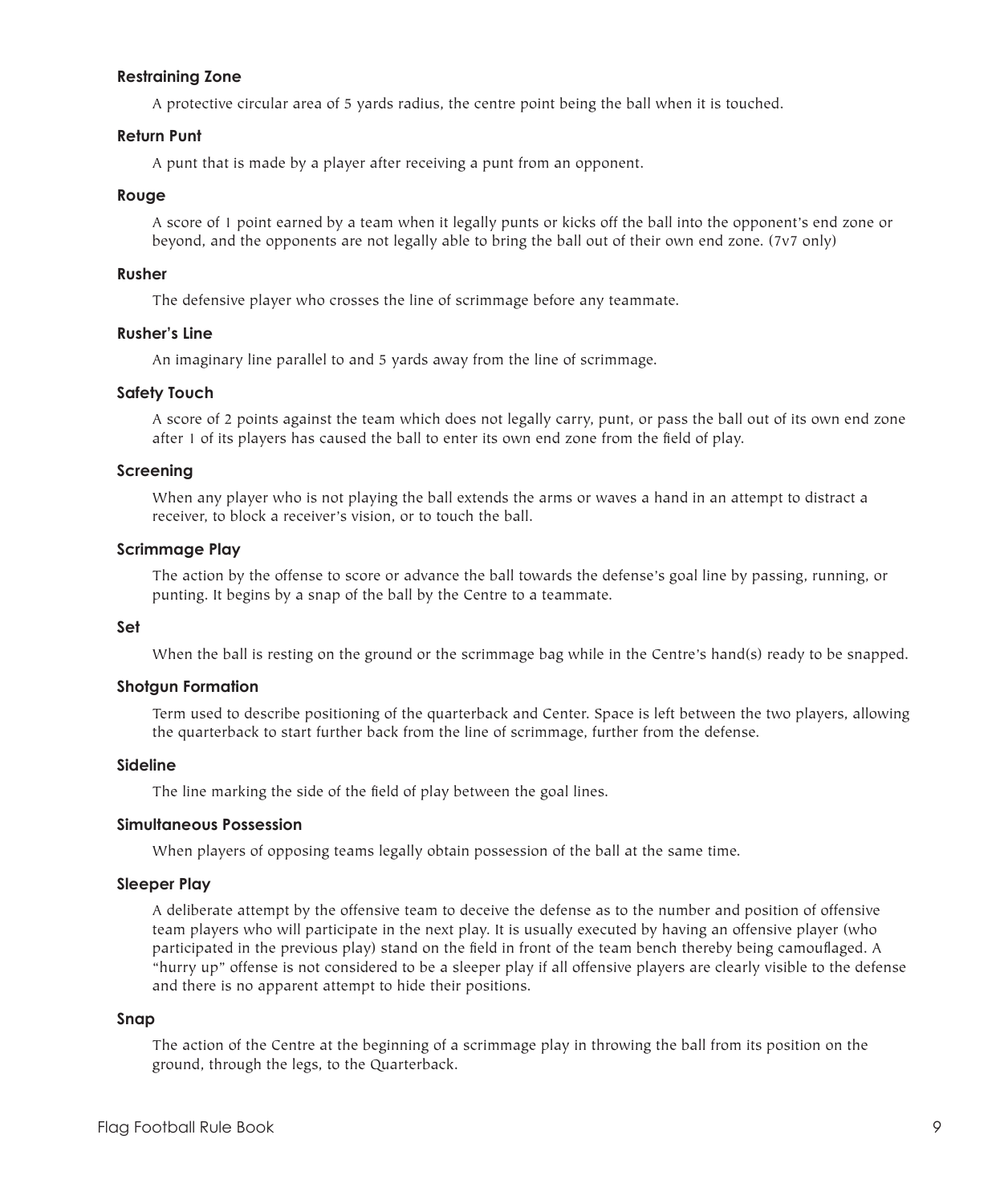**Restraining Zone**

A protective circular area of 5 yards radius, the centre point being the ball when it is touched.

**Return Punt**

A punt that is made by a player after receiving a punt from an opponent.

**Rouge**

A score of 1 point earned by a team when it legally punts or kicks off the ball into the opponent's end zone or beyond, and the opponents are not legally able to bring the ball out of their own end zone. (7v7 only)

**Rusher**

The defensive player who crosses the line of scrimmage before any teammate.

**Rusher's Line**

An imaginary line parallel to and 5 yards away from the line of scrimmage.

**Safety Touch**

A score of 2 points against the team which does not legally carry, punt, or pass the ball out of its own end zone after 1 of its players has caused the ball to enter its own end zone from the field of play.

**Screening**

When any player who is not playing the ball extends the arms or waves a hand in an attempt to distract a receiver, to block a receiver's vision, or to touch the ball.

**Scrimmage Play**

The action by the offense to score or advance the ball towards the defense's goal line by passing, running, or punting. It begins by a snap of the ball by the Centre to a teammate.

**Set**

When the ball is resting on the ground or the scrimmage bag while in the Centre's hand(s) ready to be snapped.

**Shotgun Formation**

Term used to describe positioning of the quarterback and Center. Space is left between the two players, allowing the quarterback to start further back from the line of scrimmage, further from the defense.

**Sideline**

The line marking the side of the field of play between the goal lines.

**Simultaneous Possession**

When players of opposing teams legally obtain possession of the ball at the same time.

**Sleeper Play**

A deliberate attempt by the offensive team to deceive the defense as to the number and position of offensive team players who will participate in the next play. It is usually executed by having an offensive player (who participated in the previous play) stand on the field in front of the team bench thereby being camouflaged. A "hurry up" offense is not considered to be a sleeper play if all offensive players are clearly visible to the defense and there is no apparent attempt to hide their positions.

**Snap**

The action of the Centre at the beginning of a scrimmage play in throwing the ball from its position on the ground, through the legs, to the Quarterback.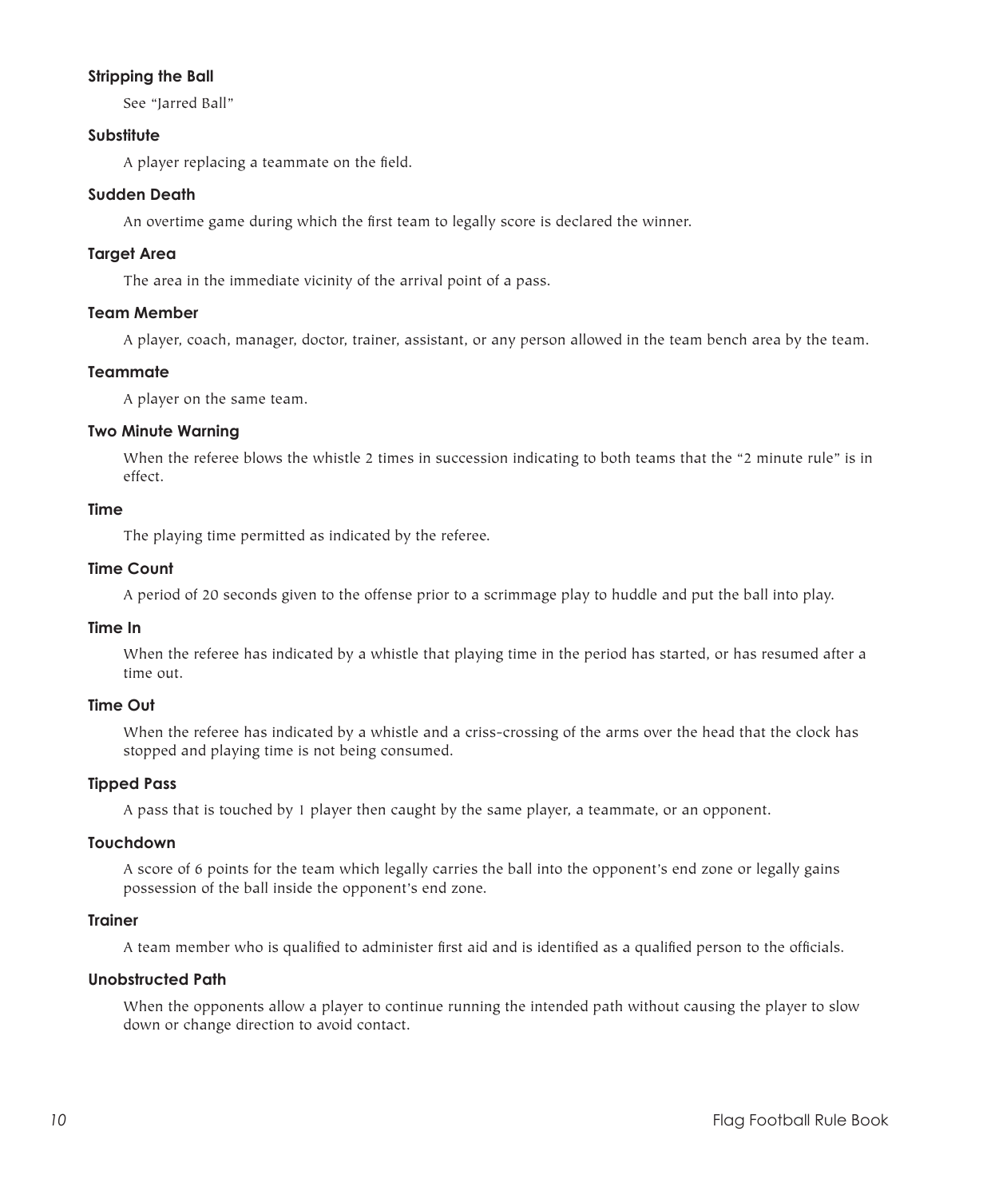### Stripping the Ball

See "Jarred Ball"

### Substitute

A player replacing a teammate on the field.

### Sudden Death

An overtime game during which the first team to legally score is declared the winner.

### Target Area

The area in the immediate vicinity of the arrival point of a pass.

### Team Member

A player, coach, manager, doctor, trainer, assistant, or any person allowed in the team bench area by the team.

### Teammate

A player on the same team.

### Two Minute Warning

When the referee blows the whistle 2 times in succession indicating to both teams that the "2 minute rule" is in effect.

### Time

The playing time permitted as indicated by the referee.

### Time Count

A period of 20 seconds given to the offense prior to a scrimmage play to huddle and put the ball into play.

### Time In

When the referee has indicated by a whistle that playing time in the period has started, or has resumed after a time out.

### Time Out

When the referee has indicated by a whistle and a criss-crossing of the arms over the head that the clock has stopped and playing time is not being consumed.

### Tipped Pass

A pass that is touched by 1 player then caught by the same player, a teammate, or an opponent.

### Touchdown

A score of 6 points for the team which legally carries the ball into the opponent's end zone or legally gains possession of the ball inside the opponent's end zone.

### Trainer

A team member who is qualified to administer first aid and is identified as a qualified person to the officials.

### Unobstructed Path

When the opponents allow a player to continue running the intended path without causing the player to slow down or change direction to avoid contact.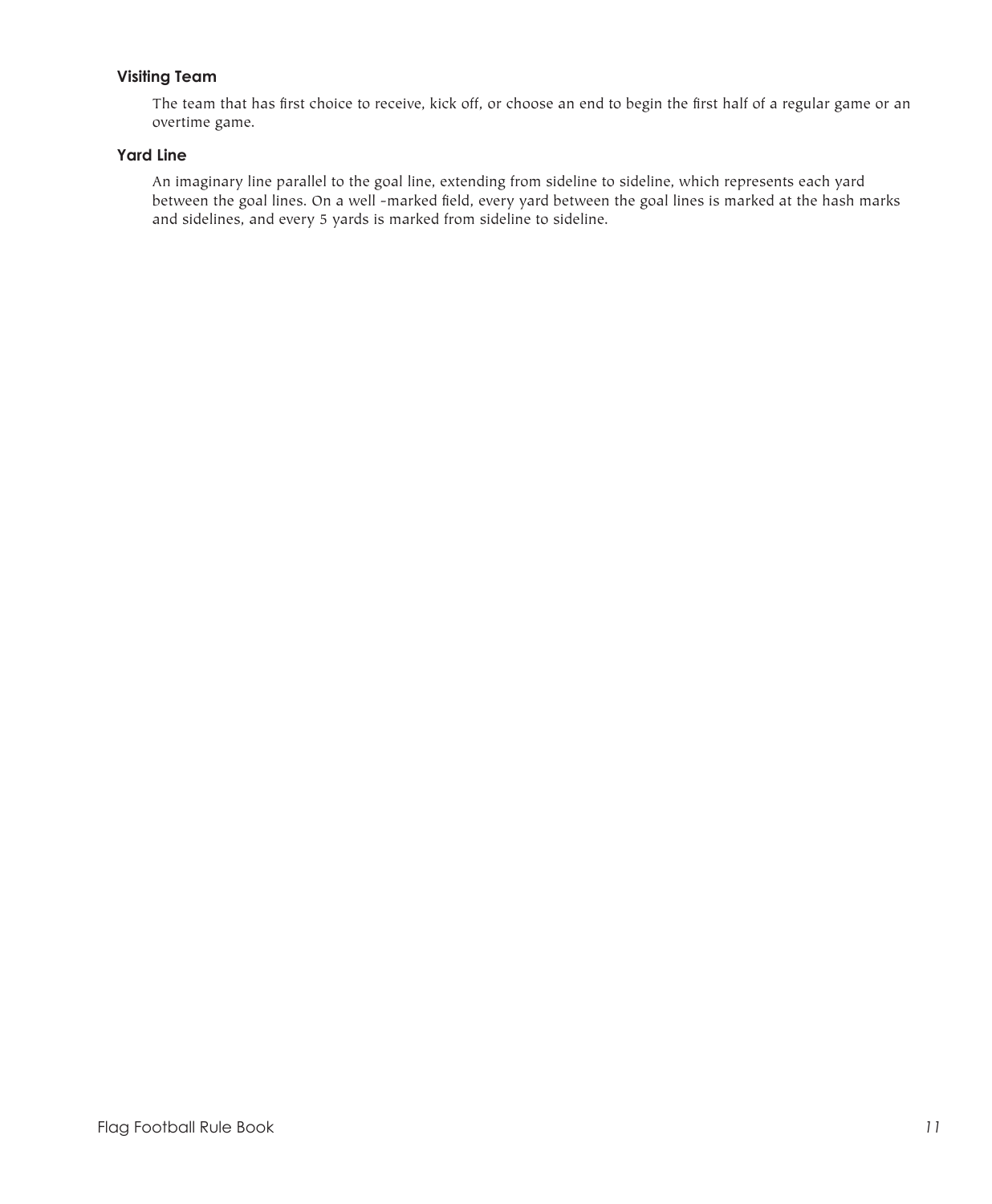### Visiting Team

The team that has first choice to receive, kick off, or choose an end to begin the first half of a regular game or an overtime game.

### Yard Line

An imaginary line parallel to the goal line, extending from sideline to sideline, which represents each yard between the goal lines. On a well -marked field, every yard between the goal lines is marked at the hash marks and sidelines, and every 5 yards is marked from sideline to sideline.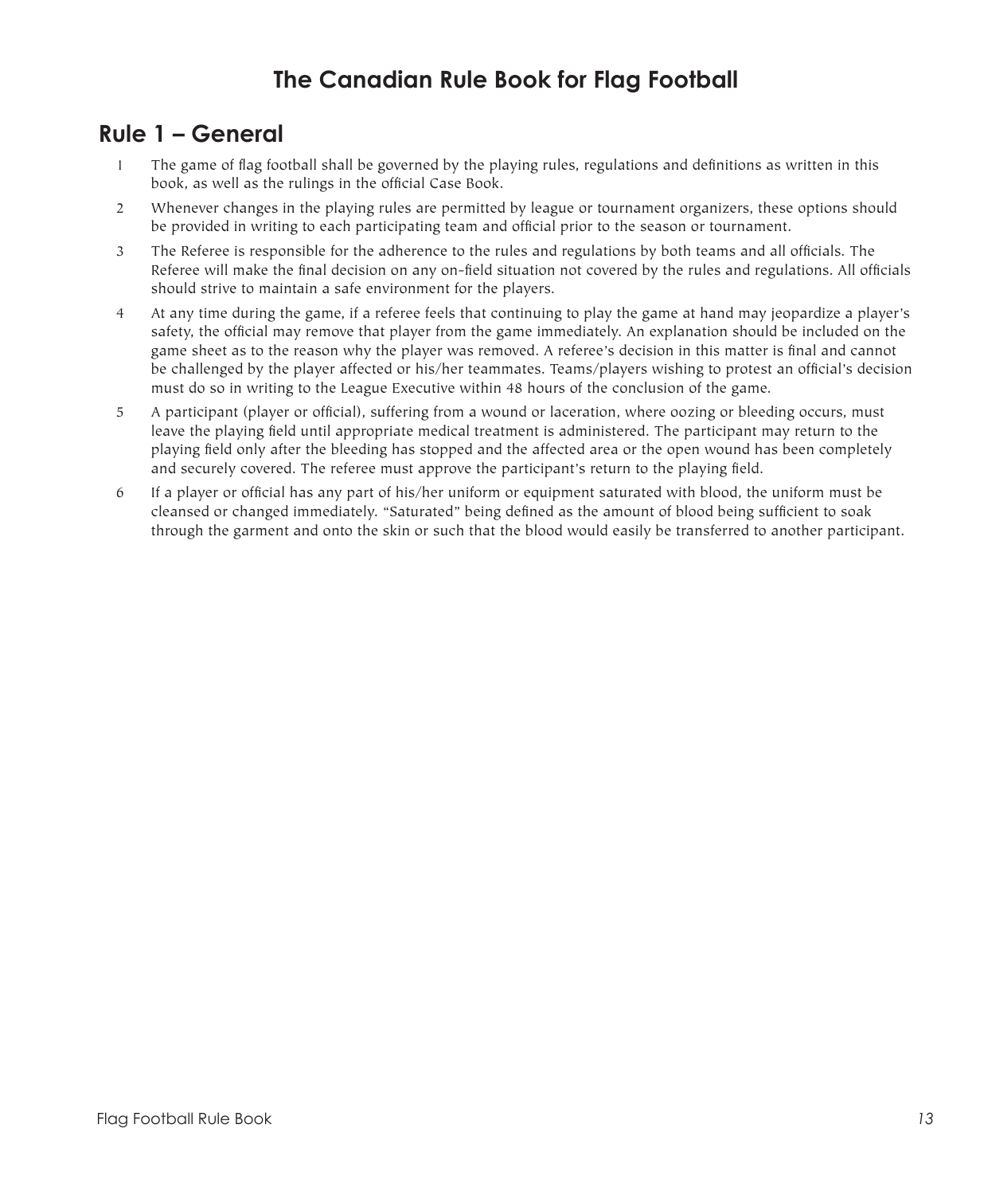# The Canadian Rule Book for Flag Football

## Rule 1 – General

1. The game of flag football shall be governed by the playing rules, regulations and definitions as written in this book, as well as the rulings in the official Case Book.
2. Whenever changes in the playing rules are permitted by league or tournament organizers, these options should be provided in writing to each participating team and official prior to the season or tournament.
3. The Referee is responsible for the adherence to the rules and regulations by both teams and all officials. The Referee will make the final decision on any on-field situation not covered by the rules and regulations. All officials should strive to maintain a safe environment for the players.
4. At any time during the game, if a referee feels that continuing to play the game at hand may jeopardize a player's safety, the official may remove that player from the game immediately. An explanation should be included on the game sheet as to the reason why the player was removed. A referee's decision in this matter is final and cannot be challenged by the player affected or his/her teammates. Teams/players wishing to protest an official's decision must do so in writing to the League Executive within 48 hours of the conclusion of the game.
5. A participant (player or official), suffering from a wound or laceration, where oozing or bleeding occurs, must leave the playing field until appropriate medical treatment is administered. The participant may return to the playing field only after the bleeding has stopped and the affected area or the open wound has been completely and securely covered. The referee must approve the participant's return to the playing field.
6. If a player or official has any part of his/her uniform or equipment saturated with blood, the uniform must be cleansed or changed immediately. "Saturated" being defined as the amount of blood being sufficient to soak through the garment and onto the skin or such that the blood would easily be transferred to another participant.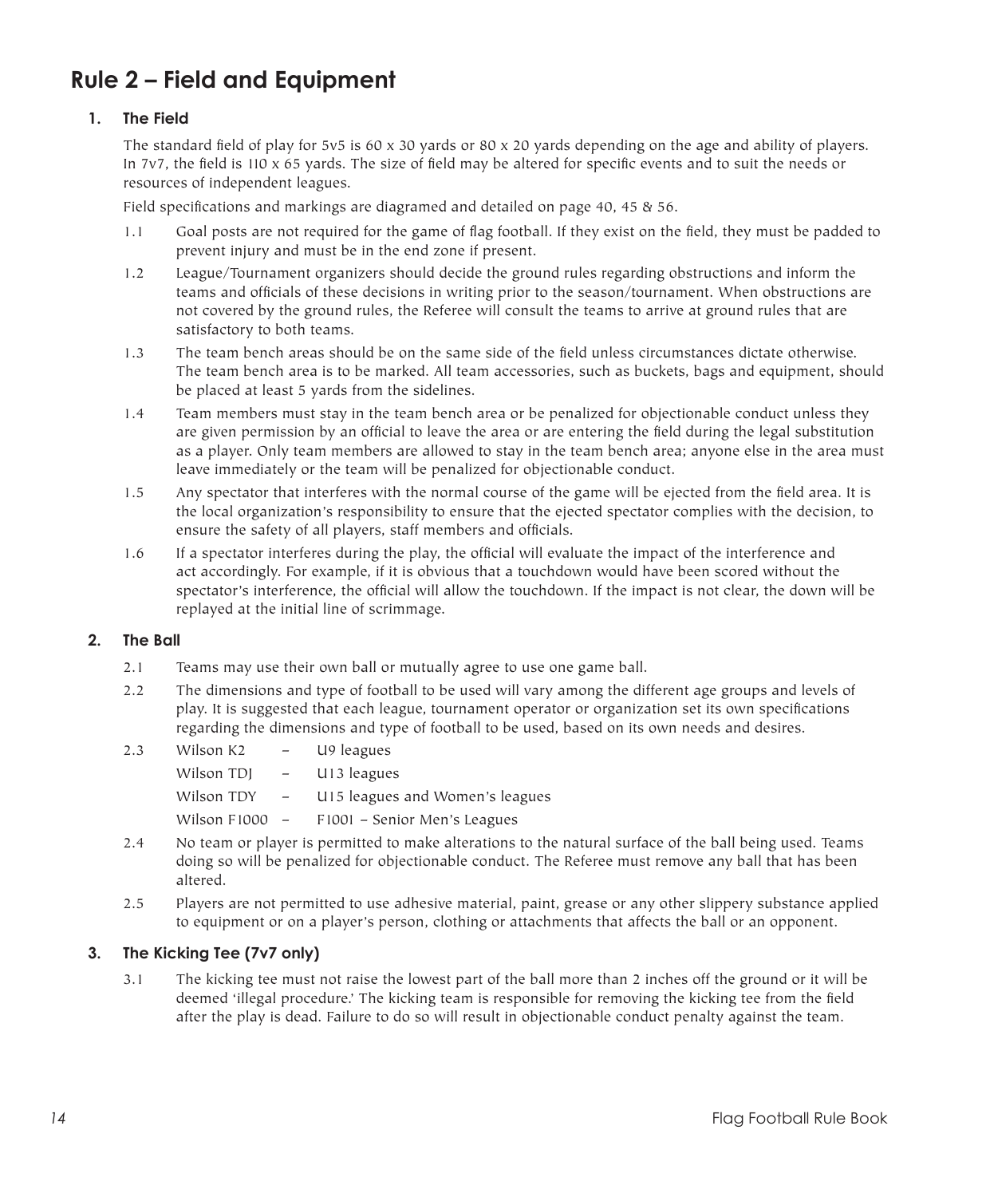# Rule 2 – Field and Equipment

## 1. The Field

The standard field of play for 5v5 is 60 x 30 yards or 80 x 20 yards depending on the age and ability of players. In 7v7, the field is 110 x 65 yards. The size of field may be altered for specific events and to suit the needs or resources of independent leagues.

Field specifications and markings are diagramed and detailed on page 40, 45 & 56.

1.1 Goal posts are not required for the game of flag football. If they exist on the field, they must be padded to prevent injury and must be in the end zone if present.

1.2 League/Tournament organizers should decide the ground rules regarding obstructions and inform the teams and officials of these decisions in writing prior to the season/tournament. When obstructions are not covered by the ground rules, the Referee will consult the teams to arrive at ground rules that are satisfactory to both teams.

1.3 The team bench areas should be on the same side of the field unless circumstances dictate otherwise. The team bench area is to be marked. All team accessories, such as buckets, bags and equipment, should be placed at least 5 yards from the sidelines.

1.4 Team members must stay in the team bench area or be penalized for objectionable conduct unless they are given permission by an official to leave the area or are entering the field during the legal substitution as a player. Only team members are allowed to stay in the team bench area; anyone else in the area must leave immediately or the team will be penalized for objectionable conduct.

1.5 Any spectator that interferes with the normal course of the game will be ejected from the field area. It is the local organization's responsibility to ensure that the ejected spectator complies with the decision, to ensure the safety of all players, staff members and officials.

1.6 If a spectator interferes during the play, the official will evaluate the impact of the interference and act accordingly. For example, if it is obvious that a touchdown would have been scored without the spectator's interference, the official will allow the touchdown. If the impact is not clear, the down will be replayed at the initial line of scrimmage.

## 2. The Ball

2.1 Teams may use their own ball or mutually agree to use one game ball.

2.2 The dimensions and type of football to be used will vary among the different age groups and levels of play. It is suggested that each league, tournament operator or organization set its own specifications regarding the dimensions and type of football to be used, based on its own needs and desires.

2.3 Wilson K2 – U9 leagues
Wilson TDJ – U13 leagues
Wilson TDY – U15 leagues and Women's leagues
Wilson F1000 – F1001 – Senior Men's Leagues

2.4 No team or player is permitted to make alterations to the natural surface of the ball being used. Teams doing so will be penalized for objectionable conduct. The Referee must remove any ball that has been altered.

2.5 Players are not permitted to use adhesive material, paint, grease or any other slippery substance applied to equipment or on a player's person, clothing or attachments that affects the ball or an opponent.

## 3. The Kicking Tee (7v7 only)

3.1 The kicking tee must not raise the lowest part of the ball more than 2 inches off the ground or it will be deemed 'illegal procedure.' The kicking team is responsible for removing the kicking tee from the field after the play is dead. Failure to do so will result in objectionable conduct penalty against the team.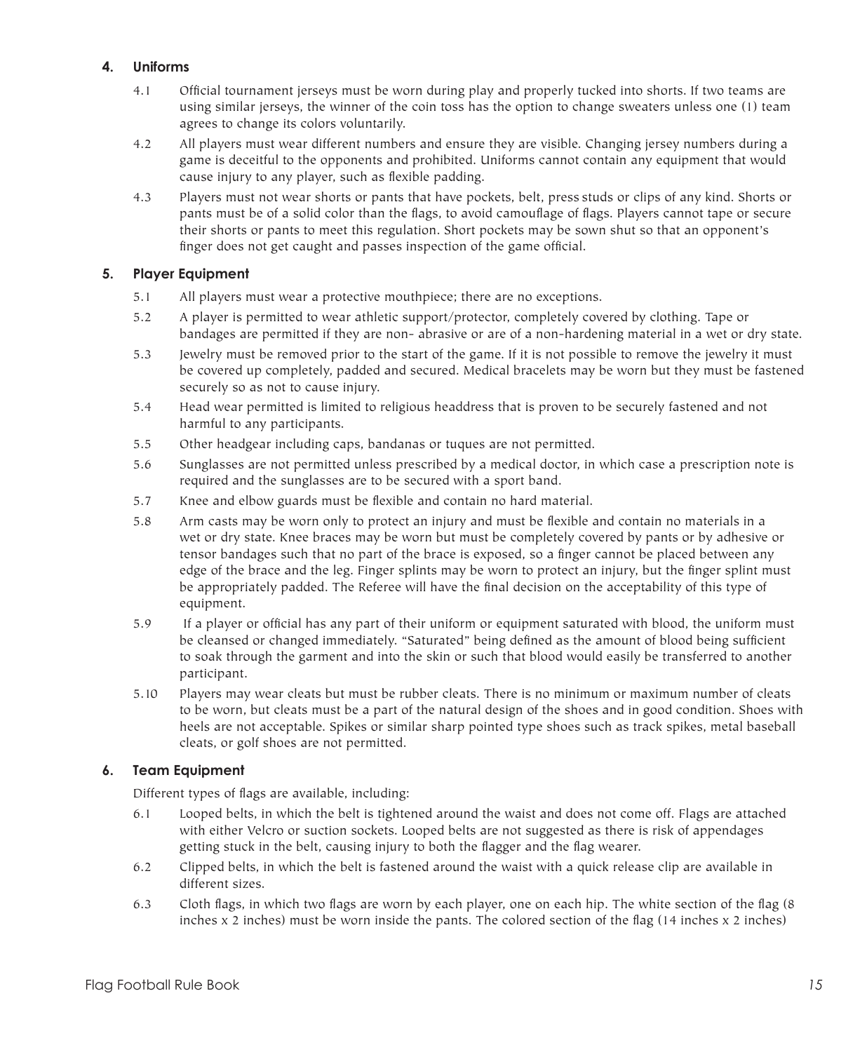## 4. Uniforms

4.1 Official tournament jerseys must be worn during play and properly tucked into shorts. If two teams are using similar jerseys, the winner of the coin toss has the option to change sweaters unless one (1) team agrees to change its colors voluntarily.

4.2 All players must wear different numbers and ensure they are visible. Changing jersey numbers during a game is deceitful to the opponents and prohibited. Uniforms cannot contain any equipment that would cause injury to any player, such as flexible padding.

4.3 Players must not wear shorts or pants that have pockets, belt, press studs or clips of any kind. Shorts or pants must be of a solid color than the flags, to avoid camouflage of flags. Players cannot tape or secure their shorts or pants to meet this regulation. Short pockets may be sown shut so that an opponent's finger does not get caught and passes inspection of the game official.

## 5. Player Equipment

5.1 All players must wear a protective mouthpiece; there are no exceptions.

5.2 A player is permitted to wear athletic support/protector, completely covered by clothing. Tape or bandages are permitted if they are non- abrasive or are of a non-hardening material in a wet or dry state.

5.3 Jewelry must be removed prior to the start of the game. If it is not possible to remove the jewelry it must be covered up completely, padded and secured. Medical bracelets may be worn but they must be fastened securely so as not to cause injury.

5.4 Head wear permitted is limited to religious headdress that is proven to be securely fastened and not harmful to any participants.

5.5 Other headgear including caps, bandanas or tuques are not permitted.

5.6 Sunglasses are not permitted unless prescribed by a medical doctor, in which case a prescription note is required and the sunglasses are to be secured with a sport band.

5.7 Knee and elbow guards must be flexible and contain no hard material.

5.8 Arm casts may be worn only to protect an injury and must be flexible and contain no materials in a wet or dry state. Knee braces may be worn but must be completely covered by pants or by adhesive or tensor bandages such that no part of the brace is exposed, so a finger cannot be placed between any edge of the brace and the leg. Finger splints may be worn to protect an injury, but the finger splint must be appropriately padded. The Referee will have the final decision on the acceptability of this type of equipment.

5.9 If a player or official has any part of their uniform or equipment saturated with blood, the uniform must be cleansed or changed immediately. "Saturated" being defined as the amount of blood being sufficient to soak through the garment and into the skin or such that blood would easily be transferred to another participant.

5.10 Players may wear cleats but must be rubber cleats. There is no minimum or maximum number of cleats to be worn, but cleats must be a part of the natural design of the shoes and in good condition. Shoes with heels are not acceptable. Spikes or similar sharp pointed type shoes such as track spikes, metal baseball cleats, or golf shoes are not permitted.

## 6. Team Equipment

Different types of flags are available, including:

6.1 Looped belts, in which the belt is tightened around the waist and does not come off. Flags are attached with either Velcro or suction sockets. Looped belts are not suggested as there is risk of appendages getting stuck in the belt, causing injury to both the flagger and the flag wearer.

6.2 Clipped belts, in which the belt is fastened around the waist with a quick release clip are available in different sizes.

6.3 Cloth flags, in which two flags are worn by each player, one on each hip. The white section of the flag (8 inches x 2 inches) must be worn inside the pants. The colored section of the flag (14 inches x 2 inches)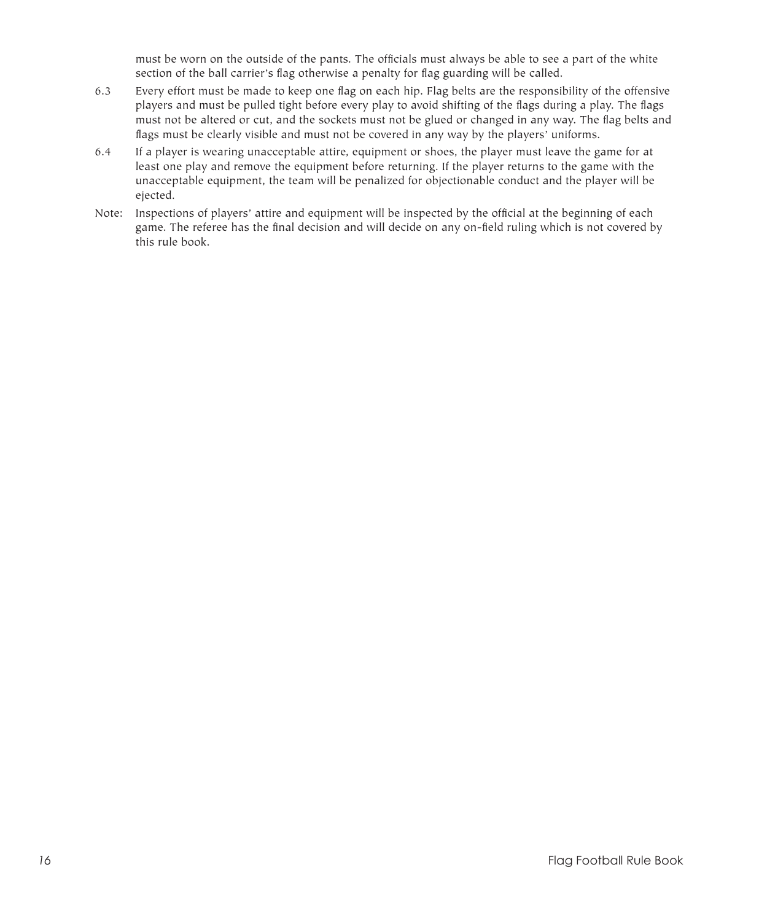must be worn on the outside of the pants. The officials must always be able to see a part of the white section of the ball carrier's flag otherwise a penalty for flag guarding will be called.

6.3 Every effort must be made to keep one flag on each hip. Flag belts are the responsibility of the offensive players and must be pulled tight before every play to avoid shifting of the flags during a play. The flags must not be altered or cut, and the sockets must not be glued or changed in any way. The flag belts and flags must be clearly visible and must not be covered in any way by the players' uniforms.

6.4 If a player is wearing unacceptable attire, equipment or shoes, the player must leave the game for at least one play and remove the equipment before returning. If the player returns to the game with the unacceptable equipment, the team will be penalized for objectionable conduct and the player will be ejected.

Note: Inspections of players' attire and equipment will be inspected by the official at the beginning of each game. The referee has the final decision and will decide on any on-field ruling which is not covered by this rule book.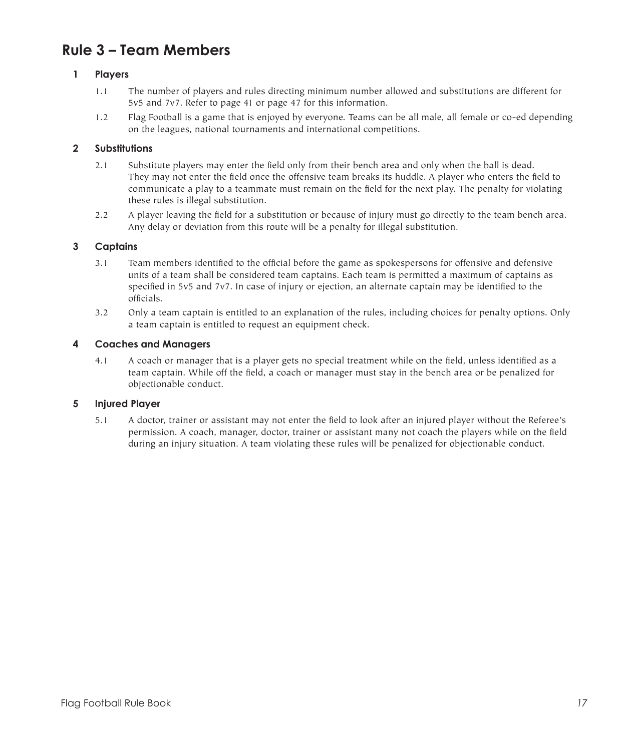# Rule 3 – Team Members

### 1 Players

1.1 The number of players and rules directing minimum number allowed and substitutions are different for 5v5 and 7v7. Refer to page 41 or page 47 for this information.

1.2 Flag Football is a game that is enjoyed by everyone. Teams can be all male, all female or co-ed depending on the leagues, national tournaments and international competitions.

### 2 Substitutions

2.1 Substitute players may enter the field only from their bench area and only when the ball is dead. They may not enter the field once the offensive team breaks its huddle. A player who enters the field to communicate a play to a teammate must remain on the field for the next play. The penalty for violating these rules is illegal substitution.

2.2 A player leaving the field for a substitution or because of injury must go directly to the team bench area. Any delay or deviation from this route will be a penalty for illegal substitution.

### 3 Captains

3.1 Team members identified to the official before the game as spokespersons for offensive and defensive units of a team shall be considered team captains. Each team is permitted a maximum of captains as specified in 5v5 and 7v7. In case of injury or ejection, an alternate captain may be identified to the officials.

3.2 Only a team captain is entitled to an explanation of the rules, including choices for penalty options. Only a team captain is entitled to request an equipment check.

### 4 Coaches and Managers

4.1 A coach or manager that is a player gets no special treatment while on the field, unless identified as a team captain. While off the field, a coach or manager must stay in the bench area or be penalized for objectionable conduct.

### 5 Injured Player

5.1 A doctor, trainer or assistant may not enter the field to look after an injured player without the Referee's permission. A coach, manager, doctor, trainer or assistant many not coach the players while on the field during an injury situation. A team violating these rules will be penalized for objectionable conduct.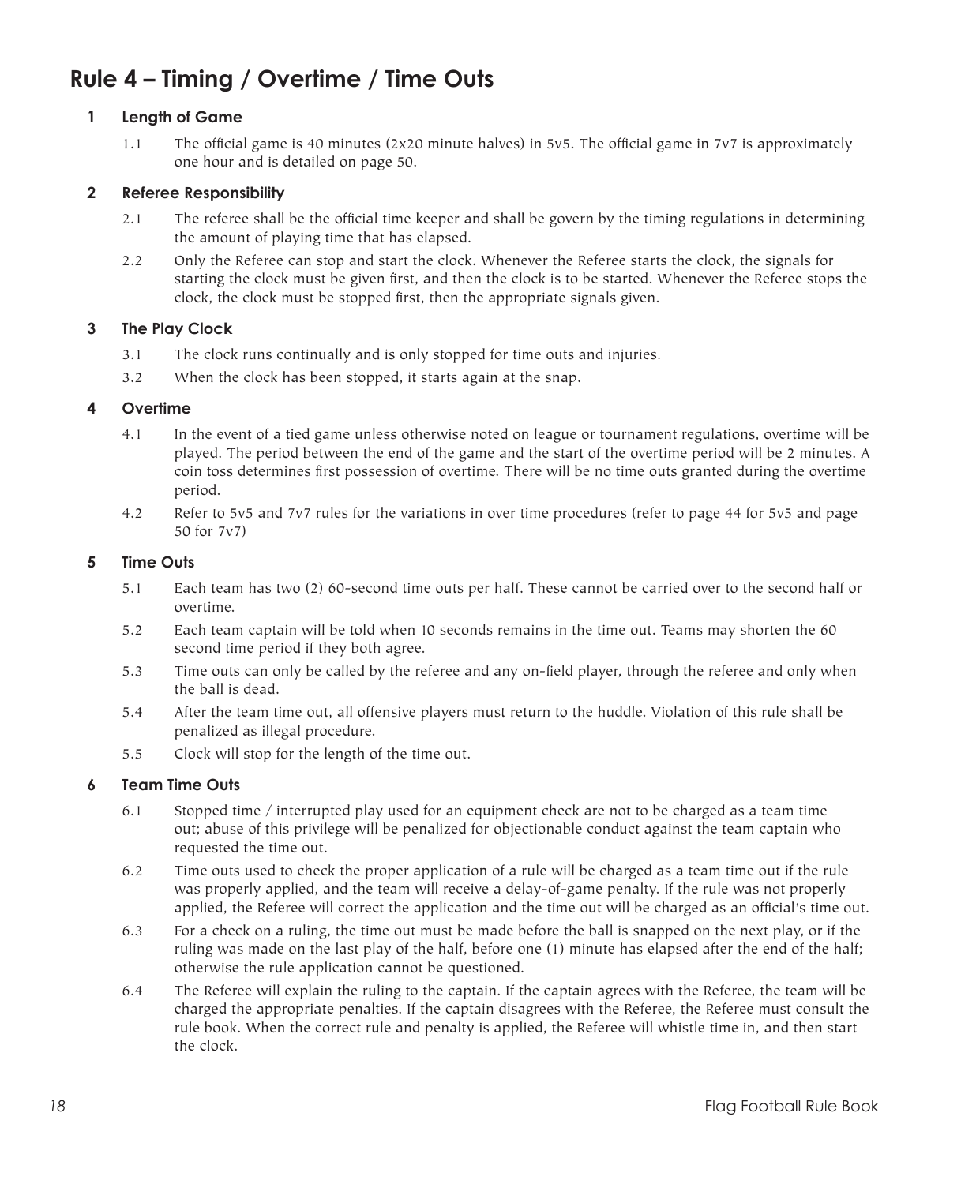# Rule 4 – Timing / Overtime / Time Outs

## 1 Length of Game

1.1 The official game is 40 minutes (2x20 minute halves) in 5v5. The official game in 7v7 is approximately one hour and is detailed on page 50.

## 2 Referee Responsibility

2.1 The referee shall be the official time keeper and shall be govern by the timing regulations in determining the amount of playing time that has elapsed.

2.2 Only the Referee can stop and start the clock. Whenever the Referee starts the clock, the signals for starting the clock must be given first, and then the clock is to be started. Whenever the Referee stops the clock, the clock must be stopped first, then the appropriate signals given.

## 3 The Play Clock

3.1 The clock runs continually and is only stopped for time outs and injuries.

3.2 When the clock has been stopped, it starts again at the snap.

## 4 Overtime

4.1 In the event of a tied game unless otherwise noted on league or tournament regulations, overtime will be played. The period between the end of the game and the start of the overtime period will be 2 minutes. A coin toss determines first possession of overtime. There will be no time outs granted during the overtime period.

4.2 Refer to 5v5 and 7v7 rules for the variations in over time procedures (refer to page 44 for 5v5 and page 50 for 7v7)

## 5 Time Outs

5.1 Each team has two (2) 60-second time outs per half. These cannot be carried over to the second half or overtime.

5.2 Each team captain will be told when 10 seconds remains in the time out. Teams may shorten the 60 second time period if they both agree.

5.3 Time outs can only be called by the referee and any on-field player, through the referee and only when the ball is dead.

5.4 After the team time out, all offensive players must return to the huddle. Violation of this rule shall be penalized as illegal procedure.

5.5 Clock will stop for the length of the time out.

## 6 Team Time Outs

6.1 Stopped time / interrupted play used for an equipment check are not to be charged as a team time out; abuse of this privilege will be penalized for objectionable conduct against the team captain who requested the time out.

6.2 Time outs used to check the proper application of a rule will be charged as a team time out if the rule was properly applied, and the team will receive a delay-of-game penalty. If the rule was not properly applied, the Referee will correct the application and the time out will be charged as an official's time out.

6.3 For a check on a ruling, the time out must be made before the ball is snapped on the next play, or if the ruling was made on the last play of the half, before one (1) minute has elapsed after the end of the half; otherwise the rule application cannot be questioned.

6.4 The Referee will explain the ruling to the captain. If the captain agrees with the Referee, the team will be charged the appropriate penalties. If the captain disagrees with the Referee, the Referee must consult the rule book. When the correct rule and penalty is applied, the Referee will whistle time in, and then start the clock.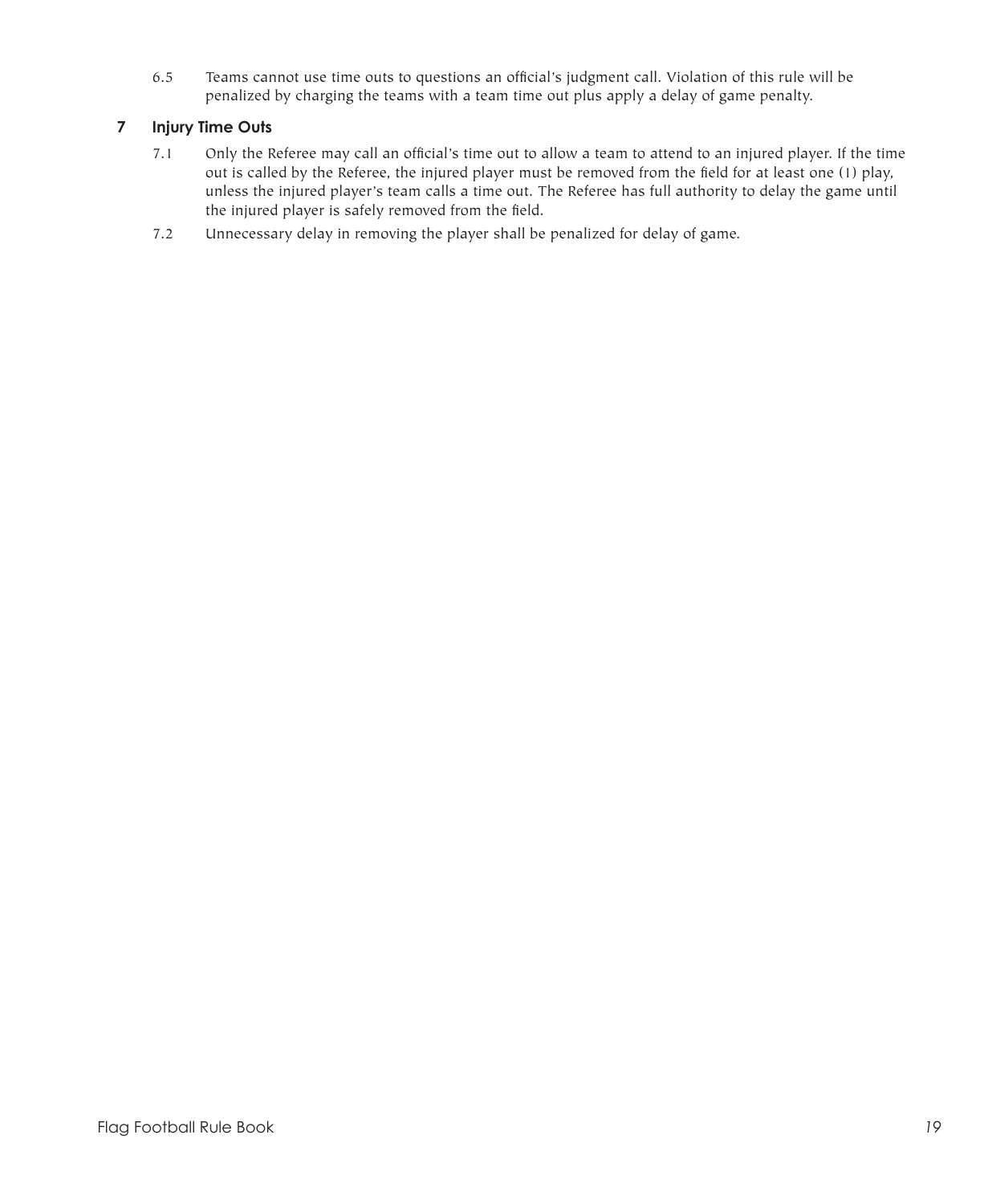6.5 Teams cannot use time outs to questions an official's judgment call. Violation of this rule will be penalized by charging the teams with a team time out plus apply a delay of game penalty.

## 7 Injury Time Outs

7.1 Only the Referee may call an official's time out to allow a team to attend to an injured player. If the time out is called by the Referee, the injured player must be removed from the field for at least one (1) play, unless the injured player's team calls a time out. The Referee has full authority to delay the game until the injured player is safely removed from the field.

7.2 Unnecessary delay in removing the player shall be penalized for delay of game.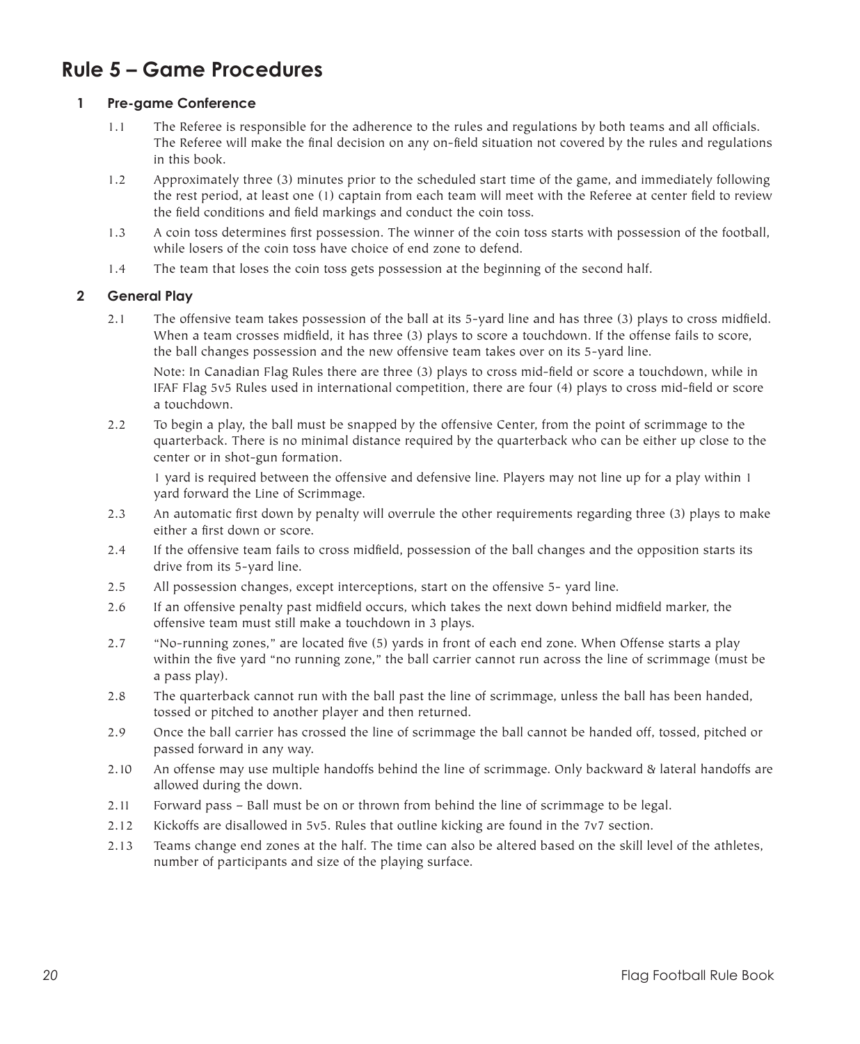# Rule 5 – Game Procedures

### 1 Pre-game Conference

1.1 The Referee is responsible for the adherence to the rules and regulations by both teams and all officials. The Referee will make the final decision on any on-field situation not covered by the rules and regulations in this book.

1.2 Approximately three (3) minutes prior to the scheduled start time of the game, and immediately following the rest period, at least one (1) captain from each team will meet with the Referee at center field to review the field conditions and field markings and conduct the coin toss.

1.3 A coin toss determines first possession. The winner of the coin toss starts with possession of the football, while losers of the coin toss have choice of end zone to defend.

1.4 The team that loses the coin toss gets possession at the beginning of the second half.

### 2 General Play

2.1 The offensive team takes possession of the ball at its 5-yard line and has three (3) plays to cross midfield. When a team crosses midfield, it has three (3) plays to score a touchdown. If the offense fails to score, the ball changes possession and the new offensive team takes over on its 5-yard line.

Note: In Canadian Flag Rules there are three (3) plays to cross mid-field or score a touchdown, while in IFAF Flag 5v5 Rules used in international competition, there are four (4) plays to cross mid-field or score a touchdown.

2.2 To begin a play, the ball must be snapped by the offensive Center, from the point of scrimmage to the quarterback. There is no minimal distance required by the quarterback who can be either up close to the center or in shot-gun formation.

1 yard is required between the offensive and defensive line. Players may not line up for a play within 1 yard forward the Line of Scrimmage.

2.3 An automatic first down by penalty will overrule the other requirements regarding three (3) plays to make either a first down or score.

2.4 If the offensive team fails to cross midfield, possession of the ball changes and the opposition starts its drive from its 5-yard line.

2.5 All possession changes, except interceptions, start on the offensive 5- yard line.

2.6 If an offensive penalty past midfield occurs, which takes the next down behind midfield marker, the offensive team must still make a touchdown in 3 plays.

2.7 "No-running zones," are located five (5) yards in front of each end zone. When Offense starts a play within the five yard "no running zone," the ball carrier cannot run across the line of scrimmage (must be a pass play).

2.8 The quarterback cannot run with the ball past the line of scrimmage, unless the ball has been handed, tossed or pitched to another player and then returned.

2.9 Once the ball carrier has crossed the line of scrimmage the ball cannot be handed off, tossed, pitched or passed forward in any way.

2.10 An offense may use multiple handoffs behind the line of scrimmage. Only backward & lateral handoffs are allowed during the down.

2.11 Forward pass – Ball must be on or thrown from behind the line of scrimmage to be legal.

2.12 Kickoffs are disallowed in 5v5. Rules that outline kicking are found in the 7v7 section.

2.13 Teams change end zones at the half. The time can also be altered based on the skill level of the athletes, number of participants and size of the playing surface.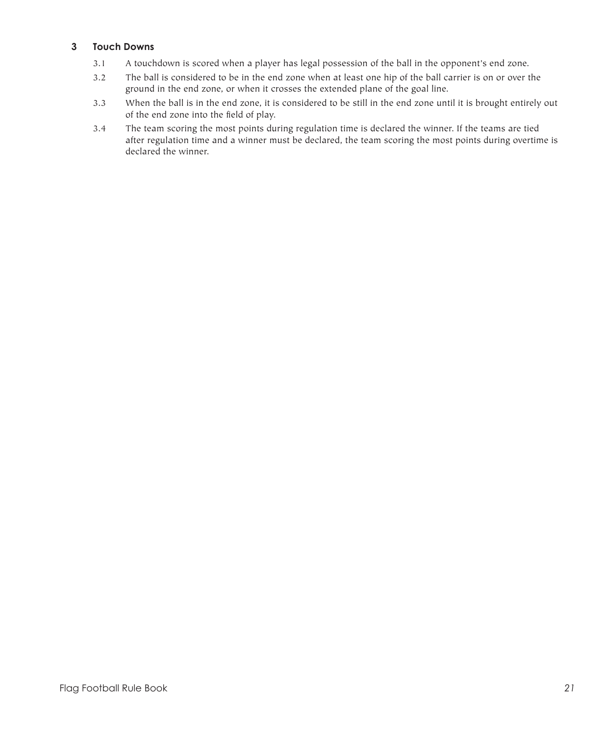## 3 Touch Downs

3.1 A touchdown is scored when a player has legal possession of the ball in the opponent's end zone.

3.2 The ball is considered to be in the end zone when at least one hip of the ball carrier is on or over the ground in the end zone, or when it crosses the extended plane of the goal line.

3.3 When the ball is in the end zone, it is considered to be still in the end zone until it is brought entirely out of the end zone into the field of play.

3.4 The team scoring the most points during regulation time is declared the winner. If the teams are tied after regulation time and a winner must be declared, the team scoring the most points during overtime is declared the winner.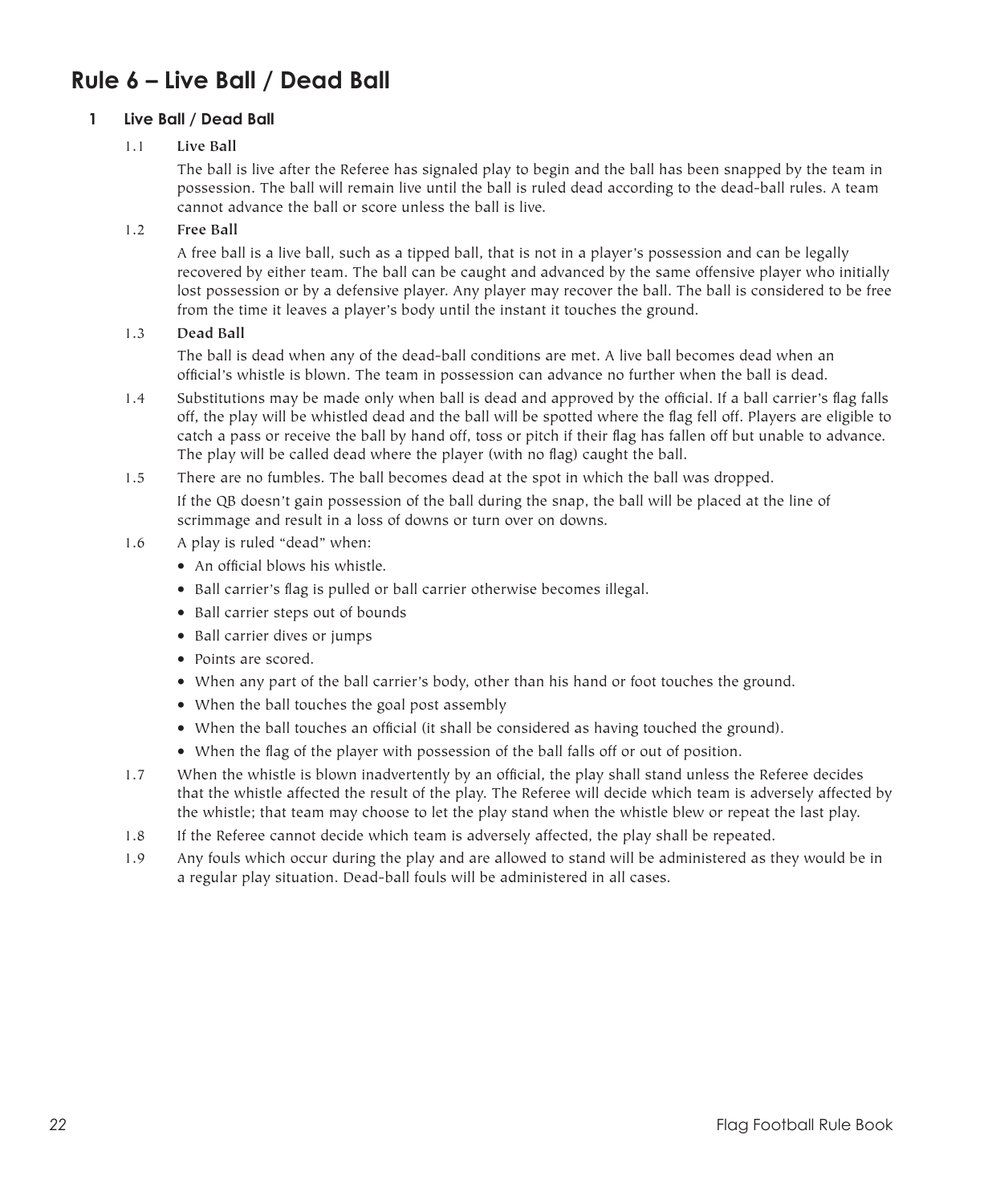# Rule 6 – Live Ball / Dead Ball

## 1 Live Ball / Dead Ball

### 1.1 Live Ball

The ball is live after the Referee has signaled play to begin and the ball has been snapped by the team in possession. The ball will remain live until the ball is ruled dead according to the dead-ball rules. A team cannot advance the ball or score unless the ball is live.

### 1.2 Free Ball

A free ball is a live ball, such as a tipped ball, that is not in a player's possession and can be legally recovered by either team. The ball can be caught and advanced by the same offensive player who initially lost possession or by a defensive player. Any player may recover the ball. The ball is considered to be free from the time it leaves a player's body until the instant it touches the ground.

### 1.3 Dead Ball

The ball is dead when any of the dead-ball conditions are met. A live ball becomes dead when an official's whistle is blown. The team in possession can advance no further when the ball is dead.

1.4 Substitutions may be made only when ball is dead and approved by the official. If a ball carrier's flag falls off, the play will be whistled dead and the ball will be spotted where the flag fell off. Players are eligible to catch a pass or receive the ball by hand off, toss or pitch if their flag has fallen off but unable to advance. The play will be called dead where the player (with no flag) caught the ball.

1.5 There are no fumbles. The ball becomes dead at the spot in which the ball was dropped.

If the QB doesn't gain possession of the ball during the snap, the ball will be placed at the line of scrimmage and result in a loss of downs or turn over on downs.

1.6 A play is ruled "dead" when:

- An official blows his whistle.
- Ball carrier's flag is pulled or ball carrier otherwise becomes illegal.
- Ball carrier steps out of bounds
- Ball carrier dives or jumps
- Points are scored.
- When any part of the ball carrier's body, other than his hand or foot touches the ground.
- When the ball touches the goal post assembly
- When the ball touches an official (it shall be considered as having touched the ground).
- When the flag of the player with possession of the ball falls off or out of position.

1.7 When the whistle is blown inadvertently by an official, the play shall stand unless the Referee decides that the whistle affected the result of the play. The Referee will decide which team is adversely affected by the whistle; that team may choose to let the play stand when the whistle blew or repeat the last play.

1.8 If the Referee cannot decide which team is adversely affected, the play shall be repeated.

1.9 Any fouls which occur during the play and are allowed to stand will be administered as they would be in a regular play situation. Dead-ball fouls will be administered in all cases.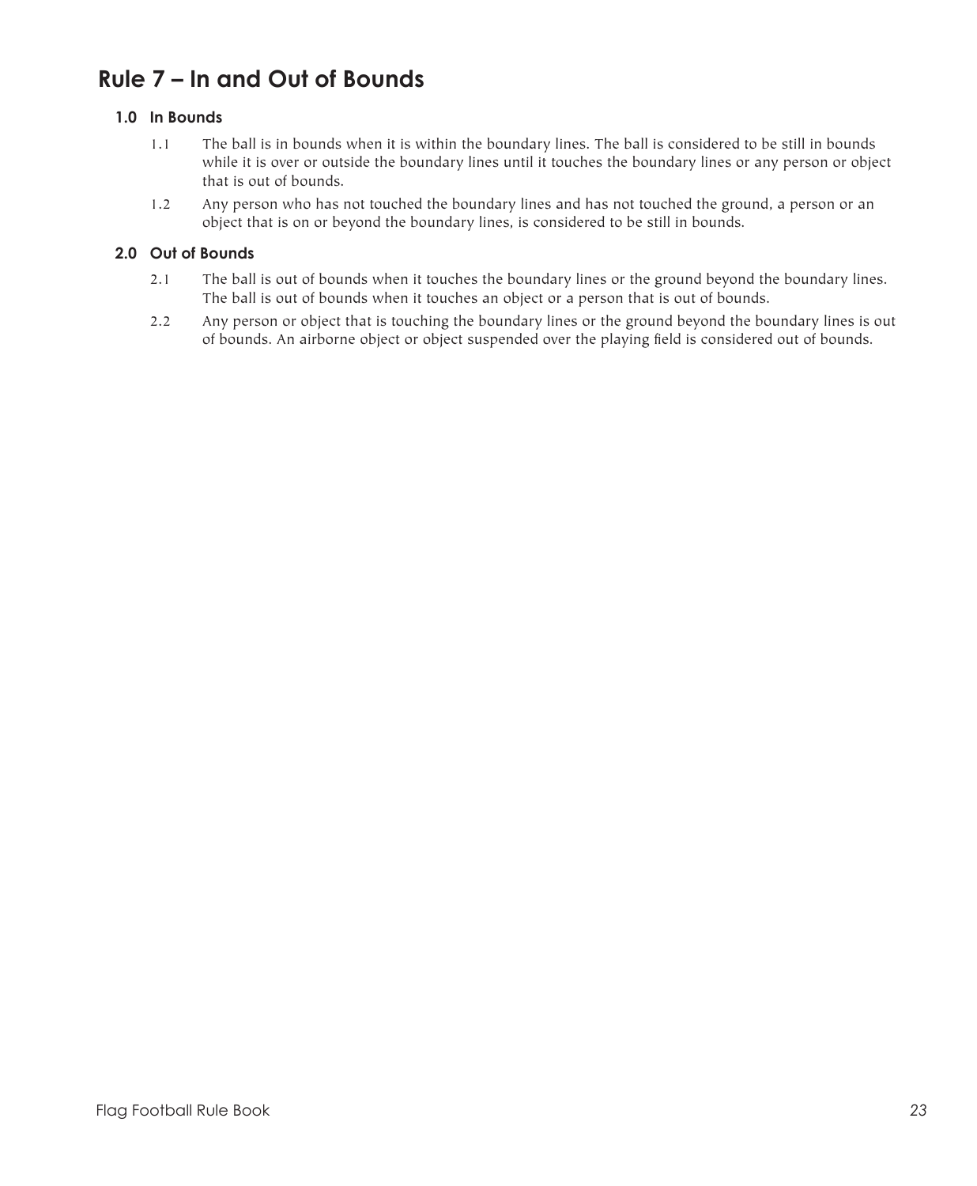# Rule 7 – In and Out of Bounds

## 1.0 In Bounds

1.1 The ball is in bounds when it is within the boundary lines. The ball is considered to be still in bounds while it is over or outside the boundary lines until it touches the boundary lines or any person or object that is out of bounds.

1.2 Any person who has not touched the boundary lines and has not touched the ground, a person or an object that is on or beyond the boundary lines, is considered to be still in bounds.

## 2.0 Out of Bounds

2.1 The ball is out of bounds when it touches the boundary lines or the ground beyond the boundary lines. The ball is out of bounds when it touches an object or a person that is out of bounds.

2.2 Any person or object that is touching the boundary lines or the ground beyond the boundary lines is out of bounds. An airborne object or object suspended over the playing field is considered out of bounds.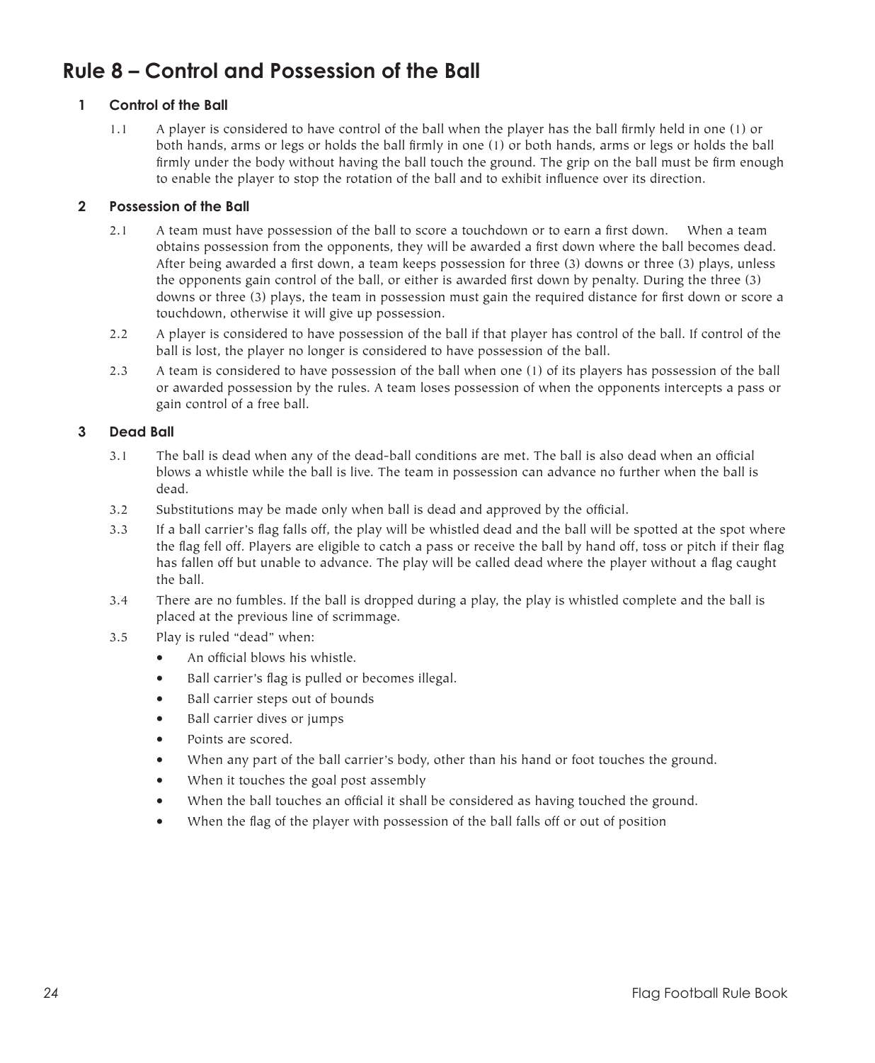# Rule 8 – Control and Possession of the Ball

## 1 Control of the Ball

1.1 A player is considered to have control of the ball when the player has the ball firmly held in one (1) or both hands, arms or legs or holds the ball firmly in one (1) or both hands, arms or legs or holds the ball firmly under the body without having the ball touch the ground. The grip on the ball must be firm enough to enable the player to stop the rotation of the ball and to exhibit influence over its direction.

## 2 Possession of the Ball

2.1 A team must have possession of the ball to score a touchdown or to earn a first down. When a team obtains possession from the opponents, they will be awarded a first down where the ball becomes dead. After being awarded a first down, a team keeps possession for three (3) downs or three (3) plays, unless the opponents gain control of the ball, or either is awarded first down by penalty. During the three (3) downs or three (3) plays, the team in possession must gain the required distance for first down or score a touchdown, otherwise it will give up possession.

2.2 A player is considered to have possession of the ball if that player has control of the ball. If control of the ball is lost, the player no longer is considered to have possession of the ball.

2.3 A team is considered to have possession of the ball when one (1) of its players has possession of the ball or awarded possession by the rules. A team loses possession of when the opponents intercepts a pass or gain control of a free ball.

## 3 Dead Ball

3.1 The ball is dead when any of the dead-ball conditions are met. The ball is also dead when an official blows a whistle while the ball is live. The team in possession can advance no further when the ball is dead.

3.2 Substitutions may be made only when ball is dead and approved by the official.

3.3 If a ball carrier's flag falls off, the play will be whistled dead and the ball will be spotted at the spot where the flag fell off. Players are eligible to catch a pass or receive the ball by hand off, toss or pitch if their flag has fallen off but unable to advance. The play will be called dead where the player without a flag caught the ball.

3.4 There are no fumbles. If the ball is dropped during a play, the play is whistled complete and the ball is placed at the previous line of scrimmage.

3.5 Play is ruled "dead" when:

- An official blows his whistle.
- Ball carrier's flag is pulled or becomes illegal.
- Ball carrier steps out of bounds
- Ball carrier dives or jumps
- Points are scored.
- When any part of the ball carrier's body, other than his hand or foot touches the ground.
- When it touches the goal post assembly
- When the ball touches an official it shall be considered as having touched the ground.
- When the flag of the player with possession of the ball falls off or out of position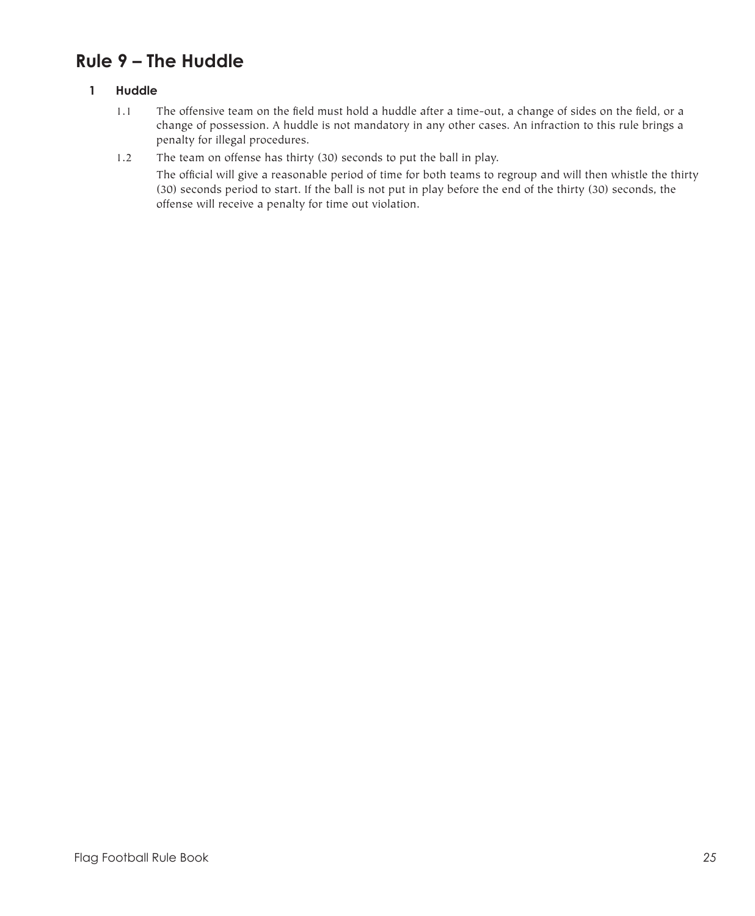# Rule 9 – The Huddle

## 1 Huddle

1.1 The offensive team on the field must hold a huddle after a time-out, a change of sides on the field, or a change of possession. A huddle is not mandatory in any other cases. An infraction to this rule brings a penalty for illegal procedures.

1.2 The team on offense has thirty (30) seconds to put the ball in play.

The official will give a reasonable period of time for both teams to regroup and will then whistle the thirty (30) seconds period to start. If the ball is not put in play before the end of the thirty (30) seconds, the offense will receive a penalty for time out violation.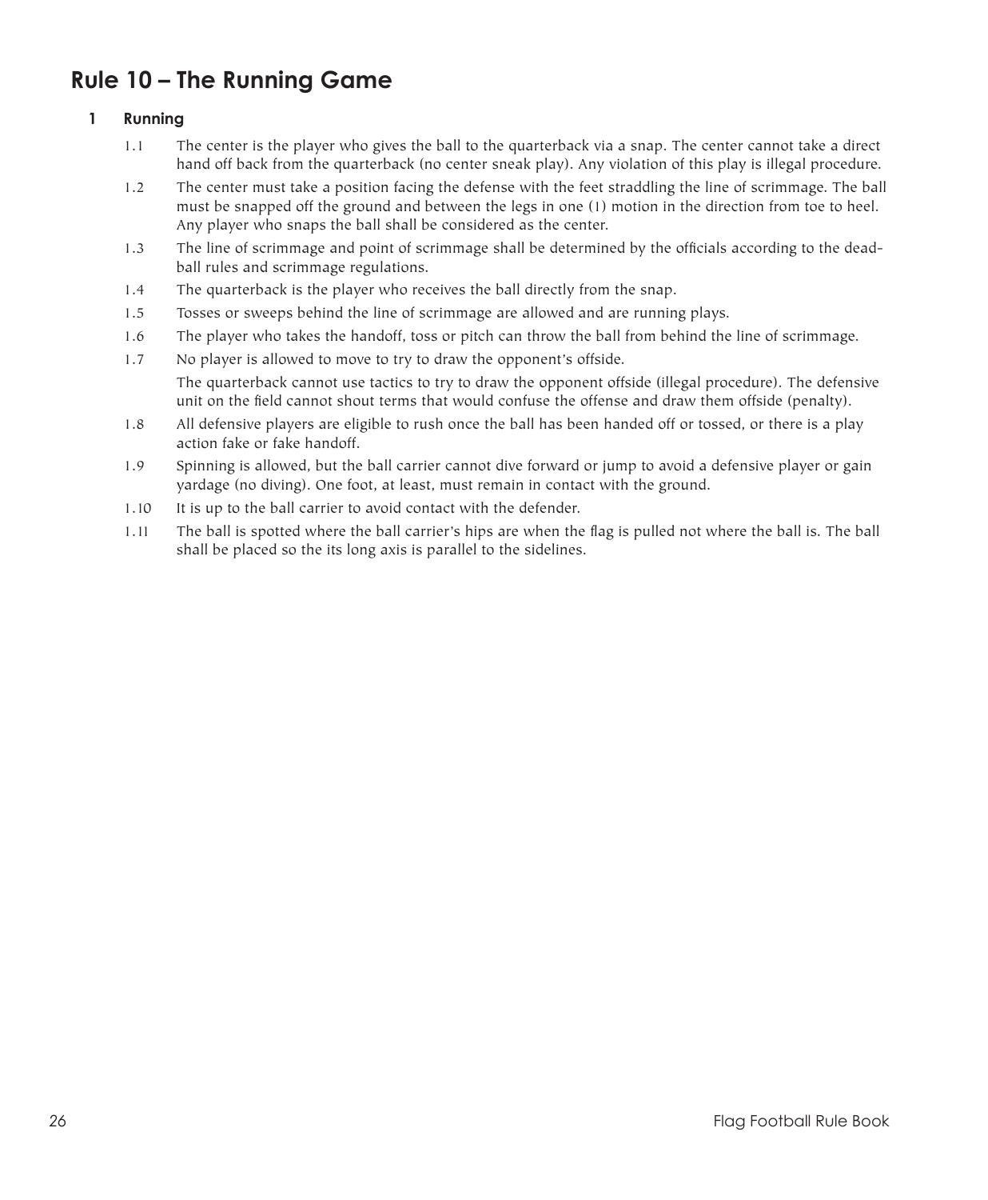# Rule 10 – The Running Game

## 1 Running

1.1 The center is the player who gives the ball to the quarterback via a snap. The center cannot take a direct hand off back from the quarterback (no center sneak play). Any violation of this play is illegal procedure.

1.2 The center must take a position facing the defense with the feet straddling the line of scrimmage. The ball must be snapped off the ground and between the legs in one (1) motion in the direction from toe to heel. Any player who snaps the ball shall be considered as the center.

1.3 The line of scrimmage and point of scrimmage shall be determined by the officials according to the dead-ball rules and scrimmage regulations.

1.4 The quarterback is the player who receives the ball directly from the snap.

1.5 Tosses or sweeps behind the line of scrimmage are allowed and are running plays.

1.6 The player who takes the handoff, toss or pitch can throw the ball from behind the line of scrimmage.

1.7 No player is allowed to move to try to draw the opponent's offside.

The quarterback cannot use tactics to try to draw the opponent offside (illegal procedure). The defensive unit on the field cannot shout terms that would confuse the offense and draw them offside (penalty).

1.8 All defensive players are eligible to rush once the ball has been handed off or tossed, or there is a play action fake or fake handoff.

1.9 Spinning is allowed, but the ball carrier cannot dive forward or jump to avoid a defensive player or gain yardage (no diving). One foot, at least, must remain in contact with the ground.

1.10 It is up to the ball carrier to avoid contact with the defender.

1.11 The ball is spotted where the ball carrier's hips are when the flag is pulled not where the ball is. The ball shall be placed so the its long axis is parallel to the sidelines.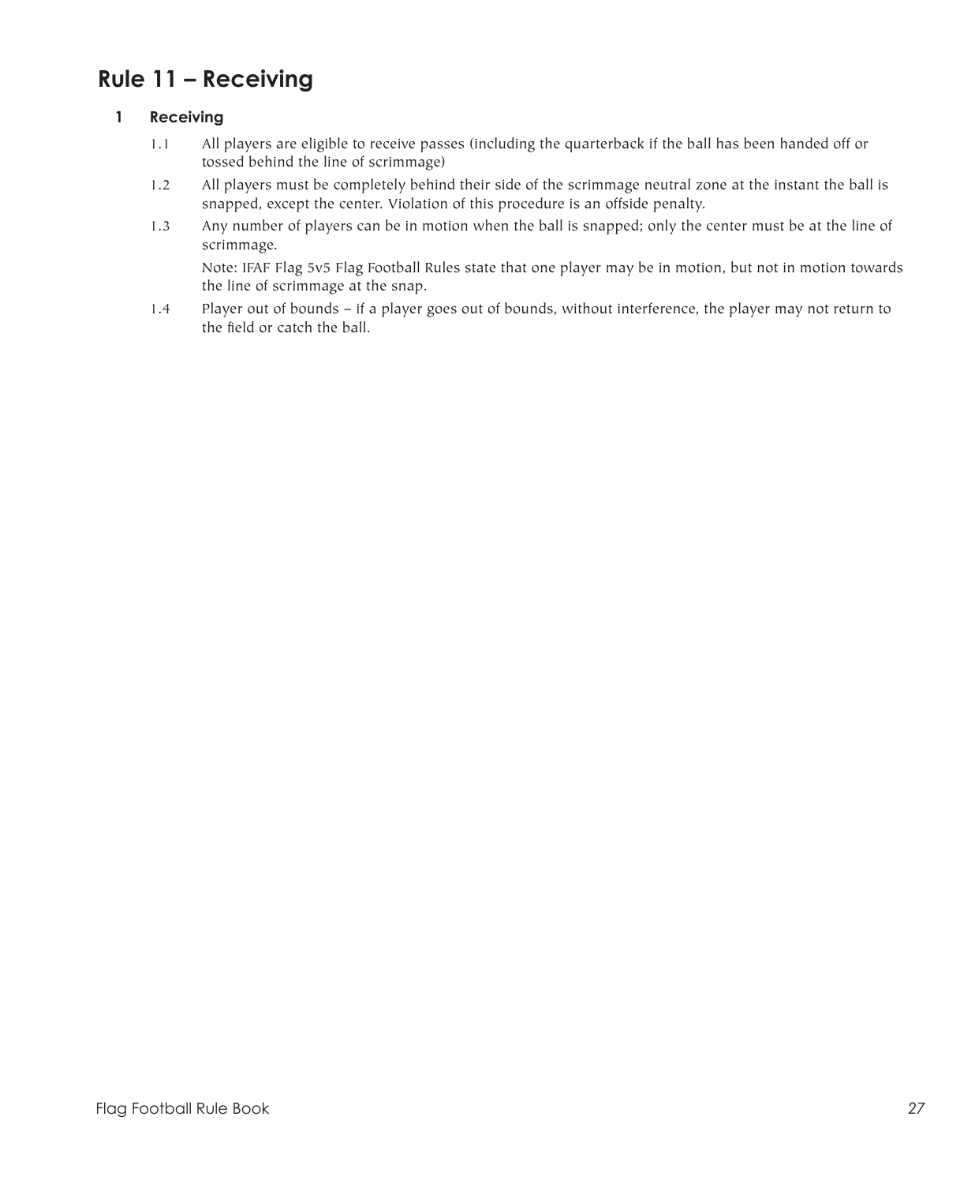# Rule 11 – Receiving

## 1 Receiving

1.1 All players are eligible to receive passes (including the quarterback if the ball has been handed off or tossed behind the line of scrimmage)

1.2 All players must be completely behind their side of the scrimmage neutral zone at the instant the ball is snapped, except the center. Violation of this procedure is an offside penalty.

1.3 Any number of players can be in motion when the ball is snapped; only the center must be at the line of scrimmage.

Note: IFAF Flag 5v5 Flag Football Rules state that one player may be in motion, but not in motion towards the line of scrimmage at the snap.

1.4 Player out of bounds – if a player goes out of bounds, without interference, the player may not return to the field or catch the ball.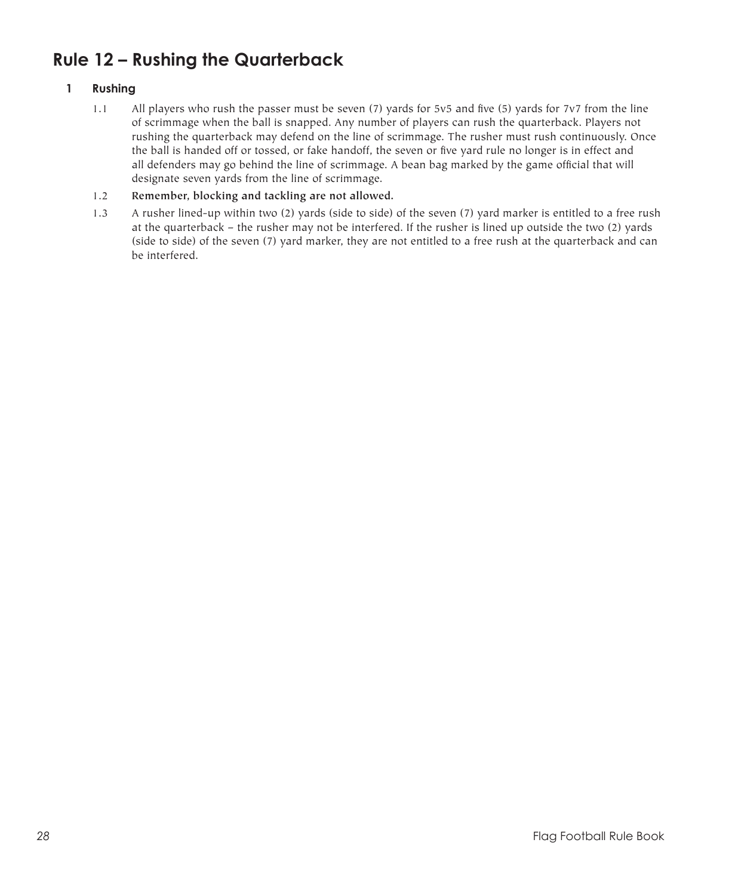# Rule 12 – Rushing the Quarterback

## 1 Rushing

1.1 All players who rush the passer must be seven (7) yards for 5v5 and five (5) yards for 7v7 from the line of scrimmage when the ball is snapped. Any number of players can rush the quarterback. Players not rushing the quarterback may defend on the line of scrimmage. The rusher must rush continuously. Once the ball is handed off or tossed, or fake handoff, the seven or five yard rule no longer is in effect and all defenders may go behind the line of scrimmage. A bean bag marked by the game official that will designate seven yards from the line of scrimmage.

1.2 **Remember, blocking and tackling are not allowed.**

1.3 A rusher lined-up within two (2) yards (side to side) of the seven (7) yard marker is entitled to a free rush at the quarterback – the rusher may not be interfered. If the rusher is lined up outside the two (2) yards (side to side) of the seven (7) yard marker, they are not entitled to a free rush at the quarterback and can be interfered.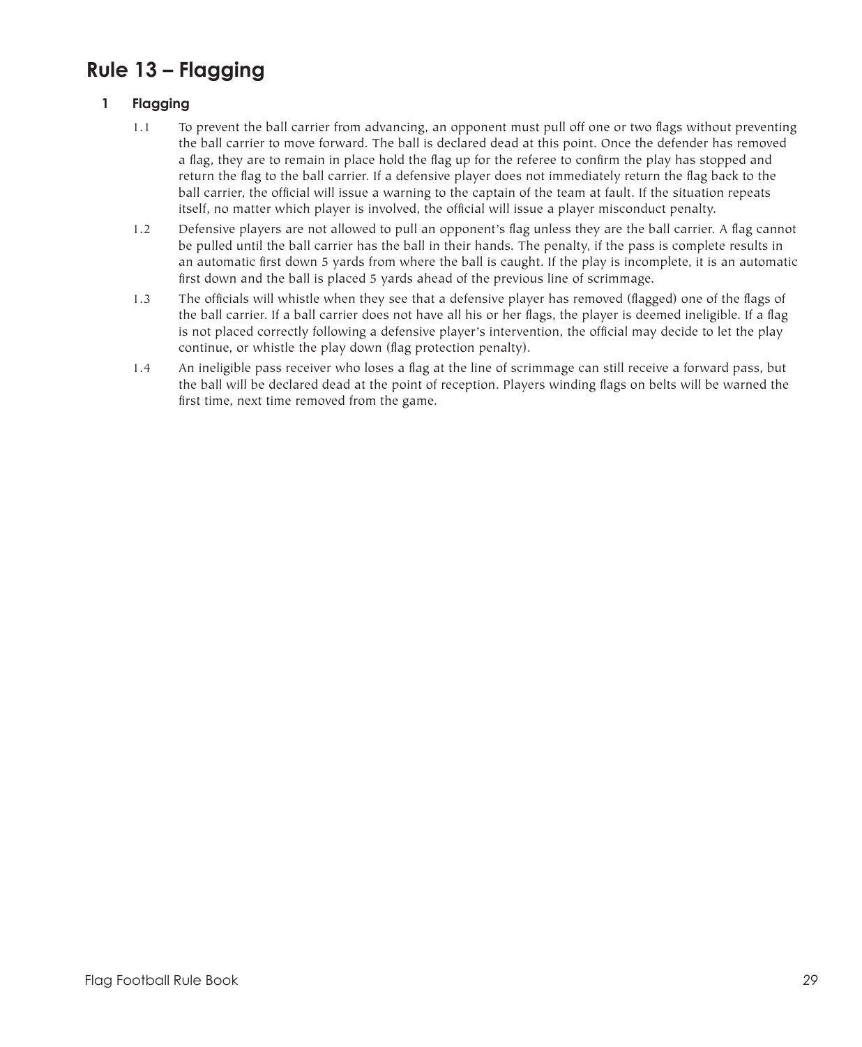# Rule 13 – Flagging

## 1 Flagging

1.1 To prevent the ball carrier from advancing, an opponent must pull off one or two flags without preventing the ball carrier to move forward. The ball is declared dead at this point. Once the defender has removed a flag, they are to remain in place hold the flag up for the referee to confirm the play has stopped and return the flag to the ball carrier. If a defensive player does not immediately return the flag back to the ball carrier, the official will issue a warning to the captain of the team at fault. If the situation repeats itself, no matter which player is involved, the official will issue a player misconduct penalty.

1.2 Defensive players are not allowed to pull an opponent's flag unless they are the ball carrier. A flag cannot be pulled until the ball carrier has the ball in their hands. The penalty, if the pass is complete results in an automatic first down 5 yards from where the ball is caught. If the play is incomplete, it is an automatic first down and the ball is placed 5 yards ahead of the previous line of scrimmage.

1.3 The officials will whistle when they see that a defensive player has removed (flagged) one of the flags of the ball carrier. If a ball carrier does not have all his or her flags, the player is deemed ineligible. If a flag is not placed correctly following a defensive player's intervention, the official may decide to let the play continue, or whistle the play down (flag protection penalty).

1.4 An ineligible pass receiver who loses a flag at the line of scrimmage can still receive a forward pass, but the ball will be declared dead at the point of reception. Players winding flags on belts will be warned the first time, next time removed from the game.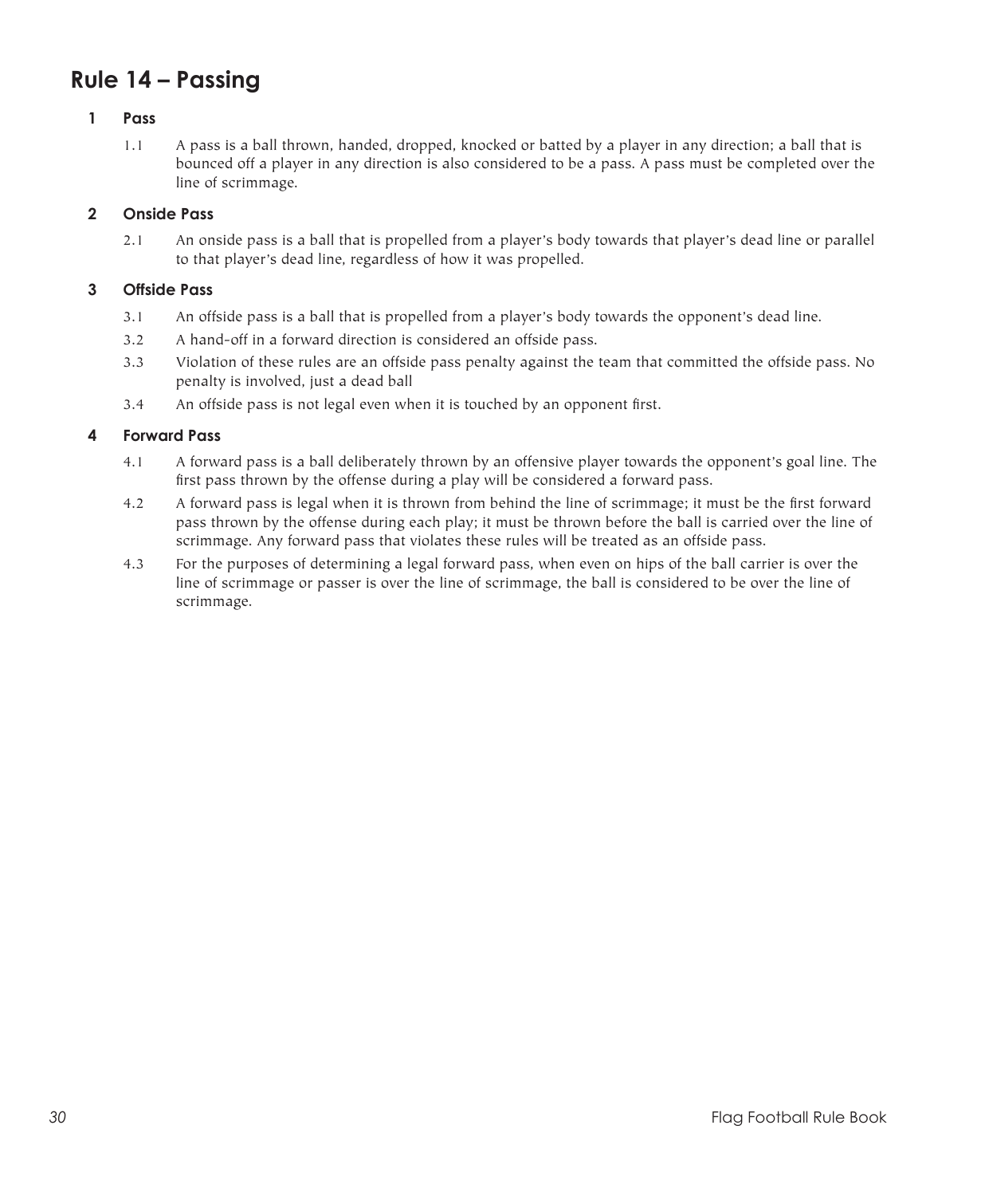# Rule 14 – Passing

## 1 Pass

1.1 A pass is a ball thrown, handed, dropped, knocked or batted by a player in any direction; a ball that is bounced off a player in any direction is also considered to be a pass. A pass must be completed over the line of scrimmage.

## 2 Onside Pass

2.1 An onside pass is a ball that is propelled from a player's body towards that player's dead line or parallel to that player's dead line, regardless of how it was propelled.

## 3 Offside Pass

3.1 An offside pass is a ball that is propelled from a player's body towards the opponent's dead line.

3.2 A hand-off in a forward direction is considered an offside pass.

3.3 Violation of these rules are an offside pass penalty against the team that committed the offside pass. No penalty is involved, just a dead ball

3.4 An offside pass is not legal even when it is touched by an opponent first.

## 4 Forward Pass

4.1 A forward pass is a ball deliberately thrown by an offensive player towards the opponent's goal line. The first pass thrown by the offense during a play will be considered a forward pass.

4.2 A forward pass is legal when it is thrown from behind the line of scrimmage; it must be the first forward pass thrown by the offense during each play; it must be thrown before the ball is carried over the line of scrimmage. Any forward pass that violates these rules will be treated as an offside pass.

4.3 For the purposes of determining a legal forward pass, when even on hips of the ball carrier is over the line of scrimmage or passer is over the line of scrimmage, the ball is considered to be over the line of scrimmage.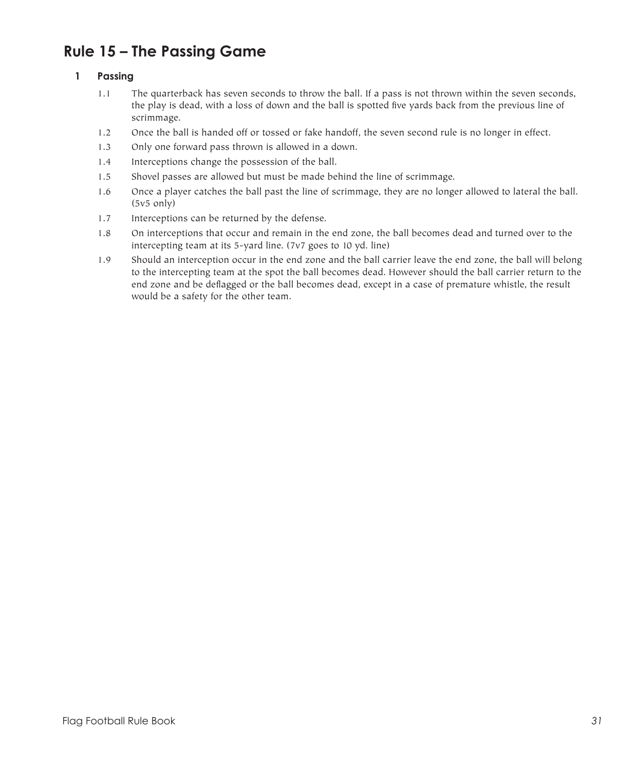## Rule 15 – The Passing Game

### 1 Passing

1.1 The quarterback has seven seconds to throw the ball. If a pass is not thrown within the seven seconds, the play is dead, with a loss of down and the ball is spotted five yards back from the previous line of scrimmage.

1.2 Once the ball is handed off or tossed or fake handoff, the seven second rule is no longer in effect.

1.3 Only one forward pass thrown is allowed in a down.

1.4 Interceptions change the possession of the ball.

1.5 Shovel passes are allowed but must be made behind the line of scrimmage.

1.6 Once a player catches the ball past the line of scrimmage, they are no longer allowed to lateral the ball. (5v5 only)

1.7 Interceptions can be returned by the defense.

1.8 On interceptions that occur and remain in the end zone, the ball becomes dead and turned over to the intercepting team at its 5-yard line. (7v7 goes to 10 yd. line)

1.9 Should an interception occur in the end zone and the ball carrier leave the end zone, the ball will belong to the intercepting team at the spot the ball becomes dead. However should the ball carrier return to the end zone and be deflagged or the ball becomes dead, except in a case of premature whistle, the result would be a safety for the other team.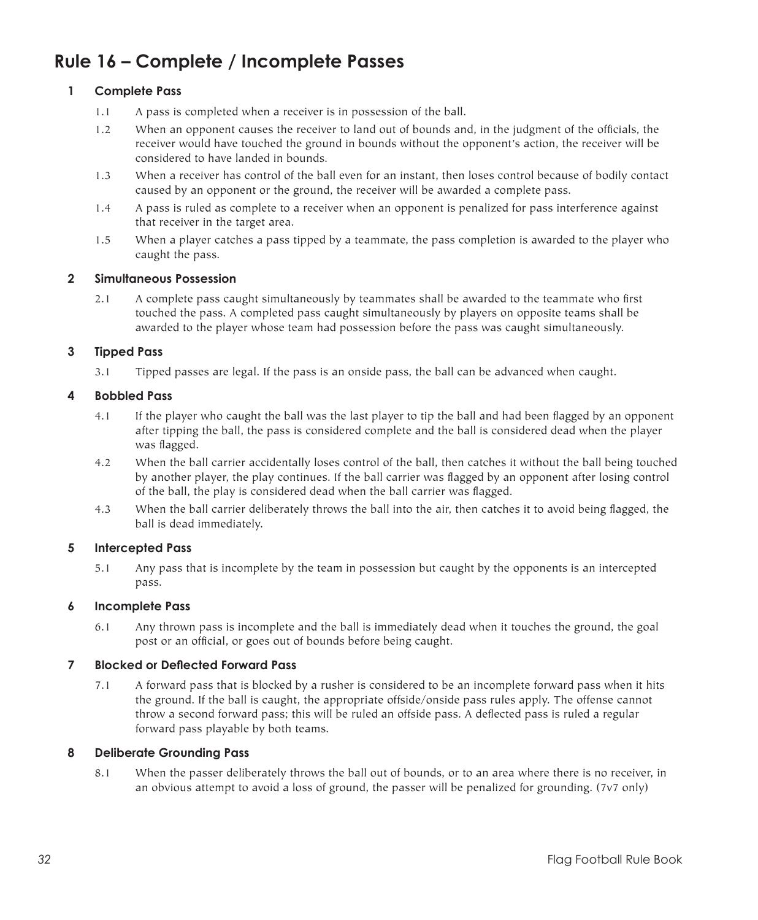# Rule 16 – Complete / Incomplete Passes

## 1 Complete Pass

1.1 A pass is completed when a receiver is in possession of the ball.

1.2 When an opponent causes the receiver to land out of bounds and, in the judgment of the officials, the receiver would have touched the ground in bounds without the opponent's action, the receiver will be considered to have landed in bounds.

1.3 When a receiver has control of the ball even for an instant, then loses control because of bodily contact caused by an opponent or the ground, the receiver will be awarded a complete pass.

1.4 A pass is ruled as complete to a receiver when an opponent is penalized for pass interference against that receiver in the target area.

1.5 When a player catches a pass tipped by a teammate, the pass completion is awarded to the player who caught the pass.

## 2 Simultaneous Possession

2.1 A complete pass caught simultaneously by teammates shall be awarded to the teammate who first touched the pass. A completed pass caught simultaneously by players on opposite teams shall be awarded to the player whose team had possession before the pass was caught simultaneously.

## 3 Tipped Pass

3.1 Tipped passes are legal. If the pass is an onside pass, the ball can be advanced when caught.

## 4 Bobbled Pass

4.1 If the player who caught the ball was the last player to tip the ball and had been flagged by an opponent after tipping the ball, the pass is considered complete and the ball is considered dead when the player was flagged.

4.2 When the ball carrier accidentally loses control of the ball, then catches it without the ball being touched by another player, the play continues. If the ball carrier was flagged by an opponent after losing control of the ball, the play is considered dead when the ball carrier was flagged.

4.3 When the ball carrier deliberately throws the ball into the air, then catches it to avoid being flagged, the ball is dead immediately.

## 5 Intercepted Pass

5.1 Any pass that is incomplete by the team in possession but caught by the opponents is an intercepted pass.

## 6 Incomplete Pass

6.1 Any thrown pass is incomplete and the ball is immediately dead when it touches the ground, the goal post or an official, or goes out of bounds before being caught.

## 7 Blocked or Deflected Forward Pass

7.1 A forward pass that is blocked by a rusher is considered to be an incomplete forward pass when it hits the ground. If the ball is caught, the appropriate offside/onside pass rules apply. The offense cannot throw a second forward pass; this will be ruled an offside pass. A deflected pass is ruled a regular forward pass playable by both teams.

## 8 Deliberate Grounding Pass

8.1 When the passer deliberately throws the ball out of bounds, or to an area where there is no receiver, in an obvious attempt to avoid a loss of ground, the passer will be penalized for grounding. (7v7 only)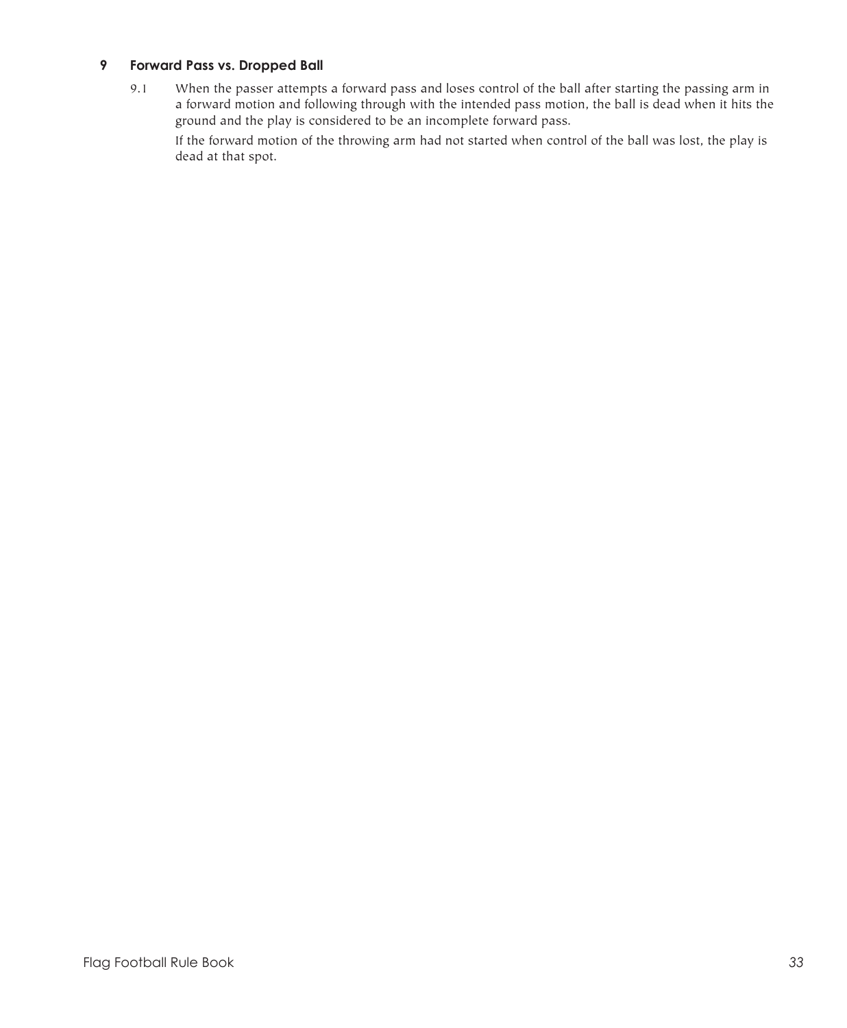## 9 Forward Pass vs. Dropped Ball

9.1 When the passer attempts a forward pass and loses control of the ball after starting the passing arm in a forward motion and following through with the intended pass motion, the ball is dead when it hits the ground and the play is considered to be an incomplete forward pass.

If the forward motion of the throwing arm had not started when control of the ball was lost, the play is dead at that spot.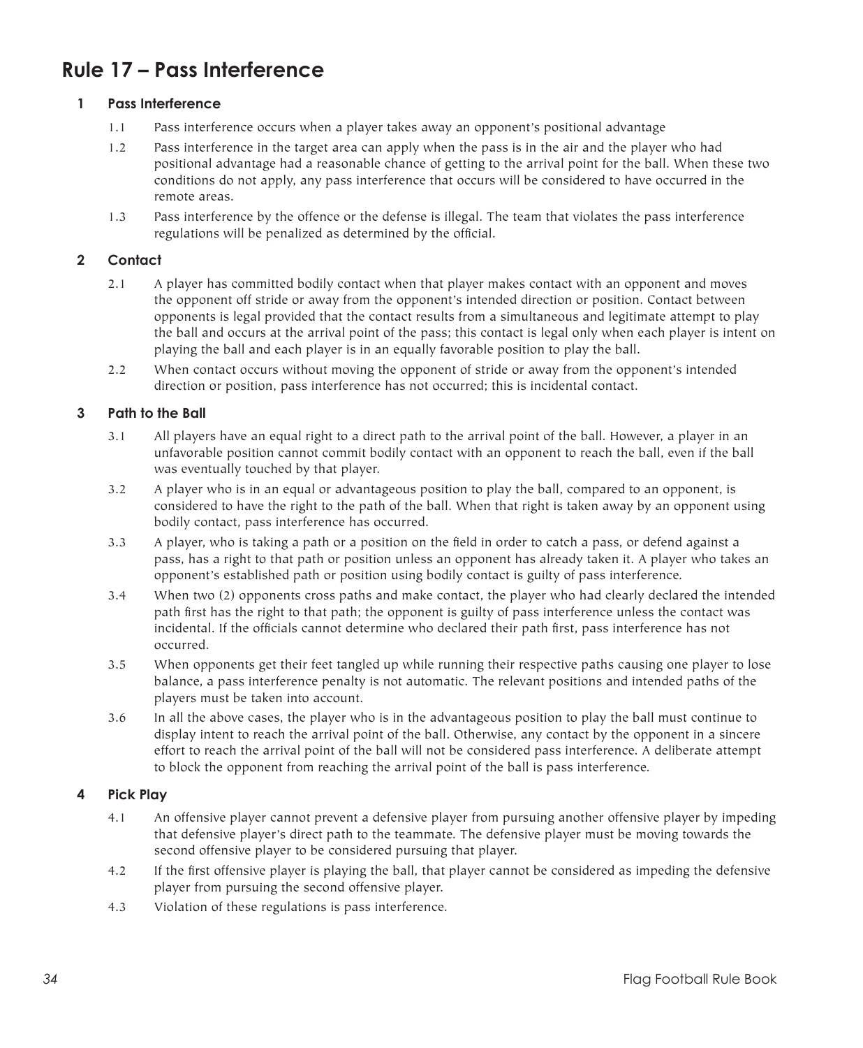# Rule 17 – Pass Interference

## 1 Pass Interference

1.1 Pass interference occurs when a player takes away an opponent's positional advantage

1.2 Pass interference in the target area can apply when the pass is in the air and the player who had positional advantage had a reasonable chance of getting to the arrival point for the ball. When these two conditions do not apply, any pass interference that occurs will be considered to have occurred in the remote areas.

1.3 Pass interference by the offence or the defense is illegal. The team that violates the pass interference regulations will be penalized as determined by the official.

## 2 Contact

2.1 A player has committed bodily contact when that player makes contact with an opponent and moves the opponent off stride or away from the opponent's intended direction or position. Contact between opponents is legal provided that the contact results from a simultaneous and legitimate attempt to play the ball and occurs at the arrival point of the pass; this contact is legal only when each player is intent on playing the ball and each player is in an equally favorable position to play the ball.

2.2 When contact occurs without moving the opponent of stride or away from the opponent's intended direction or position, pass interference has not occurred; this is incidental contact.

## 3 Path to the Ball

3.1 All players have an equal right to a direct path to the arrival point of the ball. However, a player in an unfavorable position cannot commit bodily contact with an opponent to reach the ball, even if the ball was eventually touched by that player.

3.2 A player who is in an equal or advantageous position to play the ball, compared to an opponent, is considered to have the right to the path of the ball. When that right is taken away by an opponent using bodily contact, pass interference has occurred.

3.3 A player, who is taking a path or a position on the field in order to catch a pass, or defend against a pass, has a right to that path or position unless an opponent has already taken it. A player who takes an opponent's established path or position using bodily contact is guilty of pass interference.

3.4 When two (2) opponents cross paths and make contact, the player who had clearly declared the intended path first has the right to that path; the opponent is guilty of pass interference unless the contact was incidental. If the officials cannot determine who declared their path first, pass interference has not occurred.

3.5 When opponents get their feet tangled up while running their respective paths causing one player to lose balance, a pass interference penalty is not automatic. The relevant positions and intended paths of the players must be taken into account.

3.6 In all the above cases, the player who is in the advantageous position to play the ball must continue to display intent to reach the arrival point of the ball. Otherwise, any contact by the opponent in a sincere effort to reach the arrival point of the ball will not be considered pass interference. A deliberate attempt to block the opponent from reaching the arrival point of the ball is pass interference.

## 4 Pick Play

4.1 An offensive player cannot prevent a defensive player from pursuing another offensive player by impeding that defensive player's direct path to the teammate. The defensive player must be moving towards the second offensive player to be considered pursuing that player.

4.2 If the first offensive player is playing the ball, that player cannot be considered as impeding the defensive player from pursuing the second offensive player.

4.3 Violation of these regulations is pass interference.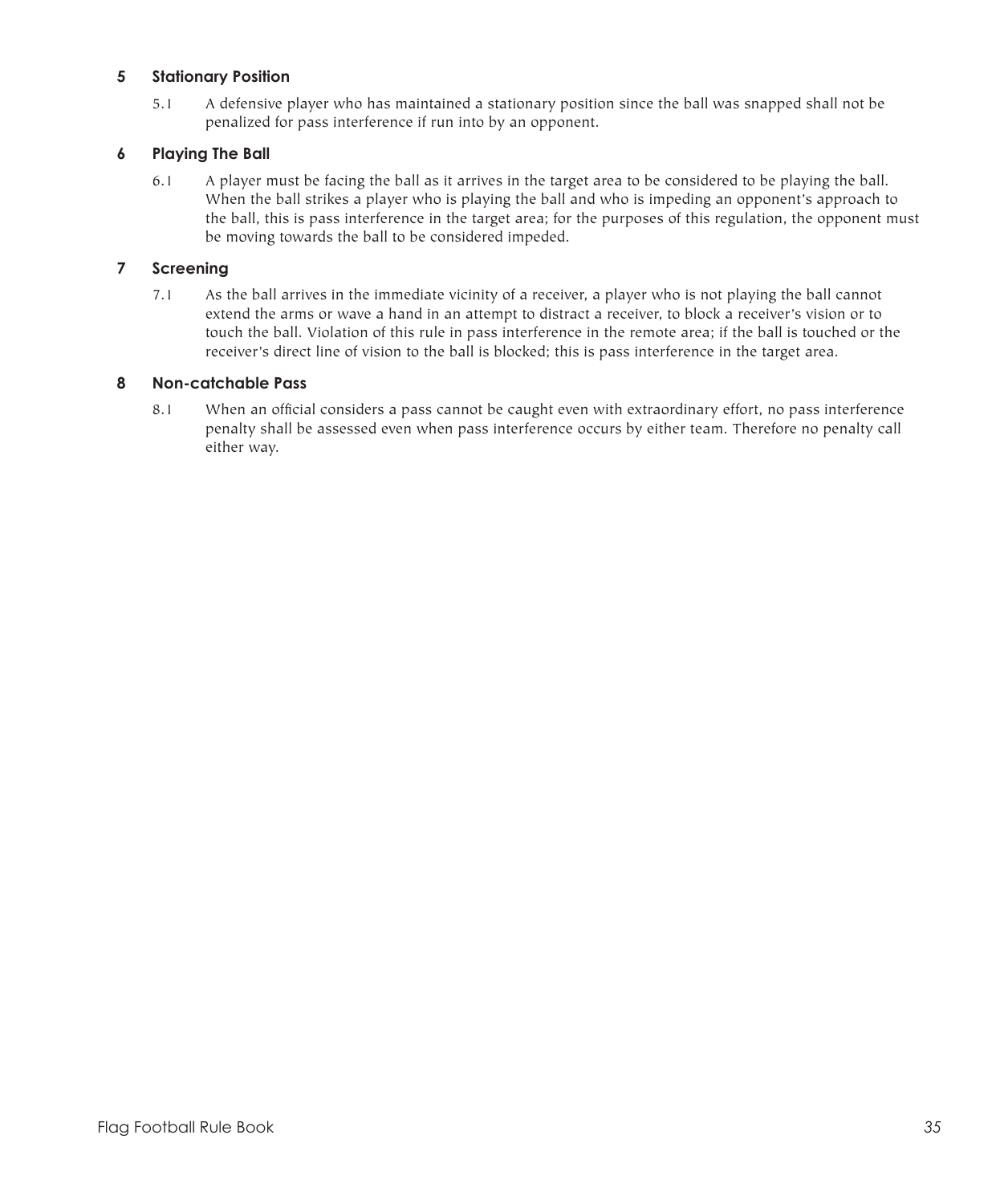## 5 Stationary Position

5.1 A defensive player who has maintained a stationary position since the ball was snapped shall not be penalized for pass interference if run into by an opponent.

## 6 Playing The Ball

6.1 A player must be facing the ball as it arrives in the target area to be considered to be playing the ball. When the ball strikes a player who is playing the ball and who is impeding an opponent's approach to the ball, this is pass interference in the target area; for the purposes of this regulation, the opponent must be moving towards the ball to be considered impeded.

## 7 Screening

7.1 As the ball arrives in the immediate vicinity of a receiver, a player who is not playing the ball cannot extend the arms or wave a hand in an attempt to distract a receiver, to block a receiver's vision or to touch the ball. Violation of this rule in pass interference in the remote area; if the ball is touched or the receiver's direct line of vision to the ball is blocked; this is pass interference in the target area.

## 8 Non-catchable Pass

8.1 When an official considers a pass cannot be caught even with extraordinary effort, no pass interference penalty shall be assessed even when pass interference occurs by either team. Therefore no penalty call either way.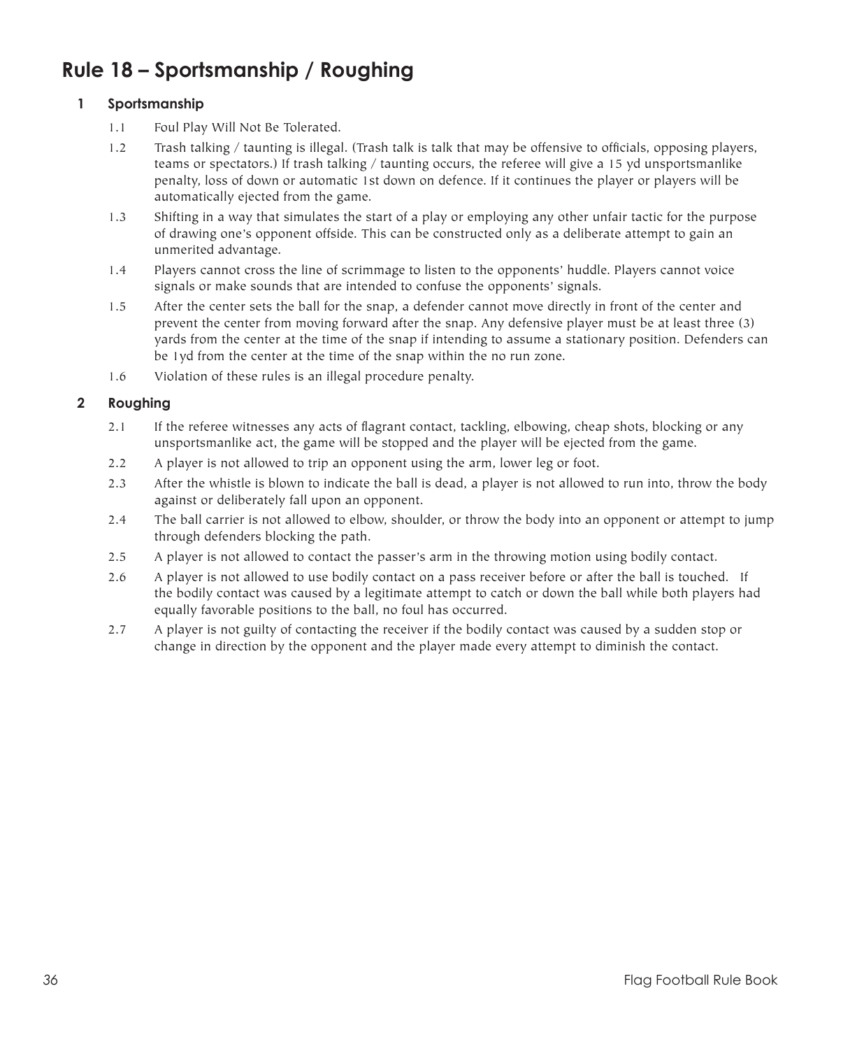# Rule 18 – Sportsmanship / Roughing

## 1 Sportsmanship

1.1 Foul Play Will Not Be Tolerated.

1.2 Trash talking / taunting is illegal. (Trash talk is talk that may be offensive to officials, opposing players, teams or spectators.) If trash talking / taunting occurs, the referee will give a 15 yd unsportsmanlike penalty, loss of down or automatic 1st down on defence. If it continues the player or players will be automatically ejected from the game.

1.3 Shifting in a way that simulates the start of a play or employing any other unfair tactic for the purpose of drawing one's opponent offside. This can be constructed only as a deliberate attempt to gain an unmerited advantage.

1.4 Players cannot cross the line of scrimmage to listen to the opponents' huddle. Players cannot voice signals or make sounds that are intended to confuse the opponents' signals.

1.5 After the center sets the ball for the snap, a defender cannot move directly in front of the center and prevent the center from moving forward after the snap. Any defensive player must be at least three (3) yards from the center at the time of the snap if intending to assume a stationary position. Defenders can be 1yd from the center at the time of the snap within the no run zone.

1.6 Violation of these rules is an illegal procedure penalty.

## 2 Roughing

2.1 If the referee witnesses any acts of flagrant contact, tackling, elbowing, cheap shots, blocking or any unsportsmanlike act, the game will be stopped and the player will be ejected from the game.

2.2 A player is not allowed to trip an opponent using the arm, lower leg or foot.

2.3 After the whistle is blown to indicate the ball is dead, a player is not allowed to run into, throw the body against or deliberately fall upon an opponent.

2.4 The ball carrier is not allowed to elbow, shoulder, or throw the body into an opponent or attempt to jump through defenders blocking the path.

2.5 A player is not allowed to contact the passer's arm in the throwing motion using bodily contact.

2.6 A player is not allowed to use bodily contact on a pass receiver before or after the ball is touched. If the bodily contact was caused by a legitimate attempt to catch or down the ball while both players had equally favorable positions to the ball, no foul has occurred.

2.7 A player is not guilty of contacting the receiver if the bodily contact was caused by a sudden stop or change in direction by the opponent and the player made every attempt to diminish the contact.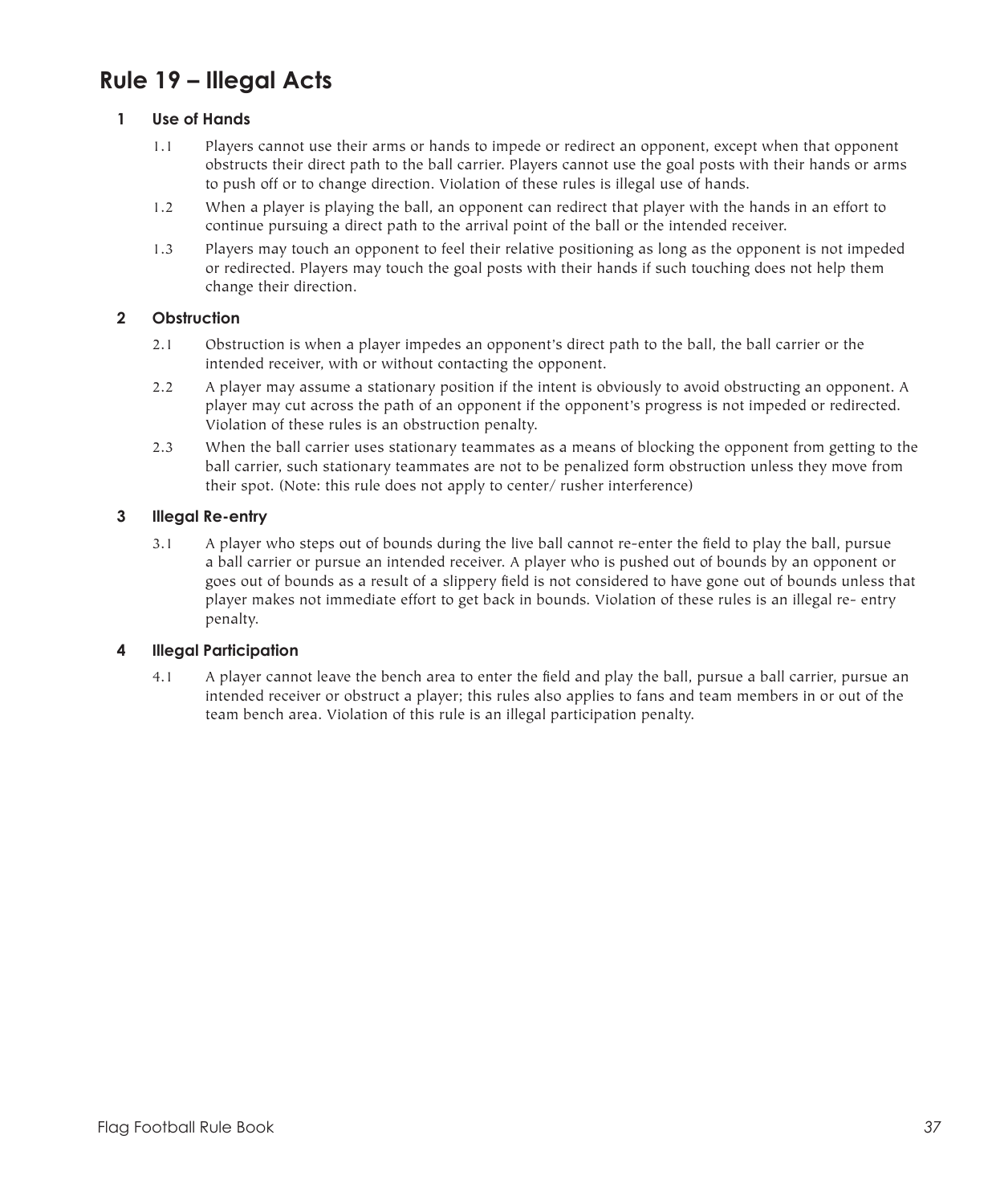# Rule 19 – Illegal Acts

## 1 Use of Hands

1.1 Players cannot use their arms or hands to impede or redirect an opponent, except when that opponent obstructs their direct path to the ball carrier. Players cannot use the goal posts with their hands or arms to push off or to change direction. Violation of these rules is illegal use of hands.

1.2 When a player is playing the ball, an opponent can redirect that player with the hands in an effort to continue pursuing a direct path to the arrival point of the ball or the intended receiver.

1.3 Players may touch an opponent to feel their relative positioning as long as the opponent is not impeded or redirected. Players may touch the goal posts with their hands if such touching does not help them change their direction.

## 2 Obstruction

2.1 Obstruction is when a player impedes an opponent's direct path to the ball, the ball carrier or the intended receiver, with or without contacting the opponent.

2.2 A player may assume a stationary position if the intent is obviously to avoid obstructing an opponent. A player may cut across the path of an opponent if the opponent's progress is not impeded or redirected. Violation of these rules is an obstruction penalty.

2.3 When the ball carrier uses stationary teammates as a means of blocking the opponent from getting to the ball carrier, such stationary teammates are not to be penalized form obstruction unless they move from their spot. (Note: this rule does not apply to center/ rusher interference)

## 3 Illegal Re-entry

3.1 A player who steps out of bounds during the live ball cannot re-enter the field to play the ball, pursue a ball carrier or pursue an intended receiver. A player who is pushed out of bounds by an opponent or goes out of bounds as a result of a slippery field is not considered to have gone out of bounds unless that player makes not immediate effort to get back in bounds. Violation of these rules is an illegal re- entry penalty.

## 4 Illegal Participation

4.1 A player cannot leave the bench area to enter the field and play the ball, pursue a ball carrier, pursue an intended receiver or obstruct a player; this rules also applies to fans and team members in or out of the team bench area. Violation of this rule is an illegal participation penalty.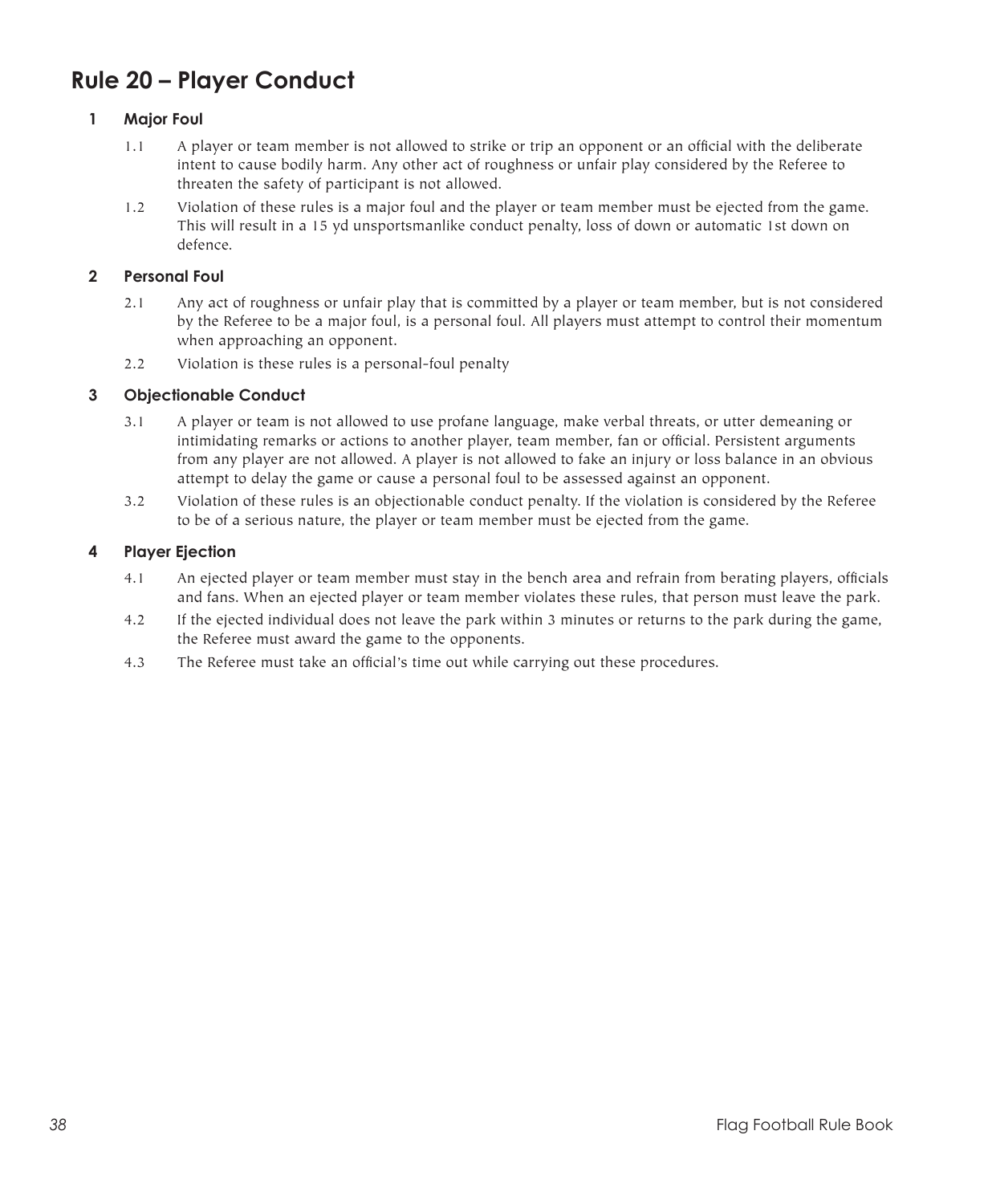# Rule 20 – Player Conduct

### 1 Major Foul

1.1 A player or team member is not allowed to strike or trip an opponent or an official with the deliberate intent to cause bodily harm. Any other act of roughness or unfair play considered by the Referee to threaten the safety of participant is not allowed.

1.2 Violation of these rules is a major foul and the player or team member must be ejected from the game. This will result in a 15 yd unsportsmanlike conduct penalty, loss of down or automatic 1st down on defence.

### 2 Personal Foul

2.1 Any act of roughness or unfair play that is committed by a player or team member, but is not considered by the Referee to be a major foul, is a personal foul. All players must attempt to control their momentum when approaching an opponent.

2.2 Violation is these rules is a personal-foul penalty

### 3 Objectionable Conduct

3.1 A player or team is not allowed to use profane language, make verbal threats, or utter demeaning or intimidating remarks or actions to another player, team member, fan or official. Persistent arguments from any player are not allowed. A player is not allowed to fake an injury or loss balance in an obvious attempt to delay the game or cause a personal foul to be assessed against an opponent.

3.2 Violation of these rules is an objectionable conduct penalty. If the violation is considered by the Referee to be of a serious nature, the player or team member must be ejected from the game.

### 4 Player Ejection

4.1 An ejected player or team member must stay in the bench area and refrain from berating players, officials and fans. When an ejected player or team member violates these rules, that person must leave the park.

4.2 If the ejected individual does not leave the park within 3 minutes or returns to the park during the game, the Referee must award the game to the opponents.

4.3 The Referee must take an official's time out while carrying out these procedures.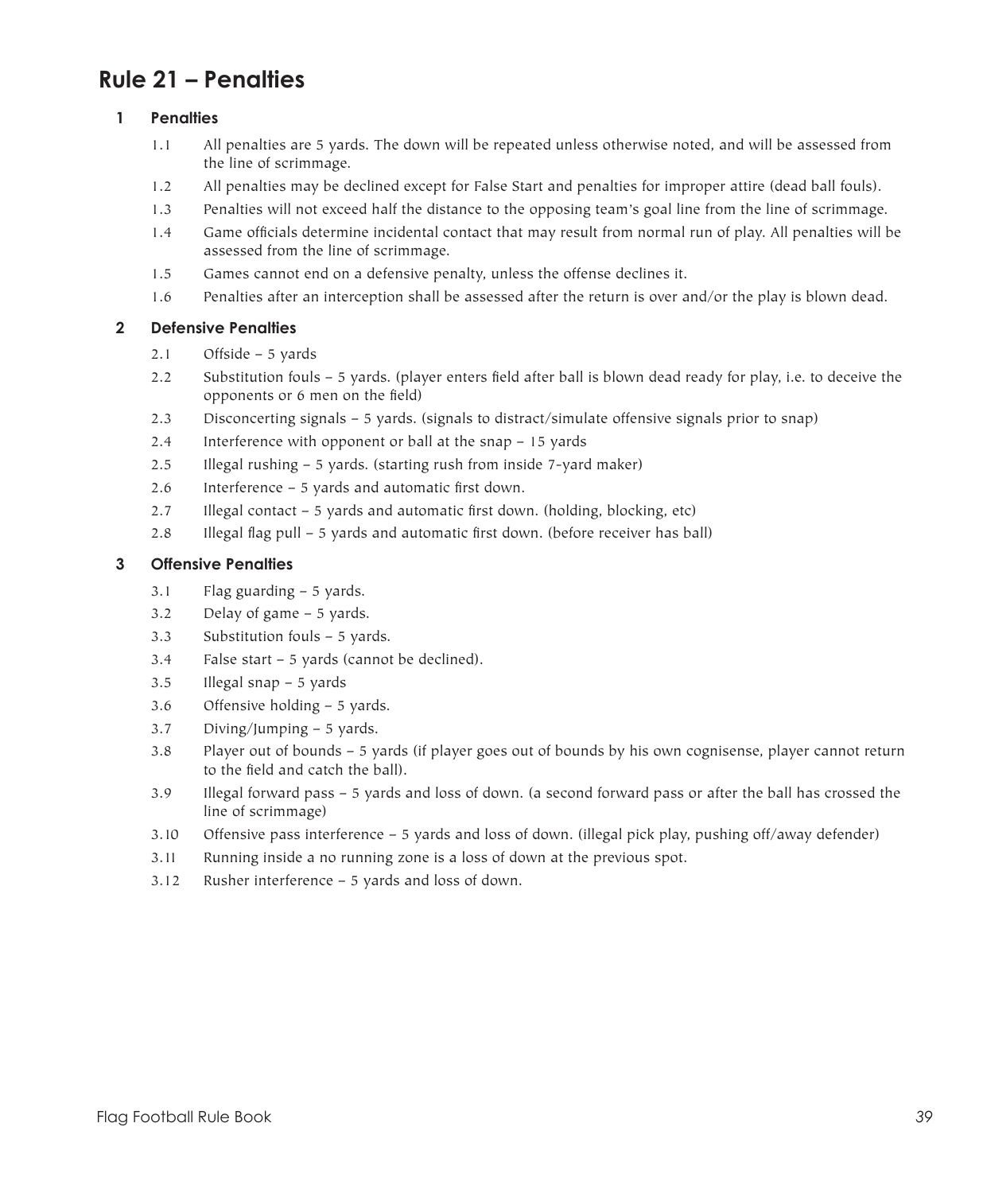# Rule 21 – Penalties

## 1 Penalties

1.1 All penalties are 5 yards. The down will be repeated unless otherwise noted, and will be assessed from the line of scrimmage.

1.2 All penalties may be declined except for False Start and penalties for improper attire (dead ball fouls).

1.3 Penalties will not exceed half the distance to the opposing team's goal line from the line of scrimmage.

1.4 Game officials determine incidental contact that may result from normal run of play. All penalties will be assessed from the line of scrimmage.

1.5 Games cannot end on a defensive penalty, unless the offense declines it.

1.6 Penalties after an interception shall be assessed after the return is over and/or the play is blown dead.

## 2 Defensive Penalties

2.1 Offside – 5 yards

2.2 Substitution fouls – 5 yards. (player enters field after ball is blown dead ready for play, i.e. to deceive the opponents or 6 men on the field)

2.3 Disconcerting signals – 5 yards. (signals to distract/simulate offensive signals prior to snap)

2.4 Interference with opponent or ball at the snap – 15 yards

2.5 Illegal rushing – 5 yards. (starting rush from inside 7-yard maker)

2.6 Interference – 5 yards and automatic first down.

2.7 Illegal contact – 5 yards and automatic first down. (holding, blocking, etc)

2.8 Illegal flag pull – 5 yards and automatic first down. (before receiver has ball)

## 3 Offensive Penalties

3.1 Flag guarding – 5 yards.

3.2 Delay of game – 5 yards.

3.3 Substitution fouls – 5 yards.

3.4 False start – 5 yards (cannot be declined).

3.5 Illegal snap – 5 yards

3.6 Offensive holding – 5 yards.

3.7 Diving/Jumping – 5 yards.

3.8 Player out of bounds – 5 yards (if player goes out of bounds by his own cognisense, player cannot return to the field and catch the ball).

3.9 Illegal forward pass – 5 yards and loss of down. (a second forward pass or after the ball has crossed the line of scrimmage)

3.10 Offensive pass interference – 5 yards and loss of down. (illegal pick play, pushing off/away defender)

3.11 Running inside a no running zone is a loss of down at the previous spot.

3.12 Rusher interference – 5 yards and loss of down.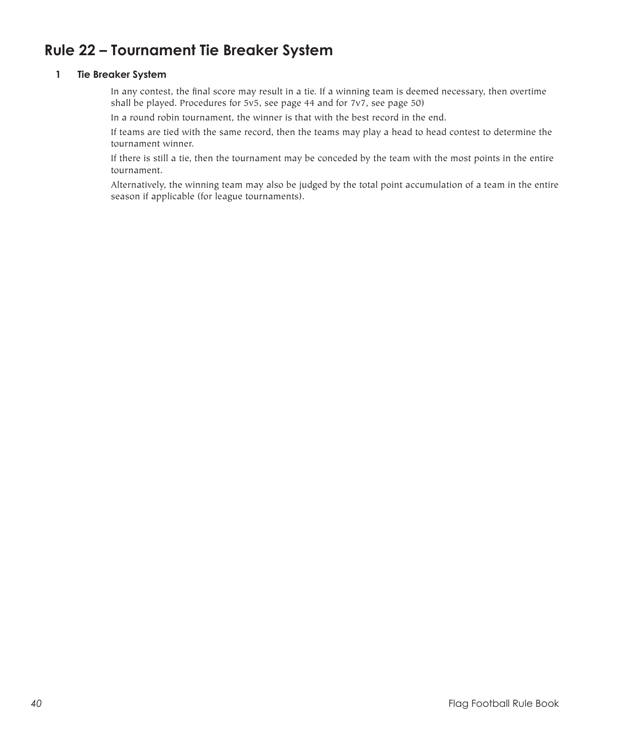# Rule 22 – Tournament Tie Breaker System

### 1 Tie Breaker System

In any contest, the final score may result in a tie. If a winning team is deemed necessary, then overtime shall be played. Procedures for 5v5, see page 44 and for 7v7, see page 50)

In a round robin tournament, the winner is that with the best record in the end.

If teams are tied with the same record, then the teams may play a head to head contest to determine the tournament winner.

If there is still a tie, then the tournament may be conceded by the team with the most points in the entire tournament.

Alternatively, the winning team may also be judged by the total point accumulation of a team in the entire season if applicable (for league tournaments).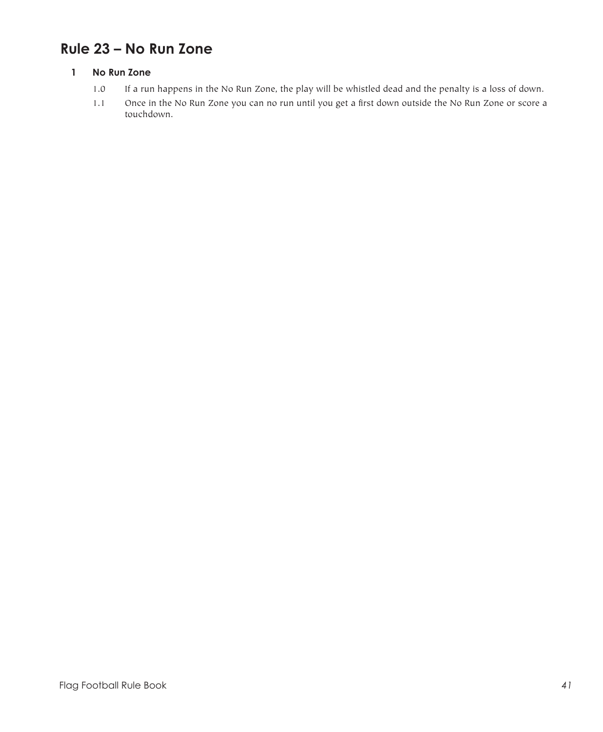## Rule 23 – No Run Zone

### 1 No Run Zone

1.0 If a run happens in the No Run Zone, the play will be whistled dead and the penalty is a loss of down.

1.1 Once in the No Run Zone you can no run until you get a first down outside the No Run Zone or score a touchdown.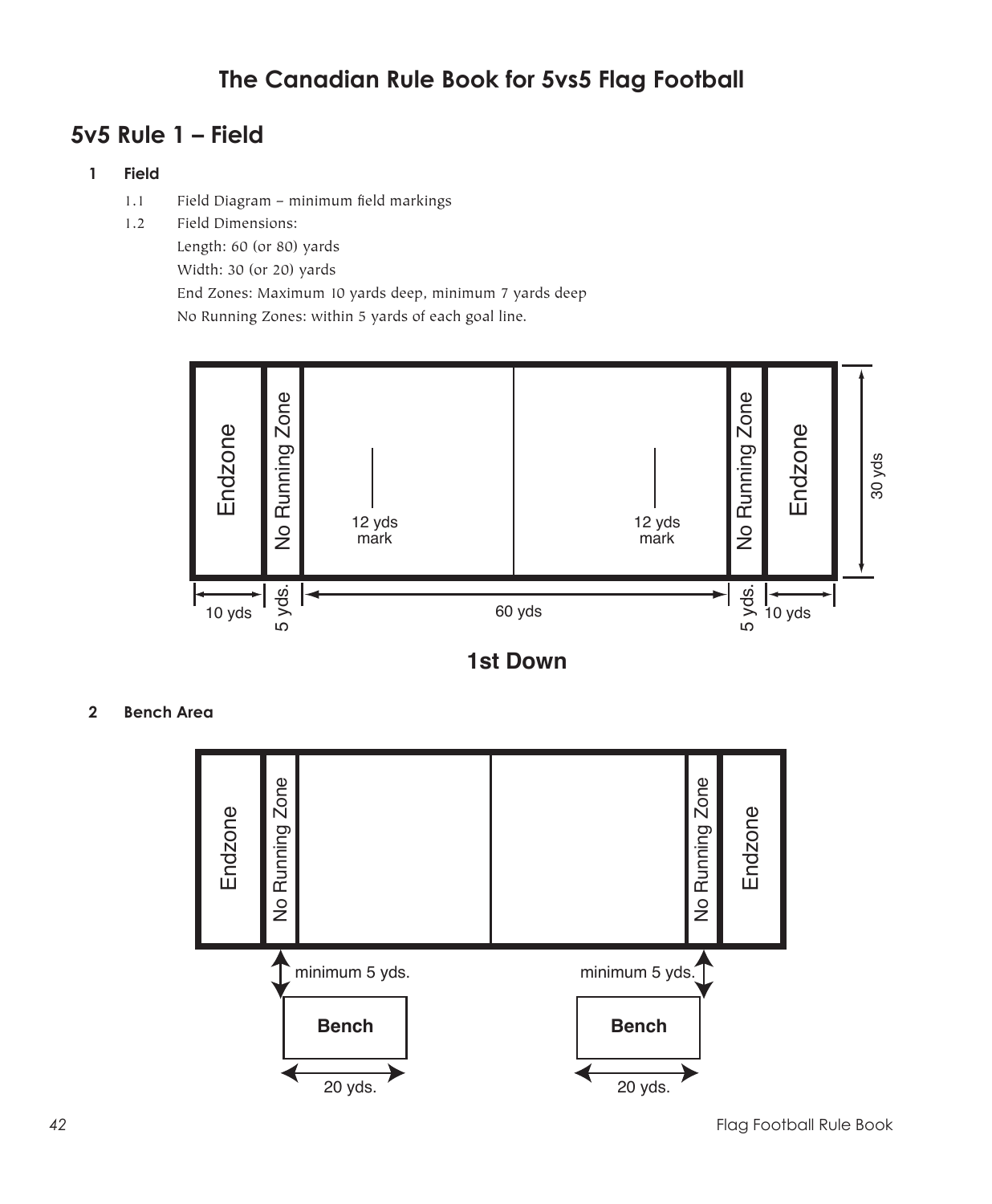# The Canadian Rule Book for 5vs5 Flag Football

## 5v5 Rule 1 – Field

### 1 Field

1.1 Field Diagram – minimum field markings

1.2 Field Dimensions:

Length: 60 (or 80) yards

Width: 30 (or 20) yards

End Zones: Maximum 10 yards deep, minimum 7 yards deep

No Running Zones: within 5 yards of each goal line.

Endzone | No Running Zone | 12 yds mark | 12 yds mark | No Running Zone | Endzone

10 yds | 5 yds. | 60 yds | 5 yds. | 10 yds | 30 yds

**1st Down**

### 2 Bench Area

Endzone | No Running Zone | No Running Zone | Endzone

minimum 5 yds. | minimum 5 yds.

Bench | Bench

20 yds. | 20 yds.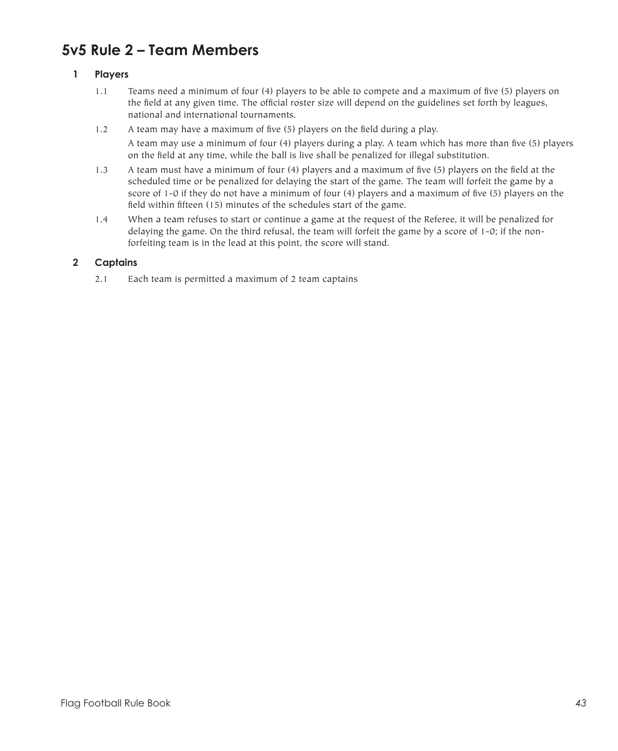## 5v5 Rule 2 – Team Members

### 1 Players

1.1 Teams need a minimum of four (4) players to be able to compete and a maximum of five (5) players on the field at any given time. The official roster size will depend on the guidelines set forth by leagues, national and international tournaments.

1.2 A team may have a maximum of five (5) players on the field during a play.

A team may use a minimum of four (4) players during a play. A team which has more than five (5) players on the field at any time, while the ball is live shall be penalized for illegal substitution.

1.3 A team must have a minimum of four (4) players and a maximum of five (5) players on the field at the scheduled time or be penalized for delaying the start of the game. The team will forfeit the game by a score of 1-0 if they do not have a minimum of four (4) players and a maximum of five (5) players on the field within fifteen (15) minutes of the schedules start of the game.

1.4 When a team refuses to start or continue a game at the request of the Referee, it will be penalized for delaying the game. On the third refusal, the team will forfeit the game by a score of 1-0; if the non-forfeiting team is in the lead at this point, the score will stand.

### 2 Captains

2.1 Each team is permitted a maximum of 2 team captains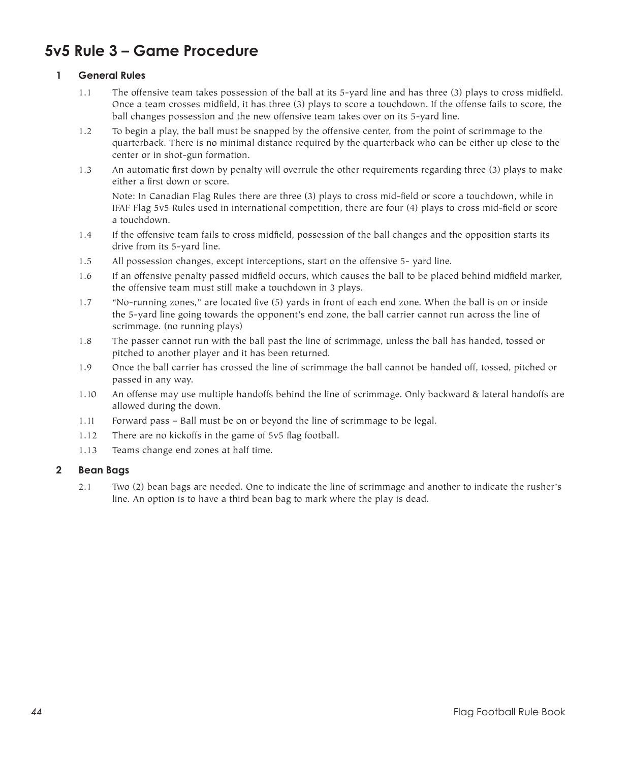# 5v5 Rule 3 – Game Procedure

## 1 General Rules

1.1 The offensive team takes possession of the ball at its 5-yard line and has three (3) plays to cross midfield. Once a team crosses midfield, it has three (3) plays to score a touchdown. If the offense fails to score, the ball changes possession and the new offensive team takes over on its 5-yard line.

1.2 To begin a play, the ball must be snapped by the offensive center, from the point of scrimmage to the quarterback. There is no minimal distance required by the quarterback who can be either up close to the center or in shot-gun formation.

1.3 An automatic first down by penalty will overrule the other requirements regarding three (3) plays to make either a first down or score.

Note: In Canadian Flag Rules there are three (3) plays to cross mid-field or score a touchdown, while in IFAF Flag 5v5 Rules used in international competition, there are four (4) plays to cross mid-field or score a touchdown.

1.4 If the offensive team fails to cross midfield, possession of the ball changes and the opposition starts its drive from its 5-yard line.

1.5 All possession changes, except interceptions, start on the offensive 5- yard line.

1.6 If an offensive penalty passed midfield occurs, which causes the ball to be placed behind midfield marker, the offensive team must still make a touchdown in 3 plays.

1.7 "No-running zones," are located five (5) yards in front of each end zone. When the ball is on or inside the 5-yard line going towards the opponent's end zone, the ball carrier cannot run across the line of scrimmage. (no running plays)

1.8 The passer cannot run with the ball past the line of scrimmage, unless the ball has handed, tossed or pitched to another player and it has been returned.

1.9 Once the ball carrier has crossed the line of scrimmage the ball cannot be handed off, tossed, pitched or passed in any way.

1.10 An offense may use multiple handoffs behind the line of scrimmage. Only backward & lateral handoffs are allowed during the down.

1.11 Forward pass – Ball must be on or beyond the line of scrimmage to be legal.

1.12 There are no kickoffs in the game of 5v5 flag football.

1.13 Teams change end zones at half time.

## 2 Bean Bags

2.1 Two (2) bean bags are needed. One to indicate the line of scrimmage and another to indicate the rusher's line. An option is to have a third bean bag to mark where the play is dead.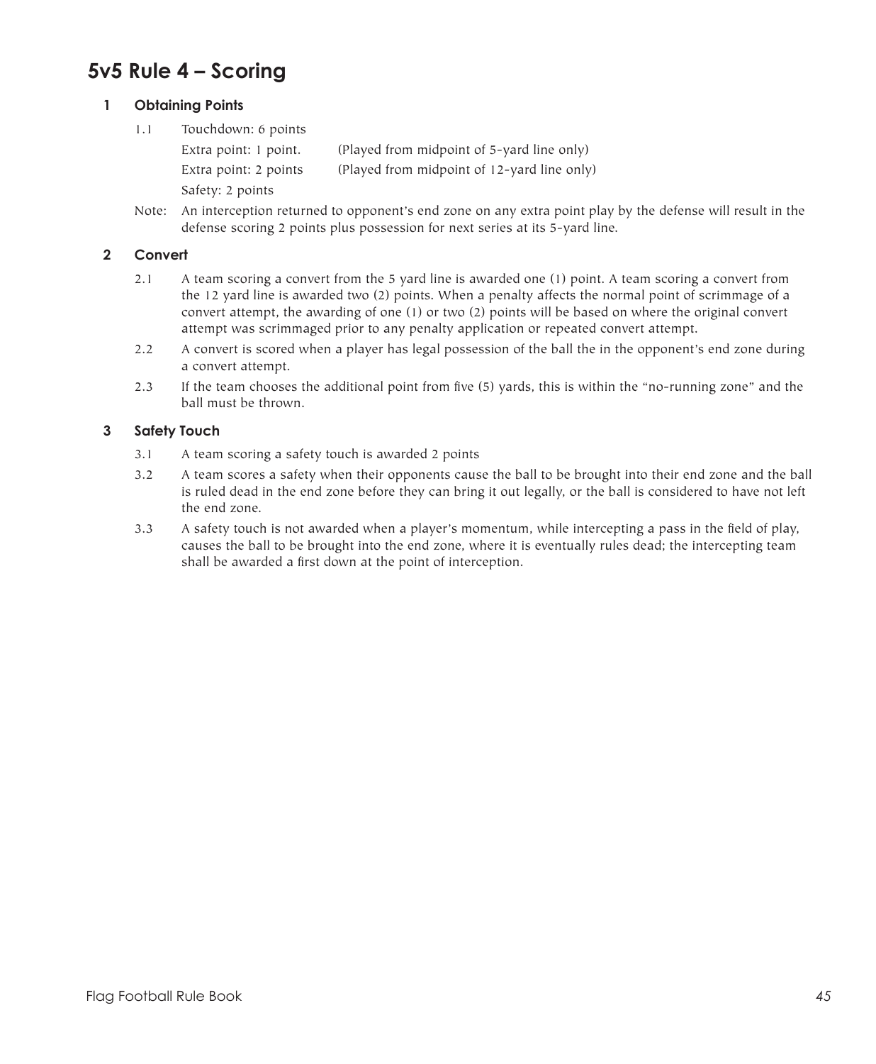# 5v5 Rule 4 – Scoring

## 1 Obtaining Points

1.1 Touchdown: 6 points

Extra point: 1 point. (Played from midpoint of 5-yard line only)

Extra point: 2 points (Played from midpoint of 12-yard line only)

Safety: 2 points

Note: An interception returned to opponent's end zone on any extra point play by the defense will result in the defense scoring 2 points plus possession for next series at its 5-yard line.

## 2 Convert

2.1 A team scoring a convert from the 5 yard line is awarded one (1) point. A team scoring a convert from the 12 yard line is awarded two (2) points. When a penalty affects the normal point of scrimmage of a convert attempt, the awarding of one (1) or two (2) points will be based on where the original convert attempt was scrimmaged prior to any penalty application or repeated convert attempt.

2.2 A convert is scored when a player has legal possession of the ball the in the opponent's end zone during a convert attempt.

2.3 If the team chooses the additional point from five (5) yards, this is within the "no-running zone" and the ball must be thrown.

## 3 Safety Touch

3.1 A team scoring a safety touch is awarded 2 points

3.2 A team scores a safety when their opponents cause the ball to be brought into their end zone and the ball is ruled dead in the end zone before they can bring it out legally, or the ball is considered to have not left the end zone.

3.3 A safety touch is not awarded when a player's momentum, while intercepting a pass in the field of play, causes the ball to be brought into the end zone, where it is eventually rules dead; the intercepting team shall be awarded a first down at the point of interception.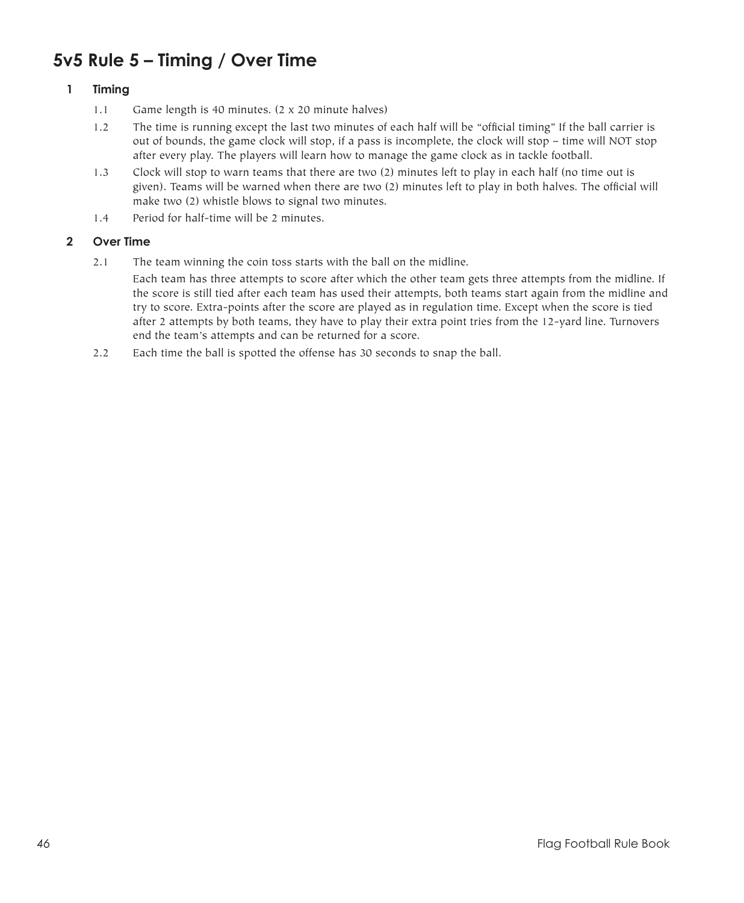# 5v5 Rule 5 – Timing / Over Time

## 1 Timing

1.1 Game length is 40 minutes. (2 x 20 minute halves)

1.2 The time is running except the last two minutes of each half will be "official timing" If the ball carrier is out of bounds, the game clock will stop, if a pass is incomplete, the clock will stop – time will NOT stop after every play. The players will learn how to manage the game clock as in tackle football.

1.3 Clock will stop to warn teams that there are two (2) minutes left to play in each half (no time out is given). Teams will be warned when there are two (2) minutes left to play in both halves. The official will make two (2) whistle blows to signal two minutes.

1.4 Period for half-time will be 2 minutes.

## 2 Over Time

2.1 The team winning the coin toss starts with the ball on the midline.

Each team has three attempts to score after which the other team gets three attempts from the midline. If the score is still tied after each team has used their attempts, both teams start again from the midline and try to score. Extra-points after the score are played as in regulation time. Except when the score is tied after 2 attempts by both teams, they have to play their extra point tries from the 12-yard line. Turnovers end the team's attempts and can be returned for a score.

2.2 Each time the ball is spotted the offense has 30 seconds to snap the ball.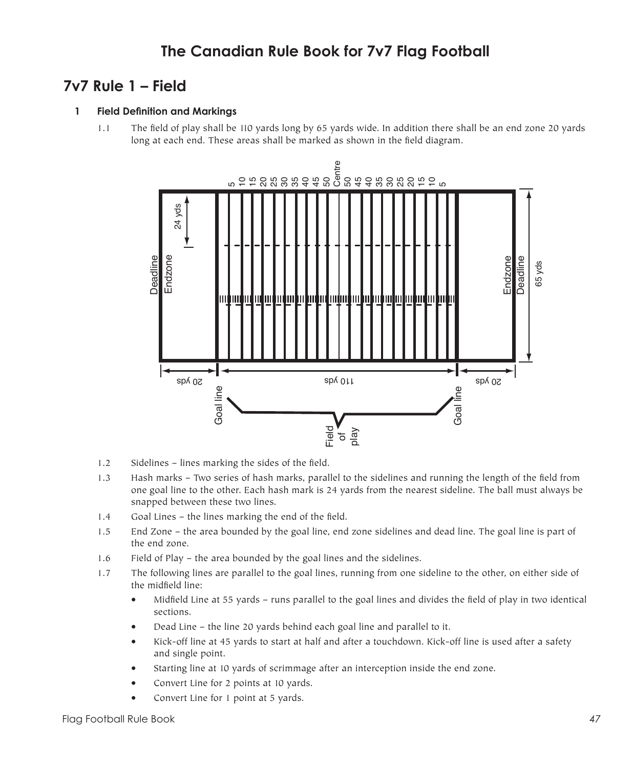# The Canadian Rule Book for 7v7 Flag Football

## 7v7 Rule 1 – Field

### 1 Field Definition and Markings

1.1 The field of play shall be 110 yards long by 65 yards wide. In addition there shall be an end zone 20 yards long at each end. These areas shall be marked as shown in the field diagram.

1.2 Sidelines – lines marking the sides of the field.

1.3 Hash marks – Two series of hash marks, parallel to the sidelines and running the length of the field from one goal line to the other. Each hash mark is 24 yards from the nearest sideline. The ball must always be snapped between these two lines.

1.4 Goal Lines – the lines marking the end of the field.

1.5 End Zone – the area bounded by the goal line, end zone sidelines and dead line. The goal line is part of the end zone.

1.6 Field of Play – the area bounded by the goal lines and the sidelines.

1.7 The following lines are parallel to the goal lines, running from one sideline to the other, on either side of the midfield line:

- Midfield Line at 55 yards – runs parallel to the goal lines and divides the field of play in two identical sections.
- Dead Line – the line 20 yards behind each goal line and parallel to it.
- Kick-off line at 45 yards to start at half and after a touchdown. Kick-off line is used after a safety and single point.
- Starting line at 10 yards of scrimmage after an interception inside the end zone.
- Convert Line for 2 points at 10 yards.
- Convert Line for 1 point at 5 yards.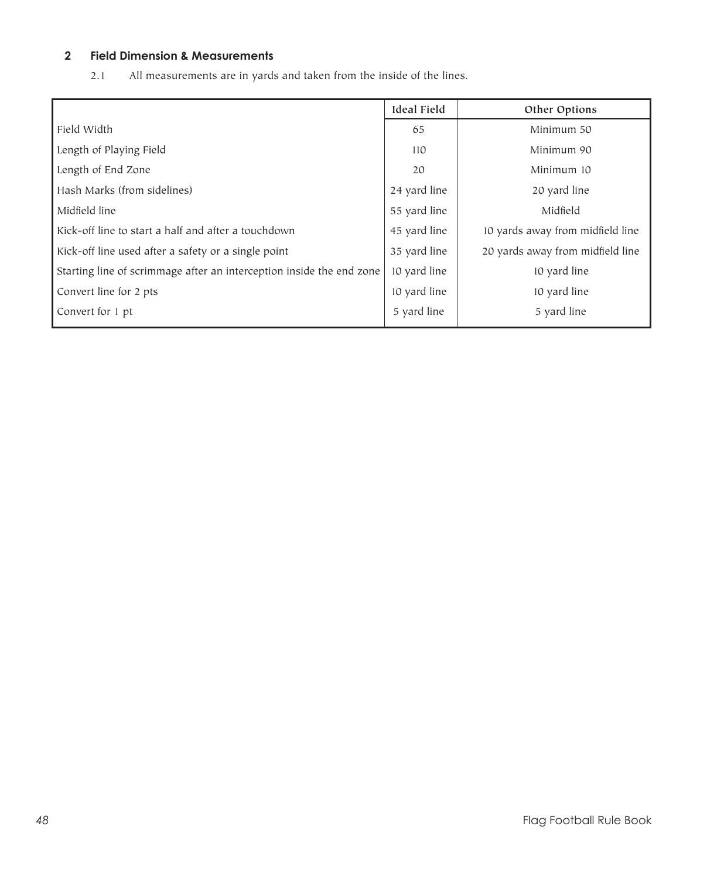## 2 Field Dimension & Measurements

2.1 All measurements are in yards and taken from the inside of the lines.

| | Ideal Field | Other Options |
|---|---|---|
| Field Width | 65 | Minimum 50 |
| Length of Playing Field | 110 | Minimum 90 |
| Length of End Zone | 20 | Minimum 10 |
| Hash Marks (from sidelines) | 24 yard line | 20 yard line |
| Midfield line | 55 yard line | Midfield |
| Kick-off line to start a half and after a touchdown | 45 yard line | 10 yards away from midfield line |
| Kick-off line used after a safety or a single point | 35 yard line | 20 yards away from midfield line |
| Starting line of scrimmage after an interception inside the end zone | 10 yard line | 10 yard line |
| Convert line for 2 pts | 10 yard line | 10 yard line |
| Convert for 1 pt | 5 yard line | 5 yard line |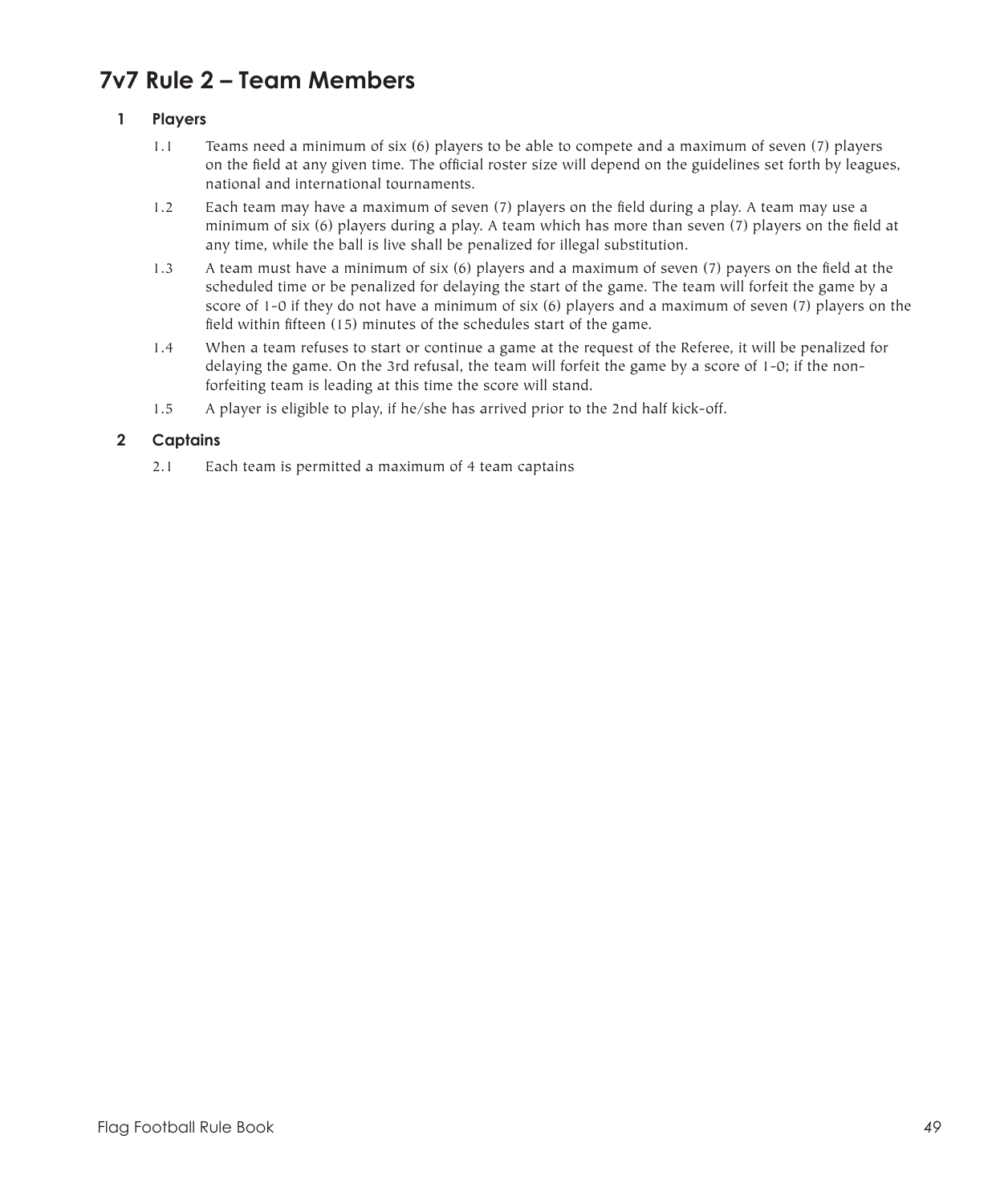# 7v7 Rule 2 – Team Members

## 1 Players

1.1 Teams need a minimum of six (6) players to be able to compete and a maximum of seven (7) players on the field at any given time. The official roster size will depend on the guidelines set forth by leagues, national and international tournaments.

1.2 Each team may have a maximum of seven (7) players on the field during a play. A team may use a minimum of six (6) players during a play. A team which has more than seven (7) players on the field at any time, while the ball is live shall be penalized for illegal substitution.

1.3 A team must have a minimum of six (6) players and a maximum of seven (7) payers on the field at the scheduled time or be penalized for delaying the start of the game. The team will forfeit the game by a score of 1-0 if they do not have a minimum of six (6) players and a maximum of seven (7) players on the field within fifteen (15) minutes of the schedules start of the game.

1.4 When a team refuses to start or continue a game at the request of the Referee, it will be penalized for delaying the game. On the 3rd refusal, the team will forfeit the game by a score of 1-0; if the non-forfeiting team is leading at this time the score will stand.

1.5 A player is eligible to play, if he/she has arrived prior to the 2nd half kick-off.

## 2 Captains

2.1 Each team is permitted a maximum of 4 team captains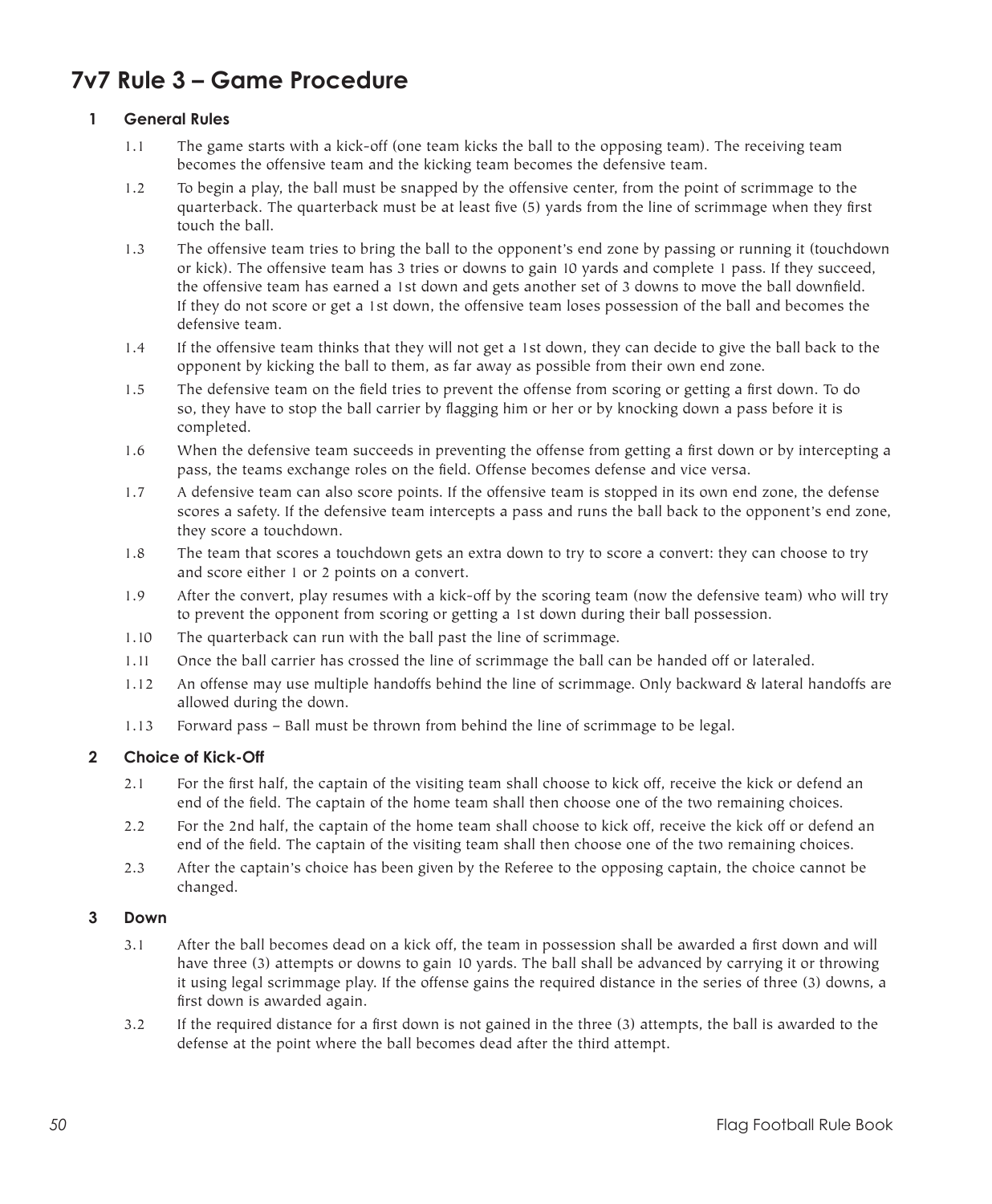# 7v7 Rule 3 – Game Procedure

## 1 General Rules

1.1 The game starts with a kick-off (one team kicks the ball to the opposing team). The receiving team becomes the offensive team and the kicking team becomes the defensive team.

1.2 To begin a play, the ball must be snapped by the offensive center, from the point of scrimmage to the quarterback. The quarterback must be at least five (5) yards from the line of scrimmage when they first touch the ball.

1.3 The offensive team tries to bring the ball to the opponent's end zone by passing or running it (touchdown or kick). The offensive team has 3 tries or downs to gain 10 yards and complete 1 pass. If they succeed, the offensive team has earned a 1st down and gets another set of 3 downs to move the ball downfield. If they do not score or get a 1st down, the offensive team loses possession of the ball and becomes the defensive team.

1.4 If the offensive team thinks that they will not get a 1st down, they can decide to give the ball back to the opponent by kicking the ball to them, as far away as possible from their own end zone.

1.5 The defensive team on the field tries to prevent the offense from scoring or getting a first down. To do so, they have to stop the ball carrier by flagging him or her or by knocking down a pass before it is completed.

1.6 When the defensive team succeeds in preventing the offense from getting a first down or by intercepting a pass, the teams exchange roles on the field. Offense becomes defense and vice versa.

1.7 A defensive team can also score points. If the offensive team is stopped in its own end zone, the defense scores a safety. If the defensive team intercepts a pass and runs the ball back to the opponent's end zone, they score a touchdown.

1.8 The team that scores a touchdown gets an extra down to try to score a convert: they can choose to try and score either 1 or 2 points on a convert.

1.9 After the convert, play resumes with a kick-off by the scoring team (now the defensive team) who will try to prevent the opponent from scoring or getting a 1st down during their ball possession.

1.10 The quarterback can run with the ball past the line of scrimmage.

1.11 Once the ball carrier has crossed the line of scrimmage the ball can be handed off or lateraled.

1.12 An offense may use multiple handoffs behind the line of scrimmage. Only backward & lateral handoffs are allowed during the down.

1.13 Forward pass – Ball must be thrown from behind the line of scrimmage to be legal.

## 2 Choice of Kick-Off

2.1 For the first half, the captain of the visiting team shall choose to kick off, receive the kick or defend an end of the field. The captain of the home team shall then choose one of the two remaining choices.

2.2 For the 2nd half, the captain of the home team shall choose to kick off, receive the kick off or defend an end of the field. The captain of the visiting team shall then choose one of the two remaining choices.

2.3 After the captain's choice has been given by the Referee to the opposing captain, the choice cannot be changed.

## 3 Down

3.1 After the ball becomes dead on a kick off, the team in possession shall be awarded a first down and will have three (3) attempts or downs to gain 10 yards. The ball shall be advanced by carrying it or throwing it using legal scrimmage play. If the offense gains the required distance in the series of three (3) downs, a first down is awarded again.

3.2 If the required distance for a first down is not gained in the three (3) attempts, the ball is awarded to the defense at the point where the ball becomes dead after the third attempt.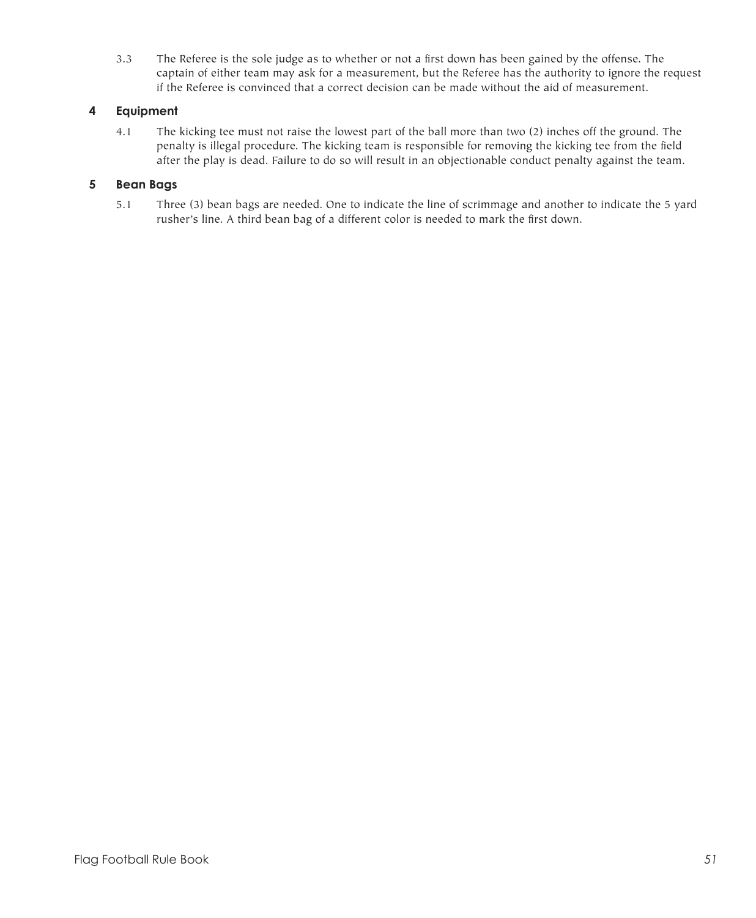3.3 The Referee is the sole judge as to whether or not a first down has been gained by the offense. The captain of either team may ask for a measurement, but the Referee has the authority to ignore the request if the Referee is convinced that a correct decision can be made without the aid of measurement.

## 4 Equipment

4.1 The kicking tee must not raise the lowest part of the ball more than two (2) inches off the ground. The penalty is illegal procedure. The kicking team is responsible for removing the kicking tee from the field after the play is dead. Failure to do so will result in an objectionable conduct penalty against the team.

## 5 Bean Bags

5.1 Three (3) bean bags are needed. One to indicate the line of scrimmage and another to indicate the 5 yard rusher's line. A third bean bag of a different color is needed to mark the first down.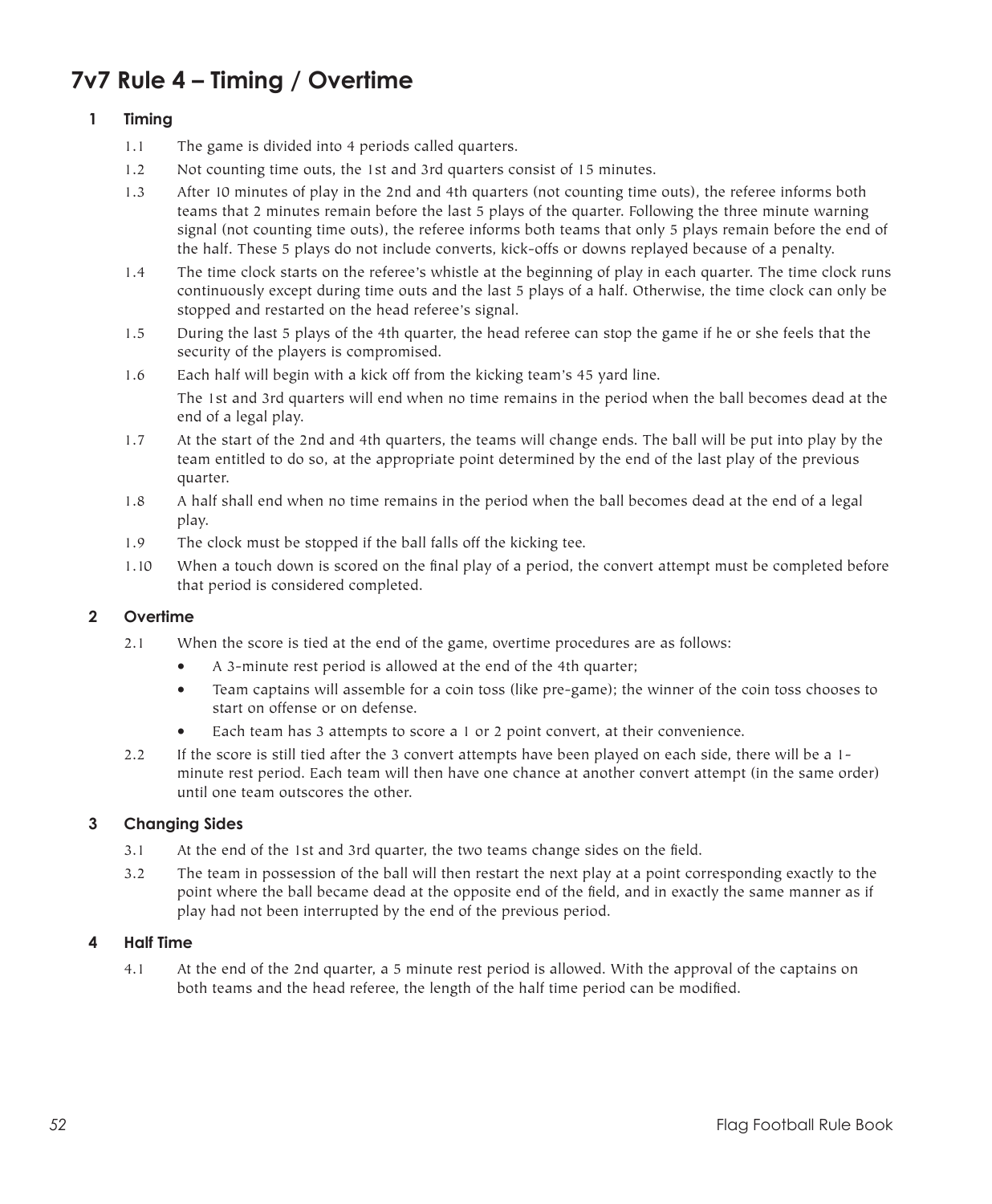# 7v7 Rule 4 – Timing / Overtime

## 1 Timing

1.1 The game is divided into 4 periods called quarters.

1.2 Not counting time outs, the 1st and 3rd quarters consist of 15 minutes.

1.3 After 10 minutes of play in the 2nd and 4th quarters (not counting time outs), the referee informs both teams that 2 minutes remain before the last 5 plays of the quarter. Following the three minute warning signal (not counting time outs), the referee informs both teams that only 5 plays remain before the end of the half. These 5 plays do not include converts, kick-offs or downs replayed because of a penalty.

1.4 The time clock starts on the referee's whistle at the beginning of play in each quarter. The time clock runs continuously except during time outs and the last 5 plays of a half. Otherwise, the time clock can only be stopped and restarted on the head referee's signal.

1.5 During the last 5 plays of the 4th quarter, the head referee can stop the game if he or she feels that the security of the players is compromised.

1.6 Each half will begin with a kick off from the kicking team's 45 yard line.

The 1st and 3rd quarters will end when no time remains in the period when the ball becomes dead at the end of a legal play.

1.7 At the start of the 2nd and 4th quarters, the teams will change ends. The ball will be put into play by the team entitled to do so, at the appropriate point determined by the end of the last play of the previous quarter.

1.8 A half shall end when no time remains in the period when the ball becomes dead at the end of a legal play.

1.9 The clock must be stopped if the ball falls off the kicking tee.

1.10 When a touch down is scored on the final play of a period, the convert attempt must be completed before that period is considered completed.

## 2 Overtime

2.1 When the score is tied at the end of the game, overtime procedures are as follows:

- A 3-minute rest period is allowed at the end of the 4th quarter;
- Team captains will assemble for a coin toss (like pre-game); the winner of the coin toss chooses to start on offense or on defense.
- Each team has 3 attempts to score a 1 or 2 point convert, at their convenience.

2.2 If the score is still tied after the 3 convert attempts have been played on each side, there will be a 1-minute rest period. Each team will then have one chance at another convert attempt (in the same order) until one team outscores the other.

## 3 Changing Sides

3.1 At the end of the 1st and 3rd quarter, the two teams change sides on the field.

3.2 The team in possession of the ball will then restart the next play at a point corresponding exactly to the point where the ball became dead at the opposite end of the field, and in exactly the same manner as if play had not been interrupted by the end of the previous period.

## 4 Half Time

4.1 At the end of the 2nd quarter, a 5 minute rest period is allowed. With the approval of the captains on both teams and the head referee, the length of the half time period can be modified.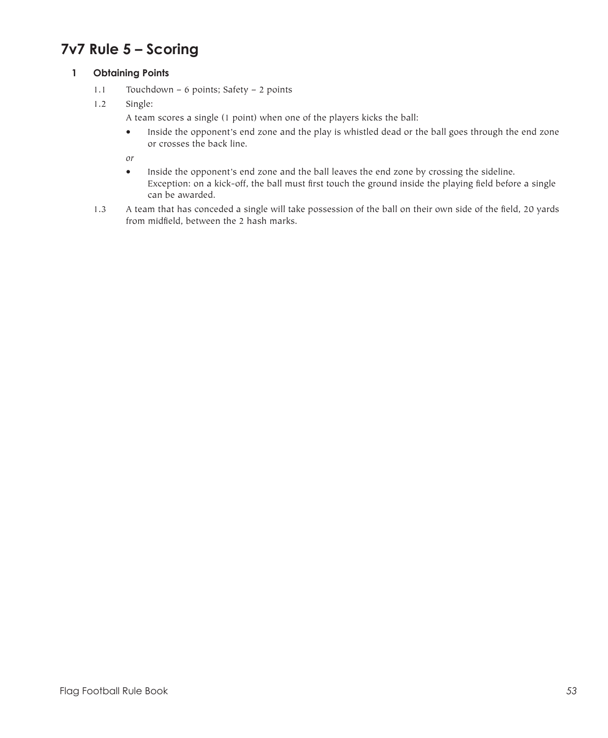# 7v7 Rule 5 – Scoring

## 1 Obtaining Points

1.1 Touchdown – 6 points; Safety – 2 points

1.2 Single:

A team scores a single (1 point) when one of the players kicks the ball:

- Inside the opponent's end zone and the play is whistled dead or the ball goes through the end zone or crosses the back line.

*or*

- Inside the opponent's end zone and the ball leaves the end zone by crossing the sideline.
  Exception: on a kick-off, the ball must first touch the ground inside the playing field before a single can be awarded.

1.3 A team that has conceded a single will take possession of the ball on their own side of the field, 20 yards from midfield, between the 2 hash marks.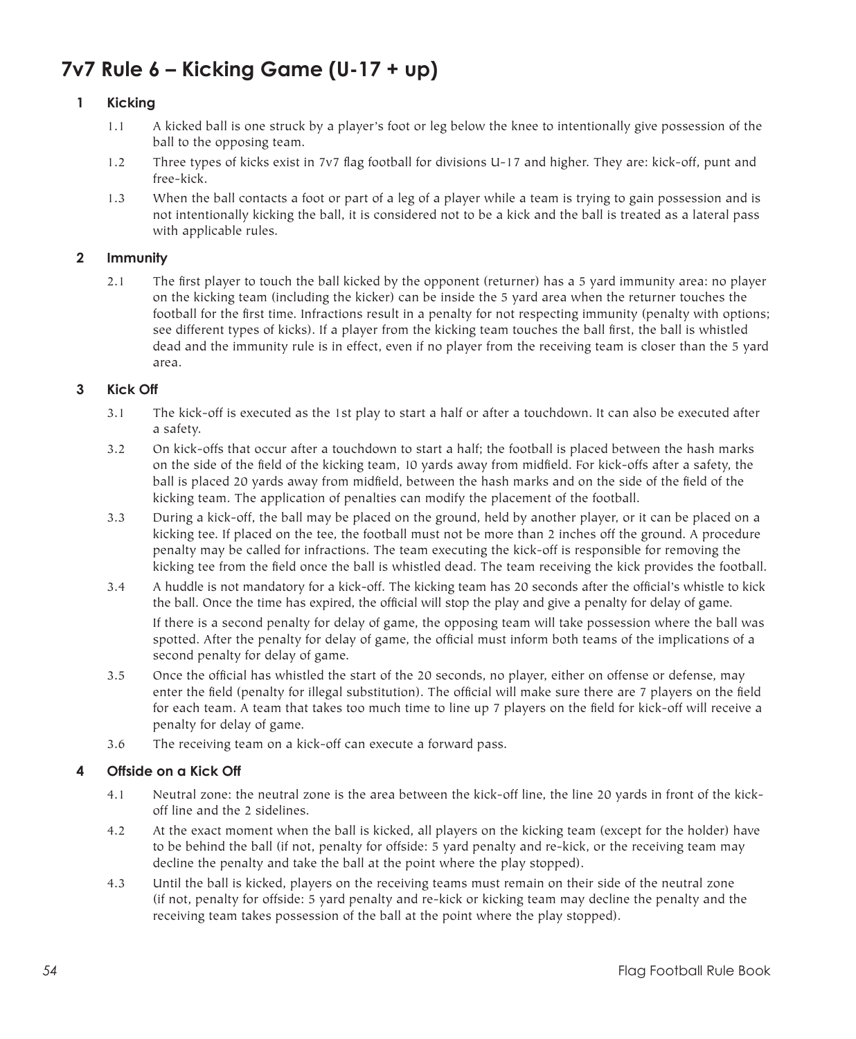# 7v7 Rule 6 – Kicking Game (U-17 + up)

## 1 Kicking

1.1 A kicked ball is one struck by a player's foot or leg below the knee to intentionally give possession of the ball to the opposing team.

1.2 Three types of kicks exist in 7v7 flag football for divisions U-17 and higher. They are: kick-off, punt and free-kick.

1.3 When the ball contacts a foot or part of a leg of a player while a team is trying to gain possession and is not intentionally kicking the ball, it is considered not to be a kick and the ball is treated as a lateral pass with applicable rules.

## 2 Immunity

2.1 The first player to touch the ball kicked by the opponent (returner) has a 5 yard immunity area: no player on the kicking team (including the kicker) can be inside the 5 yard area when the returner touches the football for the first time. Infractions result in a penalty for not respecting immunity (penalty with options; see different types of kicks). If a player from the kicking team touches the ball first, the ball is whistled dead and the immunity rule is in effect, even if no player from the receiving team is closer than the 5 yard area.

## 3 Kick Off

3.1 The kick-off is executed as the 1st play to start a half or after a touchdown. It can also be executed after a safety.

3.2 On kick-offs that occur after a touchdown to start a half; the football is placed between the hash marks on the side of the field of the kicking team, 10 yards away from midfield. For kick-offs after a safety, the ball is placed 20 yards away from midfield, between the hash marks and on the side of the field of the kicking team. The application of penalties can modify the placement of the football.

3.3 During a kick-off, the ball may be placed on the ground, held by another player, or it can be placed on a kicking tee. If placed on the tee, the football must not be more than 2 inches off the ground. A procedure penalty may be called for infractions. The team executing the kick-off is responsible for removing the kicking tee from the field once the ball is whistled dead. The team receiving the kick provides the football.

3.4 A huddle is not mandatory for a kick-off. The kicking team has 20 seconds after the official's whistle to kick the ball. Once the time has expired, the official will stop the play and give a penalty for delay of game.

If there is a second penalty for delay of game, the opposing team will take possession where the ball was spotted. After the penalty for delay of game, the official must inform both teams of the implications of a second penalty for delay of game.

3.5 Once the official has whistled the start of the 20 seconds, no player, either on offense or defense, may enter the field (penalty for illegal substitution). The official will make sure there are 7 players on the field for each team. A team that takes too much time to line up 7 players on the field for kick-off will receive a penalty for delay of game.

3.6 The receiving team on a kick-off can execute a forward pass.

## 4 Offside on a Kick Off

4.1 Neutral zone: the neutral zone is the area between the kick-off line, the line 20 yards in front of the kick-off line and the 2 sidelines.

4.2 At the exact moment when the ball is kicked, all players on the kicking team (except for the holder) have to be behind the ball (if not, penalty for offside: 5 yard penalty and re-kick, or the receiving team may decline the penalty and take the ball at the point where the play stopped).

4.3 Until the ball is kicked, players on the receiving teams must remain on their side of the neutral zone (if not, penalty for offside: 5 yard penalty and re-kick or kicking team may decline the penalty and the receiving team takes possession of the ball at the point where the play stopped).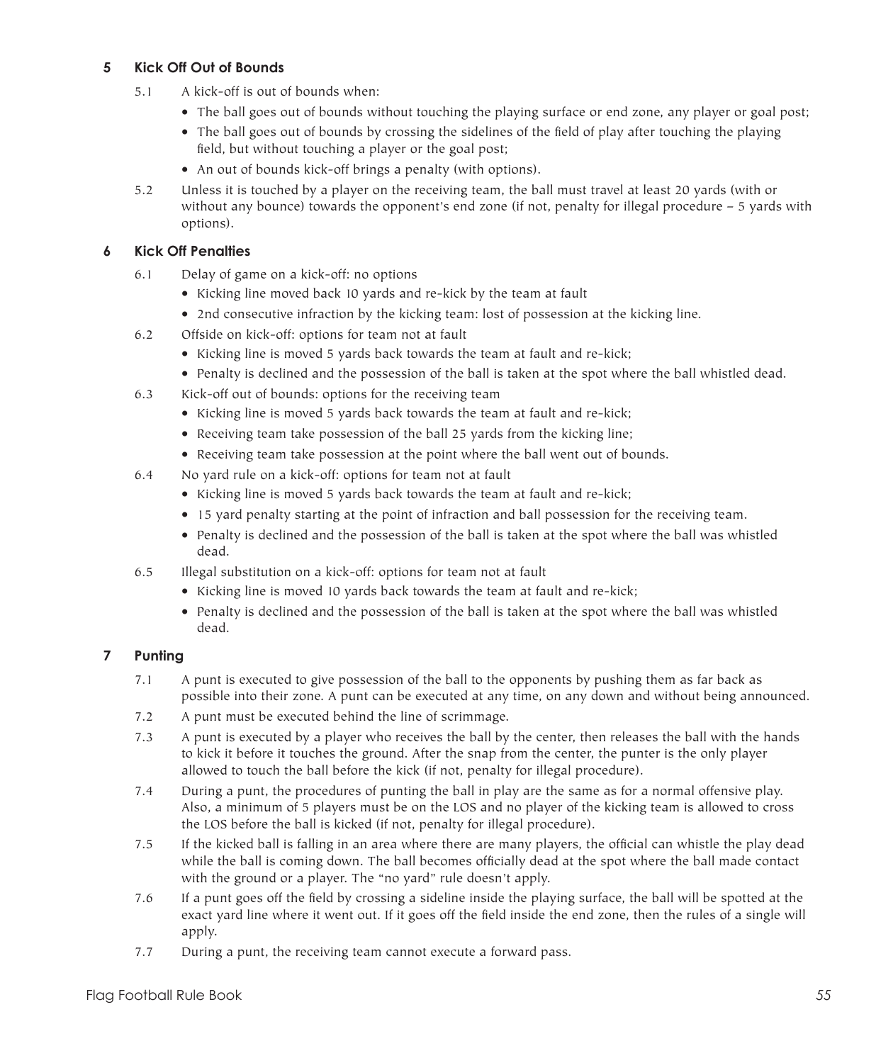## 5 Kick Off Out of Bounds

5.1 A kick-off is out of bounds when:

- The ball goes out of bounds without touching the playing surface or end zone, any player or goal post;
- The ball goes out of bounds by crossing the sidelines of the field of play after touching the playing field, but without touching a player or the goal post;
- An out of bounds kick-off brings a penalty (with options).

5.2 Unless it is touched by a player on the receiving team, the ball must travel at least 20 yards (with or without any bounce) towards the opponent's end zone (if not, penalty for illegal procedure – 5 yards with options).

## 6 Kick Off Penalties

6.1 Delay of game on a kick-off: no options

- Kicking line moved back 10 yards and re-kick by the team at fault
- 2nd consecutive infraction by the kicking team: lost of possession at the kicking line.

6.2 Offside on kick-off: options for team not at fault

- Kicking line is moved 5 yards back towards the team at fault and re-kick;
- Penalty is declined and the possession of the ball is taken at the spot where the ball whistled dead.

6.3 Kick-off out of bounds: options for the receiving team

- Kicking line is moved 5 yards back towards the team at fault and re-kick;
- Receiving team take possession of the ball 25 yards from the kicking line;
- Receiving team take possession at the point where the ball went out of bounds.

6.4 No yard rule on a kick-off: options for team not at fault

- Kicking line is moved 5 yards back towards the team at fault and re-kick;
- 15 yard penalty starting at the point of infraction and ball possession for the receiving team.
- Penalty is declined and the possession of the ball is taken at the spot where the ball was whistled dead.

6.5 Illegal substitution on a kick-off: options for team not at fault

- Kicking line is moved 10 yards back towards the team at fault and re-kick;
- Penalty is declined and the possession of the ball is taken at the spot where the ball was whistled dead.

## 7 Punting

7.1 A punt is executed to give possession of the ball to the opponents by pushing them as far back as possible into their zone. A punt can be executed at any time, on any down and without being announced.

7.2 A punt must be executed behind the line of scrimmage.

7.3 A punt is executed by a player who receives the ball by the center, then releases the ball with the hands to kick it before it touches the ground. After the snap from the center, the punter is the only player allowed to touch the ball before the kick (if not, penalty for illegal procedure).

7.4 During a punt, the procedures of punting the ball in play are the same as for a normal offensive play. Also, a minimum of 5 players must be on the LOS and no player of the kicking team is allowed to cross the LOS before the ball is kicked (if not, penalty for illegal procedure).

7.5 If the kicked ball is falling in an area where there are many players, the official can whistle the play dead while the ball is coming down. The ball becomes officially dead at the spot where the ball made contact with the ground or a player. The "no yard" rule doesn't apply.

7.6 If a punt goes off the field by crossing a sideline inside the playing surface, the ball will be spotted at the exact yard line where it went out. If it goes off the field inside the end zone, then the rules of a single will apply.

7.7 During a punt, the receiving team cannot execute a forward pass.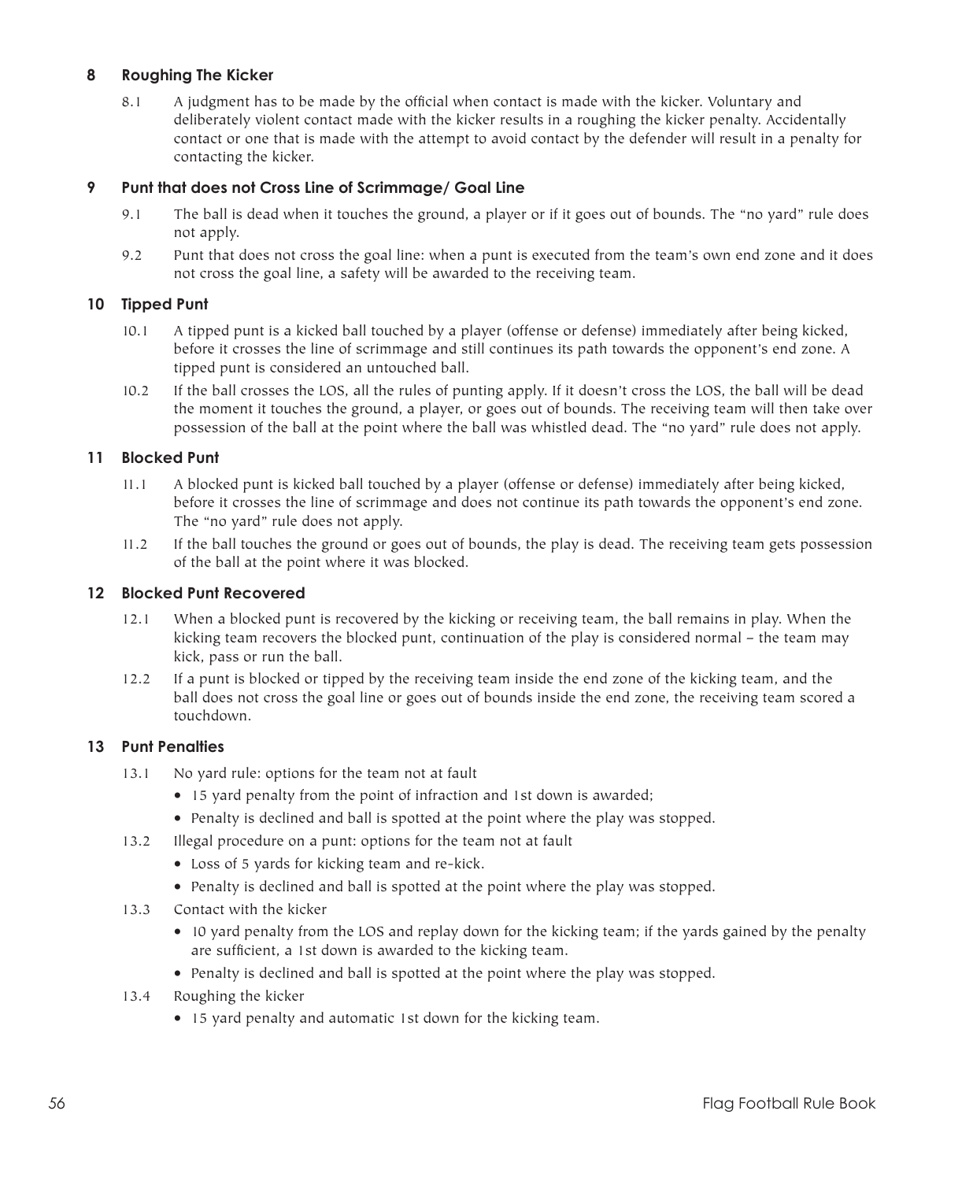## 8 Roughing The Kicker

8.1 A judgment has to be made by the official when contact is made with the kicker. Voluntary and deliberately violent contact made with the kicker results in a roughing the kicker penalty. Accidentally contact or one that is made with the attempt to avoid contact by the defender will result in a penalty for contacting the kicker.

## 9 Punt that does not Cross Line of Scrimmage/ Goal Line

9.1 The ball is dead when it touches the ground, a player or if it goes out of bounds. The "no yard" rule does not apply.

9.2 Punt that does not cross the goal line: when a punt is executed from the team's own end zone and it does not cross the goal line, a safety will be awarded to the receiving team.

## 10 Tipped Punt

10.1 A tipped punt is a kicked ball touched by a player (offense or defense) immediately after being kicked, before it crosses the line of scrimmage and still continues its path towards the opponent's end zone. A tipped punt is considered an untouched ball.

10.2 If the ball crosses the LOS, all the rules of punting apply. If it doesn't cross the LOS, the ball will be dead the moment it touches the ground, a player, or goes out of bounds. The receiving team will then take over possession of the ball at the point where the ball was whistled dead. The "no yard" rule does not apply.

## 11 Blocked Punt

11.1 A blocked punt is kicked ball touched by a player (offense or defense) immediately after being kicked, before it crosses the line of scrimmage and does not continue its path towards the opponent's end zone. The "no yard" rule does not apply.

11.2 If the ball touches the ground or goes out of bounds, the play is dead. The receiving team gets possession of the ball at the point where it was blocked.

## 12 Blocked Punt Recovered

12.1 When a blocked punt is recovered by the kicking or receiving team, the ball remains in play. When the kicking team recovers the blocked punt, continuation of the play is considered normal – the team may kick, pass or run the ball.

12.2 If a punt is blocked or tipped by the receiving team inside the end zone of the kicking team, and the ball does not cross the goal line or goes out of bounds inside the end zone, the receiving team scored a touchdown.

## 13 Punt Penalties

13.1 No yard rule: options for the team not at fault

- 15 yard penalty from the point of infraction and 1st down is awarded;
- Penalty is declined and ball is spotted at the point where the play was stopped.

13.2 Illegal procedure on a punt: options for the team not at fault

- Loss of 5 yards for kicking team and re-kick.
- Penalty is declined and ball is spotted at the point where the play was stopped.

13.3 Contact with the kicker

- 10 yard penalty from the LOS and replay down for the kicking team; if the yards gained by the penalty are sufficient, a 1st down is awarded to the kicking team.
- Penalty is declined and ball is spotted at the point where the play was stopped.

13.4 Roughing the kicker

- 15 yard penalty and automatic 1st down for the kicking team.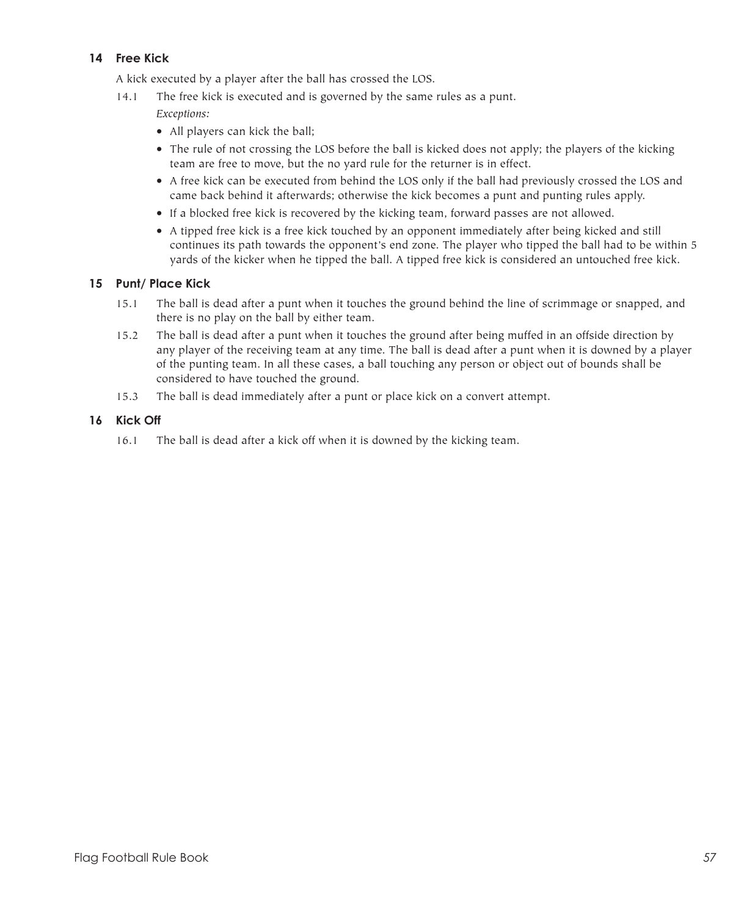## 14 Free Kick

A kick executed by a player after the ball has crossed the LOS.

14.1 The free kick is executed and is governed by the same rules as a punt.

*Exceptions:*

- All players can kick the ball;
- The rule of not crossing the LOS before the ball is kicked does not apply; the players of the kicking team are free to move, but the no yard rule for the returner is in effect.
- A free kick can be executed from behind the LOS only if the ball had previously crossed the LOS and came back behind it afterwards; otherwise the kick becomes a punt and punting rules apply.
- If a blocked free kick is recovered by the kicking team, forward passes are not allowed.
- A tipped free kick is a free kick touched by an opponent immediately after being kicked and still continues its path towards the opponent's end zone. The player who tipped the ball had to be within 5 yards of the kicker when he tipped the ball. A tipped free kick is considered an untouched free kick.

## 15 Punt/ Place Kick

15.1 The ball is dead after a punt when it touches the ground behind the line of scrimmage or snapped, and there is no play on the ball by either team.

15.2 The ball is dead after a punt when it touches the ground after being muffed in an offside direction by any player of the receiving team at any time. The ball is dead after a punt when it is downed by a player of the punting team. In all these cases, a ball touching any person or object out of bounds shall be considered to have touched the ground.

15.3 The ball is dead immediately after a punt or place kick on a convert attempt.

## 16 Kick Off

16.1 The ball is dead after a kick off when it is downed by the kicking team.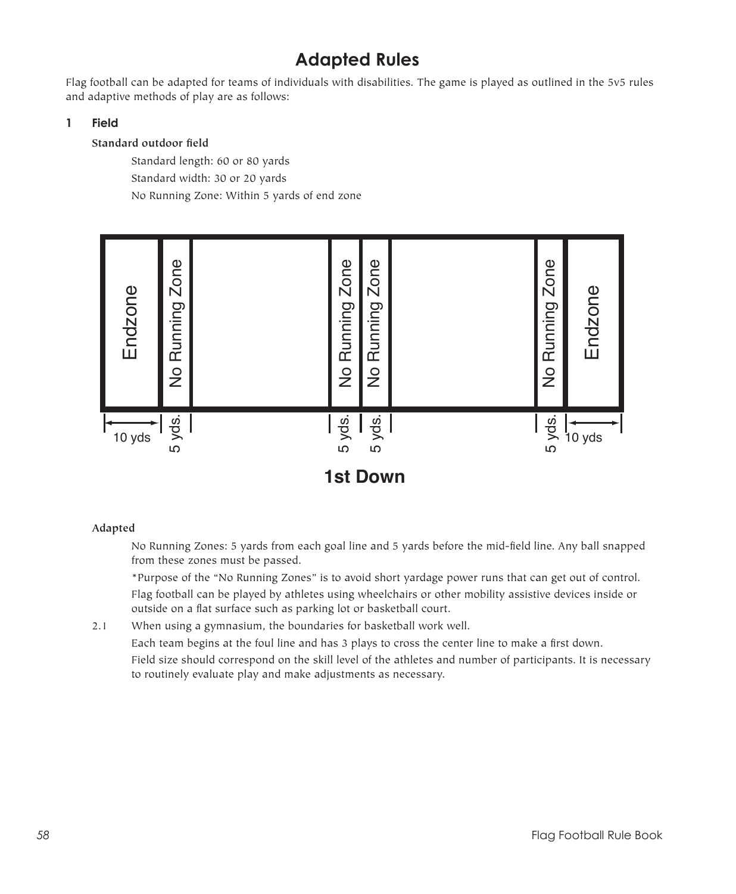# Adapted Rules

Flag football can be adapted for teams of individuals with disabilities. The game is played as outlined in the 5v5 rules and adaptive methods of play are as follows:

## 1 Field

**Standard outdoor field**

Standard length: 60 or 80 yards

Standard width: 30 or 20 yards

No Running Zone: Within 5 yards of end zone

| Endzone | No Running Zone | | No Running Zone | No Running Zone | | No Running Zone | Endzone |
|---|---|---|---|---|---|---|---|
| 10 yds | 5 yds. | | 5 yds. | 5 yds. | | 5 yds. | 10 yds |

**1st Down**

**Adapted**

No Running Zones: 5 yards from each goal line and 5 yards before the mid-field line. Any ball snapped from these zones must be passed.

*Purpose of the "No Running Zones" is to avoid short yardage power runs that can get out of control.

Flag football can be played by athletes using wheelchairs or other mobility assistive devices inside or outside on a flat surface such as parking lot or basketball court.

2.1 When using a gymnasium, the boundaries for basketball work well.

Each team begins at the foul line and has 3 plays to cross the center line to make a first down.

Field size should correspond on the skill level of the athletes and number of participants. It is necessary to routinely evaluate play and make adjustments as necessary.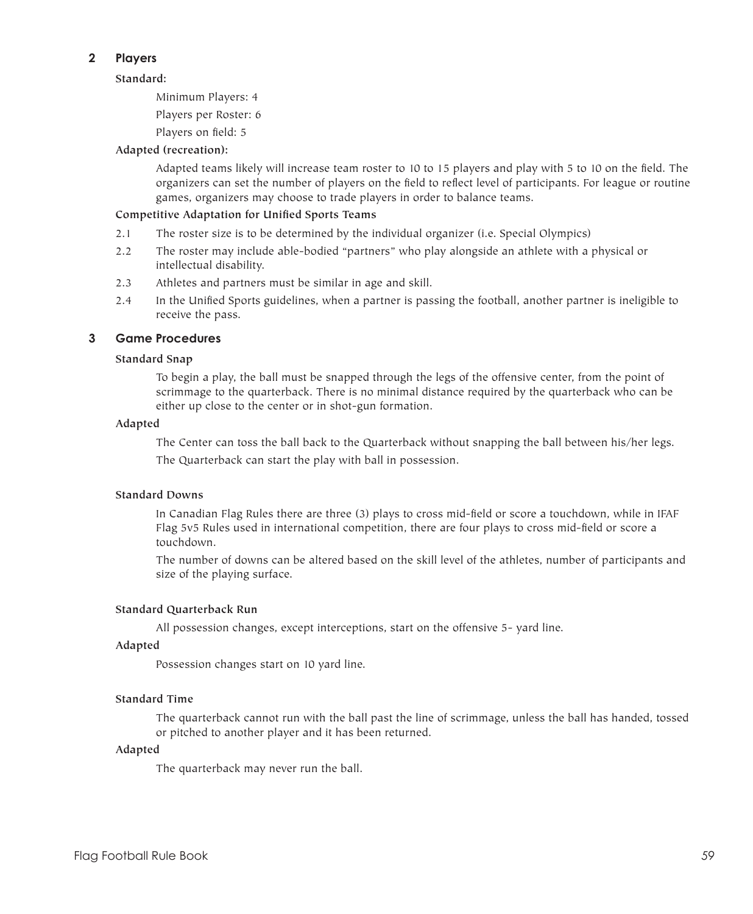## 2 Players

**Standard:**

Minimum Players: 4

Players per Roster: 6

Players on field: 5

**Adapted (recreation):**

Adapted teams likely will increase team roster to 10 to 15 players and play with 5 to 10 on the field. The organizers can set the number of players on the field to reflect level of participants. For league or routine games, organizers may choose to trade players in order to balance teams.

**Competitive Adaptation for Unified Sports Teams**

2.1 The roster size is to be determined by the individual organizer (i.e. Special Olympics)

2.2 The roster may include able-bodied "partners" who play alongside an athlete with a physical or intellectual disability.

2.3 Athletes and partners must be similar in age and skill.

2.4 In the Unified Sports guidelines, when a partner is passing the football, another partner is ineligible to receive the pass.

## 3 Game Procedures

**Standard Snap**

To begin a play, the ball must be snapped through the legs of the offensive center, from the point of scrimmage to the quarterback. There is no minimal distance required by the quarterback who can be either up close to the center or in shot-gun formation.

**Adapted**

The Center can toss the ball back to the Quarterback without snapping the ball between his/her legs.

The Quarterback can start the play with ball in possession.

**Standard Downs**

In Canadian Flag Rules there are three (3) plays to cross mid-field or score a touchdown, while in IFAF Flag 5v5 Rules used in international competition, there are four plays to cross mid-field or score a touchdown.

The number of downs can be altered based on the skill level of the athletes, number of participants and size of the playing surface.

**Standard Quarterback Run**

All possession changes, except interceptions, start on the offensive 5- yard line.

**Adapted**

Possession changes start on 10 yard line.

**Standard Time**

The quarterback cannot run with the ball past the line of scrimmage, unless the ball has handed, tossed or pitched to another player and it has been returned.

**Adapted**

The quarterback may never run the ball.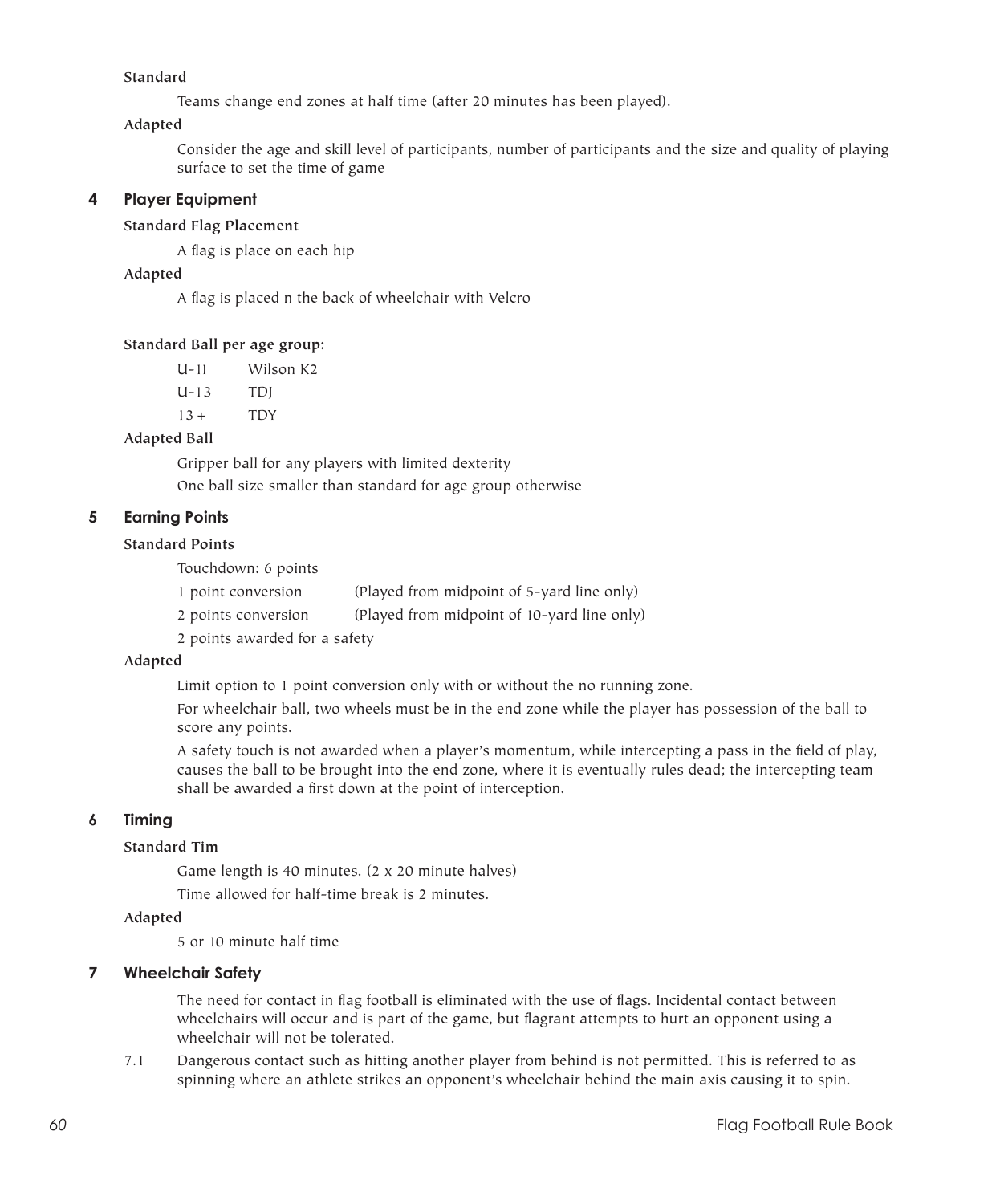**Standard**

Teams change end zones at half time (after 20 minutes has been played).

**Adapted**

Consider the age and skill level of participants, number of participants and the size and quality of playing surface to set the time of game

## 4 Player Equipment

**Standard Flag Placement**

A flag is place on each hip

**Adapted**

A flag is placed n the back of wheelchair with Velcro

**Standard Ball per age group:**

| | |
|---|---|
| U-11 | Wilson K2 |
| U-13 | TDJ |
| 13+ | TDY |

**Adapted Ball**

Gripper ball for any players with limited dexterity

One ball size smaller than standard for age group otherwise

## 5 Earning Points

**Standard Points**

Touchdown: 6 points

1 point conversion (Played from midpoint of 5-yard line only)

2 points conversion (Played from midpoint of 10-yard line only)

2 points awarded for a safety

**Adapted**

Limit option to 1 point conversion only with or without the no running zone.

For wheelchair ball, two wheels must be in the end zone while the player has possession of the ball to score any points.

A safety touch is not awarded when a player's momentum, while intercepting a pass in the field of play, causes the ball to be brought into the end zone, where it is eventually rules dead; the intercepting team shall be awarded a first down at the point of interception.

## 6 Timing

**Standard Tim**

Game length is 40 minutes. (2 x 20 minute halves)

Time allowed for half-time break is 2 minutes.

**Adapted**

5 or 10 minute half time

## 7 Wheelchair Safety

The need for contact in flag football is eliminated with the use of flags. Incidental contact between wheelchairs will occur and is part of the game, but flagrant attempts to hurt an opponent using a wheelchair will not be tolerated.

7.1 Dangerous contact such as hitting another player from behind is not permitted. This is referred to as spinning where an athlete strikes an opponent's wheelchair behind the main axis causing it to spin.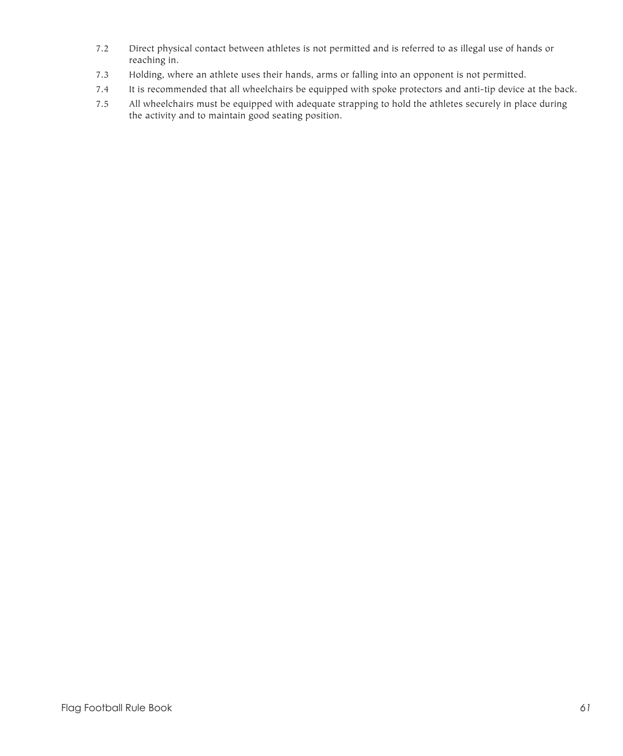7.2 Direct physical contact between athletes is not permitted and is referred to as illegal use of hands or reaching in.

7.3 Holding, where an athlete uses their hands, arms or falling into an opponent is not permitted.

7.4 It is recommended that all wheelchairs be equipped with spoke protectors and anti-tip device at the back.

7.5 All wheelchairs must be equipped with adequate strapping to hold the athletes securely in place during the activity and to maintain good seating position.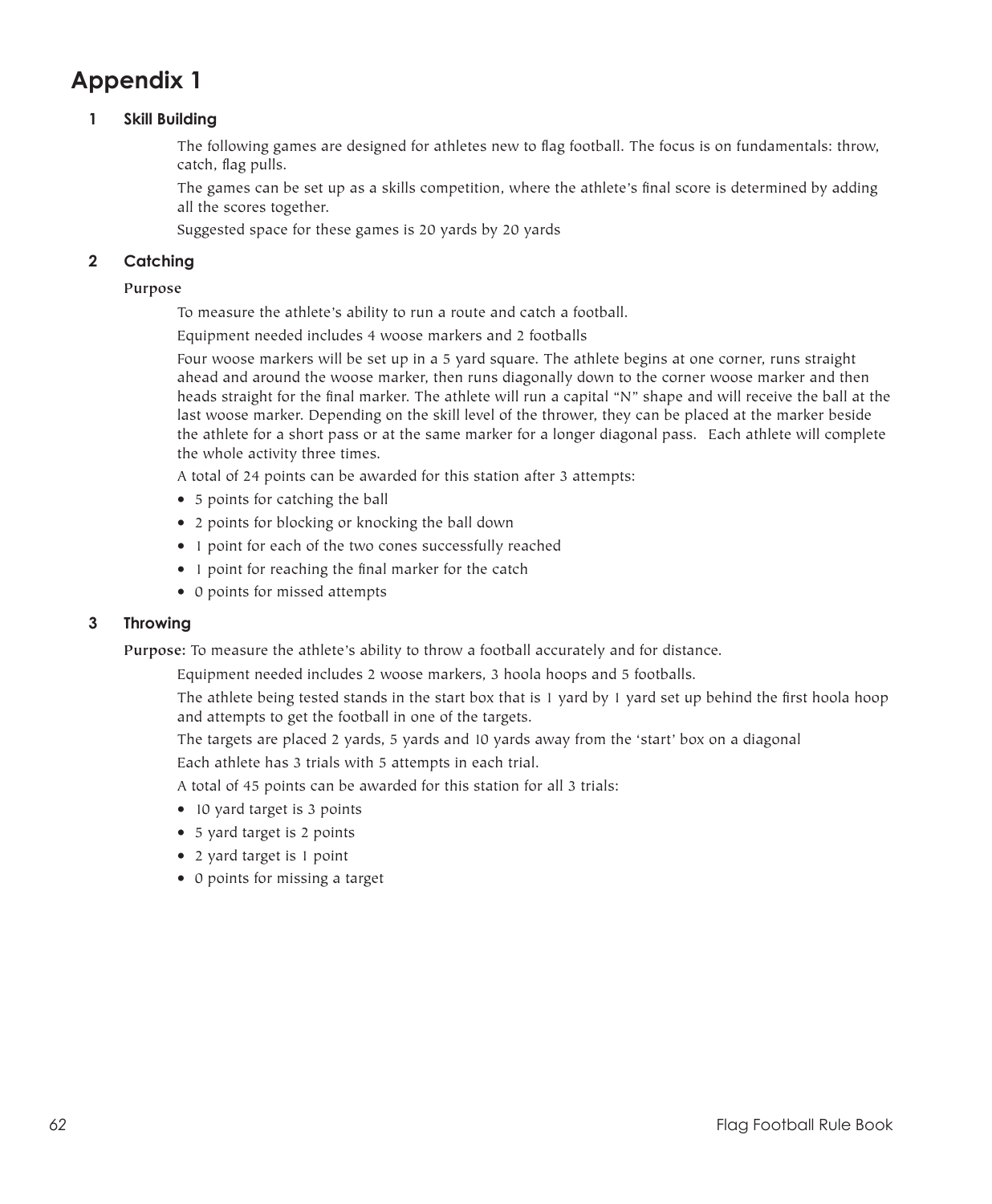# Appendix 1

## 1 Skill Building

The following games are designed for athletes new to flag football. The focus is on fundamentals: throw, catch, flag pulls.

The games can be set up as a skills competition, where the athlete's final score is determined by adding all the scores together.

Suggested space for these games is 20 yards by 20 yards

## 2 Catching

**Purpose**

To measure the athlete's ability to run a route and catch a football.

Equipment needed includes 4 woose markers and 2 footballs

Four woose markers will be set up in a 5 yard square. The athlete begins at one corner, runs straight ahead and around the woose marker, then runs diagonally down to the corner woose marker and then heads straight for the final marker. The athlete will run a capital "N" shape and will receive the ball at the last woose marker. Depending on the skill level of the thrower, they can be placed at the marker beside the athlete for a short pass or at the same marker for a longer diagonal pass. Each athlete will complete the whole activity three times.

A total of 24 points can be awarded for this station after 3 attempts:

- 5 points for catching the ball
- 2 points for blocking or knocking the ball down
- 1 point for each of the two cones successfully reached
- 1 point for reaching the final marker for the catch
- 0 points for missed attempts

## 3 Throwing

**Purpose:** To measure the athlete's ability to throw a football accurately and for distance.

Equipment needed includes 2 woose markers, 3 hoola hoops and 5 footballs.

The athlete being tested stands in the start box that is 1 yard by 1 yard set up behind the first hoola hoop and attempts to get the football in one of the targets.

The targets are placed 2 yards, 5 yards and 10 yards away from the 'start' box on a diagonal

Each athlete has 3 trials with 5 attempts in each trial.

A total of 45 points can be awarded for this station for all 3 trials:

- 10 yard target is 3 points
- 5 yard target is 2 points
- 2 yard target is 1 point
- 0 points for missing a target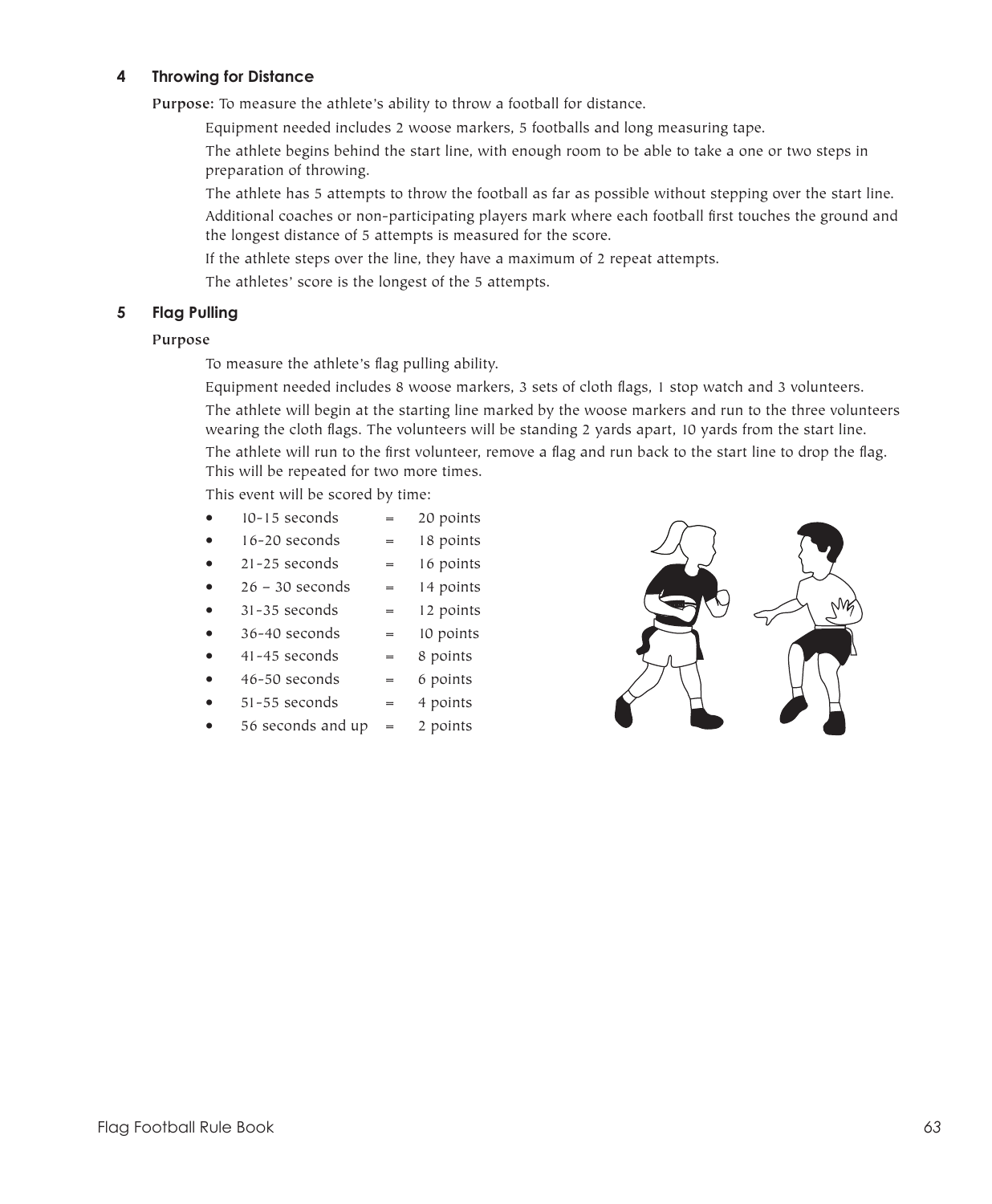### 4 Throwing for Distance

**Purpose:** To measure the athlete's ability to throw a football for distance.

Equipment needed includes 2 woose markers, 5 footballs and long measuring tape.

The athlete begins behind the start line, with enough room to be able to take a one or two steps in preparation of throwing.

The athlete has 5 attempts to throw the football as far as possible without stepping over the start line.

Additional coaches or non-participating players mark where each football first touches the ground and the longest distance of 5 attempts is measured for the score.

If the athlete steps over the line, they have a maximum of 2 repeat attempts.

The athletes' score is the longest of the 5 attempts.

### 5 Flag Pulling

**Purpose**

To measure the athlete's flag pulling ability.

Equipment needed includes 8 woose markers, 3 sets of cloth flags, 1 stop watch and 3 volunteers.

The athlete will begin at the starting line marked by the woose markers and run to the three volunteers wearing the cloth flags. The volunteers will be standing 2 yards apart, 10 yards from the start line.

The athlete will run to the first volunteer, remove a flag and run back to the start line to drop the flag. This will be repeated for two more times.

This event will be scored by time:

- 10-15 seconds = 20 points
- 16-20 seconds = 18 points
- 21-25 seconds = 16 points
- 26 – 30 seconds = 14 points
- 31-35 seconds = 12 points
- 36-40 seconds = 10 points
- 41-45 seconds = 8 points
- 46-50 seconds = 6 points
- 51-55 seconds = 4 points
- 56 seconds and up = 2 points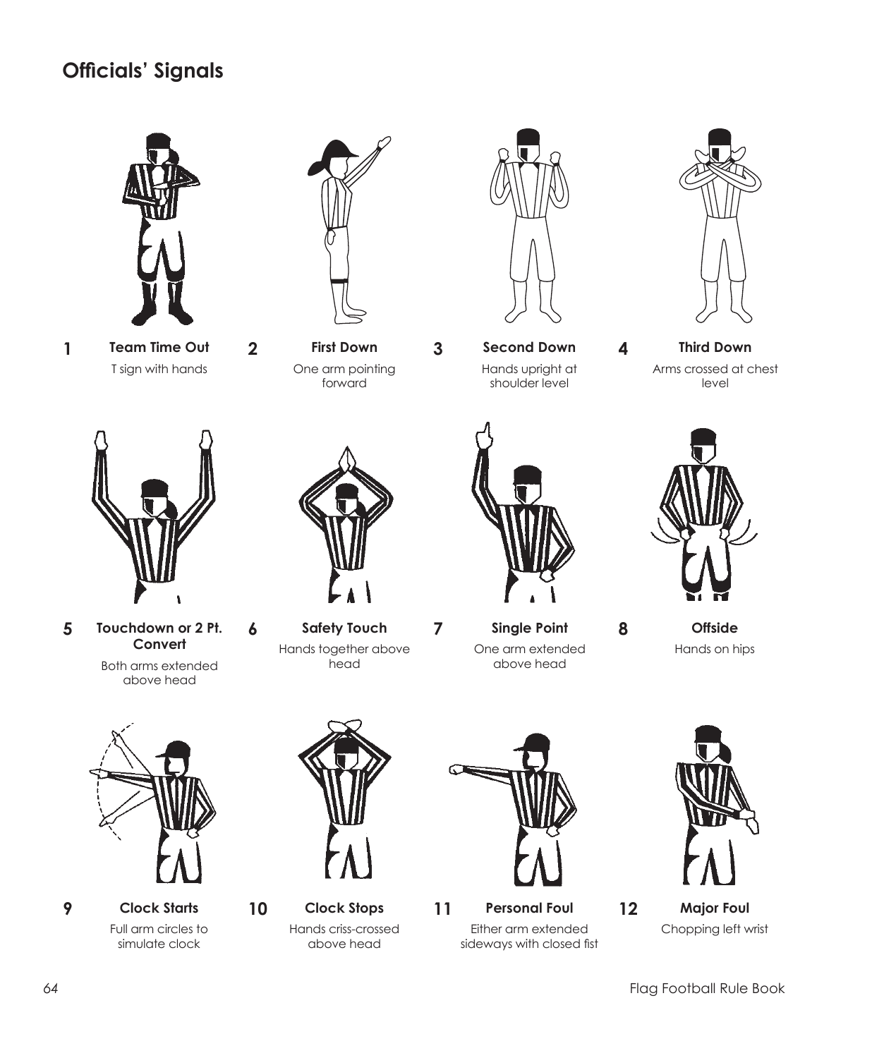## Officials' Signals

**1 Team Time Out**
T sign with hands

**2 First Down**
One arm pointing forward

**3 Second Down**
Hands upright at shoulder level

**4 Third Down**
Arms crossed at chest level

**5 Touchdown or 2 Pt. Convert**
Both arms extended above head

**6 Safety Touch**
Hands together above head

**7 Single Point**
One arm extended above head

**8 Offside**
Hands on hips

**9 Clock Starts**
Full arm circles to simulate clock

**10 Clock Stops**
Hands criss-crossed above head

**11 Personal Foul**
Either arm extended sideways with closed fist

**12 Major Foul**
Chopping left wrist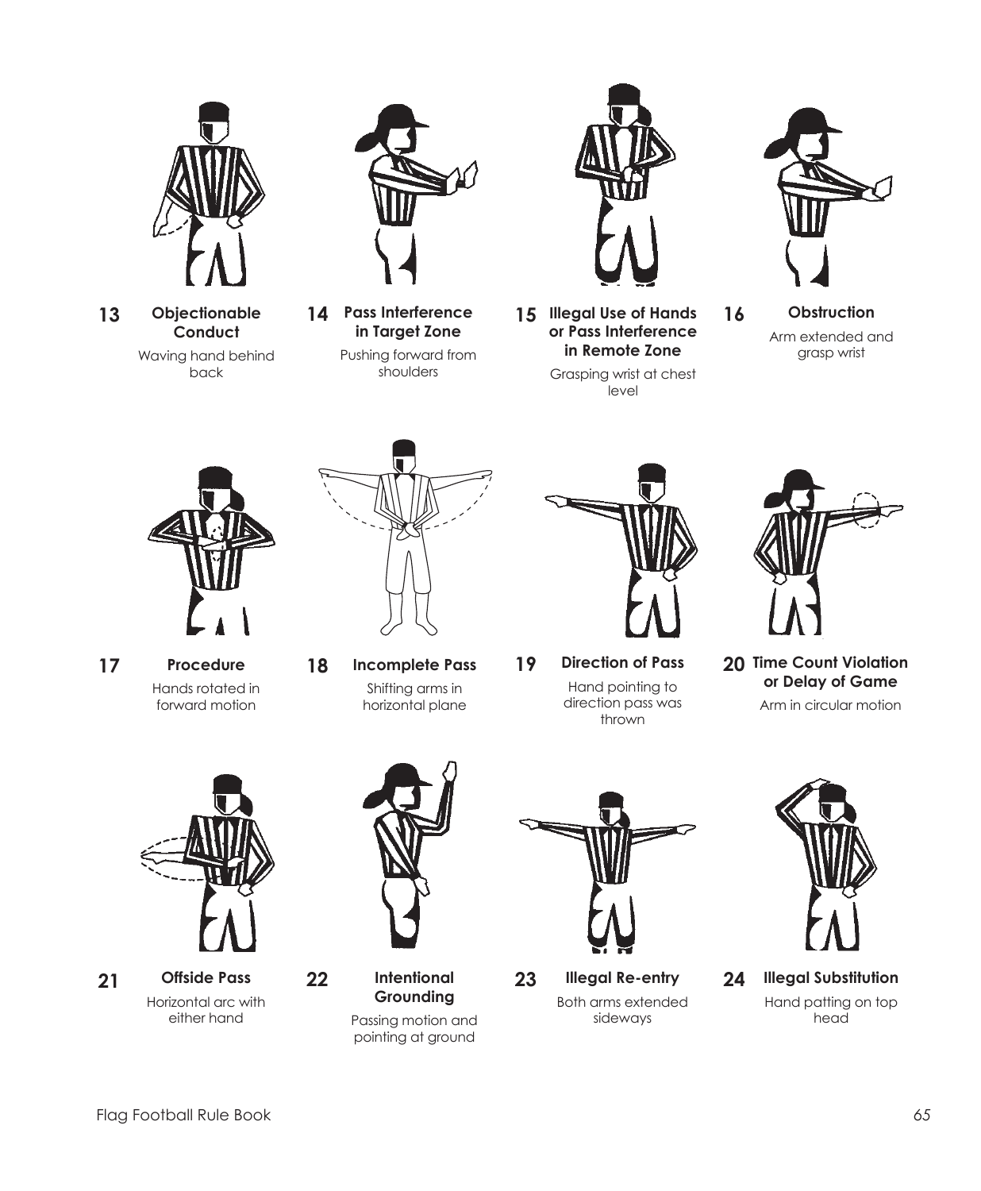**13** **Objectionable Conduct**
Waving hand behind back

**14** **Pass Interference in Target Zone**
Pushing forward from shoulders

**15** **Illegal Use of Hands or Pass Interference in Remote Zone**
Grasping wrist at chest level

**16** **Obstruction**
Arm extended and grasp wrist

**17** **Procedure**
Hands rotated in forward motion

**18** **Incomplete Pass**
Shifting arms in horizontal plane

**19** **Direction of Pass**
Hand pointing to direction pass was thrown

**20** **Time Count Violation or Delay of Game**
Arm in circular motion

**21** **Offside Pass**
Horizontal arc with either hand

**22** **Intentional Grounding**
Passing motion and pointing at ground

**23** **Illegal Re-entry**
Both arms extended sideways

**24** **Illegal Substitution**
Hand patting on top head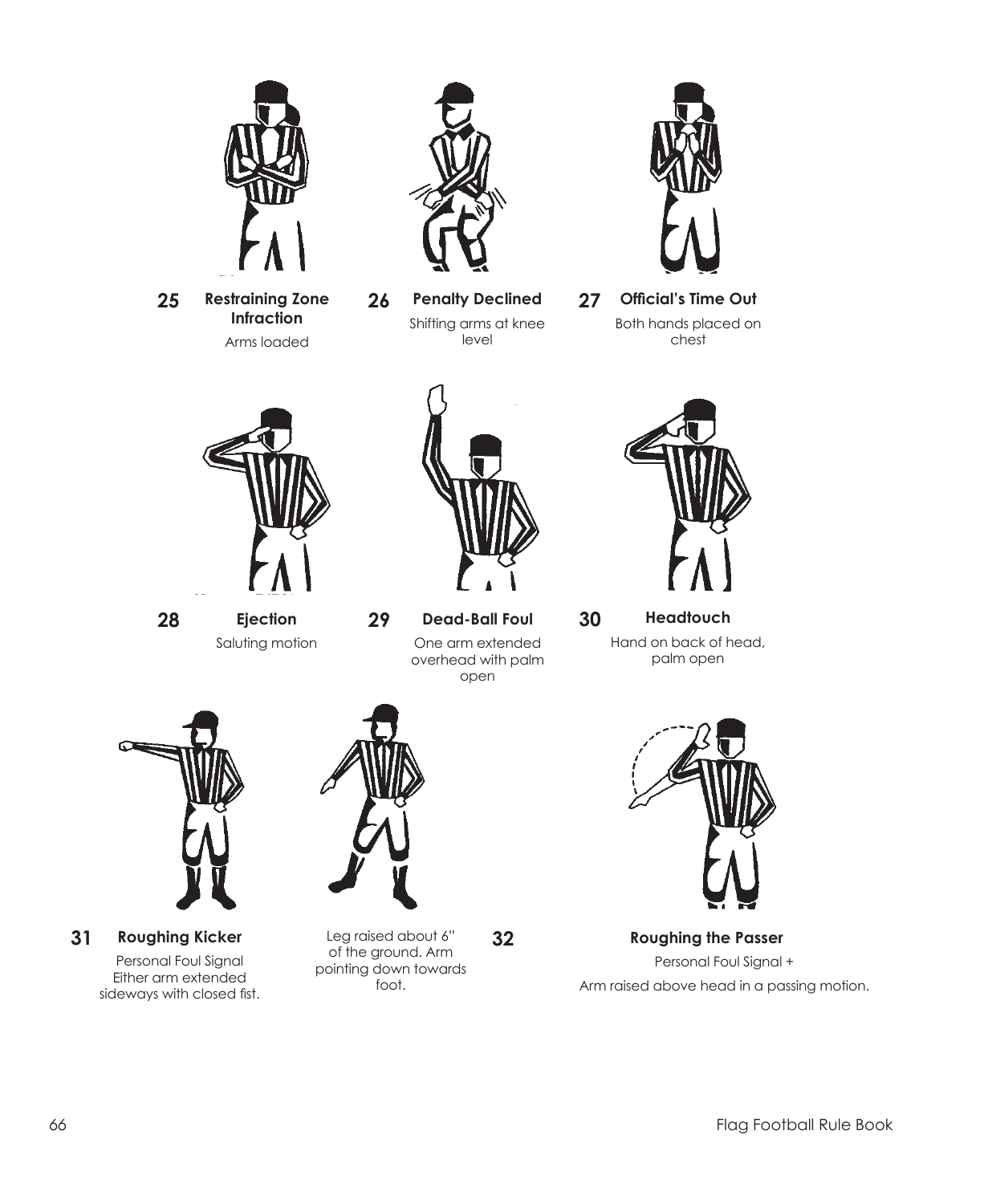**25 Restraining Zone Infraction**

Arms loaded

**26 Penalty Declined**

Shifting arms at knee level

**27 Official's Time Out**

Both hands placed on chest

**28 Ejection**

Saluting motion

**29 Dead-Ball Foul**

One arm extended overhead with palm open

**30 Headtouch**

Hand on back of head, palm open

**31 Roughing Kicker**

Personal Foul Signal
Either arm extended sideways with closed fist.

Leg raised about 6" of the ground. Arm pointing down towards foot.

**32 Roughing the Passer**

Personal Foul Signal +
Arm raised above head in a passing motion.